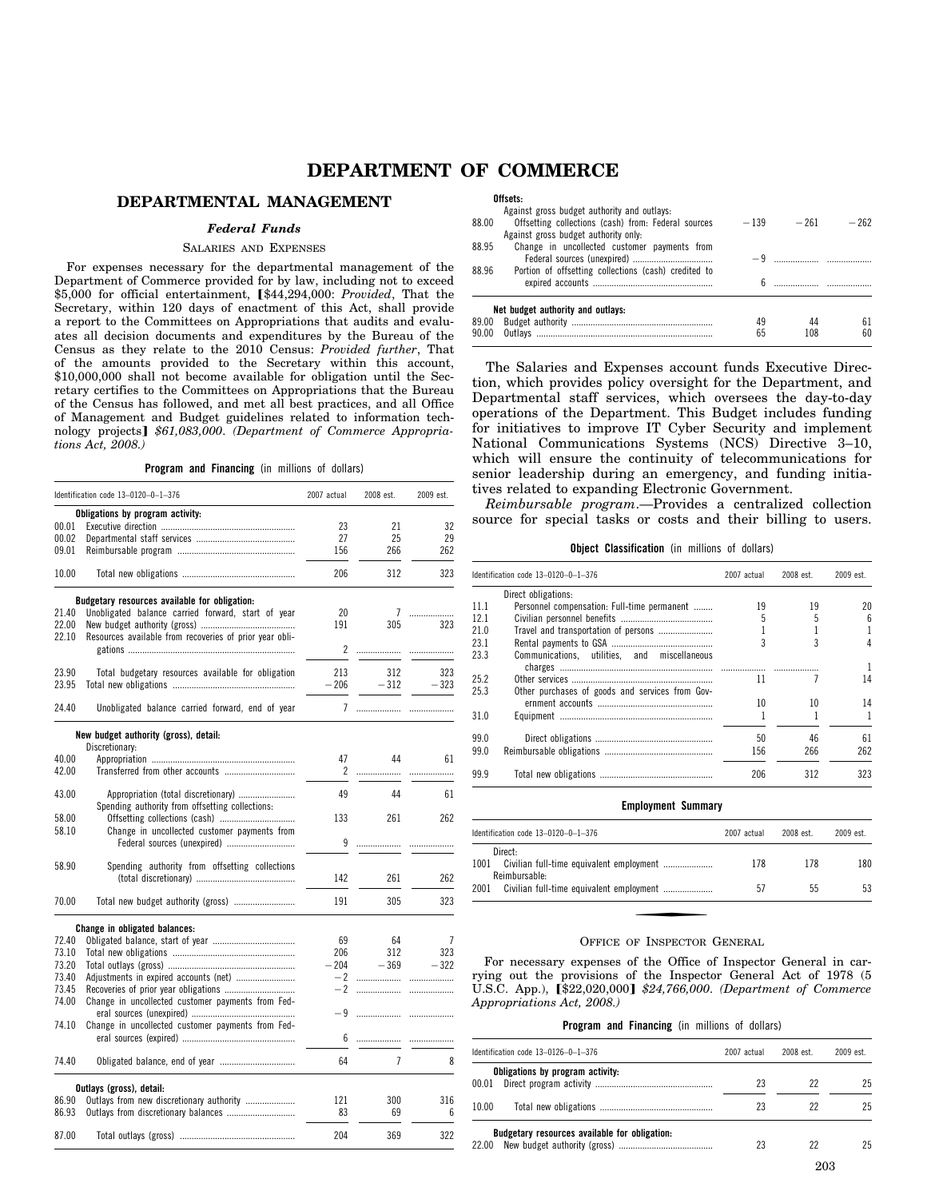# DEPARTMENT OF COMMERCE

## DEPARTMENTAL MANAGEMENT

### *Federal Funds*

#### Salaries and Expenses

For expenses necessary for the departmental management of the Department of Commerce provided for by law, including not to exceed $5,000 for official entertainment, [$44,294,000: *Provided*, That the Secretary, within 120 days of enactment of this Act, shall provide a report to the Committees on Appropriations that audits and evaluates all decision documents and expenditures by the Bureau of the Census as they relate to the 2010 Census: *Provided further*, That of the amounts provided to the Secretary within this account, $10,000,000 shall not become available for obligation until the Secretary certifies to the Committees on Appropriations that the Bureau of the Census has followed, and met all best practices, and all Office of Management and Budget guidelines related to information technology projects] *$61,083,000*. *(Department of Commerce Appropriations Act, 2008.)*

**Program and Financing** (in millions of dollars)

| Identification code 13–0120–0–1–376 | | 2007 actual | 2008 est. | 2009 est. |
|---|---|---|---|---|
| | **Obligations by program activity:** | | | |
| 00.01 | Executive direction | 23 | 21 | 32 |
| 00.02 | Departmental staff services | 27 | 25 | 29 |
| 09.01 | Reimbursable program | 156 | 266 | 262 |
| 10.00 | Total new obligations | 206 | 312 | 323 |
| | **Budgetary resources available for obligation:** | | | |
| 21.40 | Unobligated balance carried forward, start of year | 20 | 7 | |
| 22.00 | New budget authority (gross) | 191 | 305 | 323 |
| 22.10 | Resources available from recoveries of prior year obligations | 2 | | |
| 23.90 | Total budgetary resources available for obligation | 213 | 312 | 323 |
| 23.95 | Total new obligations | −206 | −312 | −323 |
| 24.40 | Unobligated balance carried forward, end of year | 7 | | |
| | **New budget authority (gross), detail:** | | | |
| | Discretionary: | | | |
| 40.00 | Appropriation | 47 | 44 | 61 |
| 42.00 | Transferred from other accounts | 2 | | |
| 43.00 | Appropriation (total discretionary) | 49 | 44 | 61 |
| | Spending authority from offsetting collections: | | | |
| 58.00 | Offsetting collections (cash) | 133 | 261 | 262 |
| 58.10 | Change in uncollected customer payments from Federal sources (unexpired) | 9 | | |
| 58.90 | Spending authority from offsetting collections (total discretionary) | 142 | 261 | 262 |
| 70.00 | Total new budget authority (gross) | 191 | 305 | 323 |
| | **Change in obligated balances:** | | | |
| 72.40 | Obligated balance, start of year | 69 | 64 | 7 |
| 73.10 | Total new obligations | 206 | 312 | 323 |
| 73.20 | Total outlays (gross) | −204 | −369 | −322 |
| 73.40 | Adjustments in expired accounts (net) | −2 | | |
| 73.45 | Recoveries of prior year obligations | −2 | | |
| 74.00 | Change in uncollected customer payments from Federal sources (unexpired) | −9 | | |
| 74.10 | Change in uncollected customer payments from Federal sources (expired) | 6 | | |
| 74.40 | Obligated balance, end of year | 64 | 7 | 8 |
| | **Outlays (gross), detail:** | | | |
| 86.90 | Outlays from new discretionary authority | 121 | 300 | 316 |
| 86.93 | Outlays from discretionary balances | 83 | 69 | 6 |
| 87.00 | Total outlays (gross) | 204 | 369 | 322 |
| | **Offsets:** | | | |
| | Against gross budget authority and outlays: | | | |
| 88.00 | Offsetting collections (cash) from: Federal sources | −139 | −261 | −262 |
| | Against gross budget authority only: | | | |
| 88.95 | Change in uncollected customer payments from Federal sources (unexpired) | −9 | | |
| 88.96 | Portion of offsetting collections (cash) credited to expired accounts | 6 | | |
| | **Net budget authority and outlays:** | | | |
| 89.00 | Budget authority | 49 | 44 | 61 |
| 90.00 | Outlays | 65 | 108 | 60 |

The Salaries and Expenses account funds Executive Direction, which provides policy oversight for the Department, and Departmental staff services, which oversees the day-to-day operations of the Department. This Budget includes funding for initiatives to improve IT Cyber Security and implement National Communications Systems (NCS) Directive 3–10, which will ensure the continuity of telecommunications for senior leadership during an emergency, and funding initiatives related to expanding Electronic Government.

*Reimbursable program*.—Provides a centralized collection source for special tasks or costs and their billing to users.

**Object Classification** (in millions of dollars)

| Identification code 13–0120–0–1–376 | | 2007 actual | 2008 est. | 2009 est. |
|---|---|---|---|---|
| | Direct obligations: | | | |
| 11.1 | Personnel compensation: Full-time permanent | 19 | 19 | 20 |
| 12.1 | Civilian personnel benefits | 5 | 5 | 6 |
| 21.0 | Travel and transportation of persons | 1 | 1 | 1 |
| 23.1 | Rental payments to GSA | 3 | 3 | 4 |
| 23.3 | Communications, utilities, and miscellaneous charges | | | 1 |
| 25.2 | Other services | 11 | 7 | 14 |
| 25.3 | Other purchases of goods and services from Government accounts | 10 | 10 | 14 |
| 31.0 | Equipment | 1 | 1 | 1 |
| 99.0 | Direct obligations | 50 | 46 | 61 |
| 99.0 | Reimbursable obligations | 156 | 266 | 262 |
| 99.9 | Total new obligations | 206 | 312 | 323 |

**Employment Summary**

| Identification code 13–0120–0–1–376 | | 2007 actual | 2008 est. | 2009 est. |
|---|---|---|---|---|
| | Direct: | | | |
| 1001 | Civilian full-time equivalent employment | 178 | 178 | 180 |
| | Reimbursable: | | | |
| 2001 | Civilian full-time equivalent employment | 57 | 55 | 53 |

#### Office of Inspector General

For necessary expenses of the Office of Inspector General in carrying out the provisions of the Inspector General Act of 1978 (5 U.S.C. App.), [$22,020,000] *$24,766,000*. *(Department of Commerce Appropriations Act, 2008.)*

**Program and Financing** (in millions of dollars)

| Identification code 13–0126–0–1–376 | | 2007 actual | 2008 est. | 2009 est. |
|---|---|---|---|---|
| | **Obligations by program activity:** | | | |
| 00.01 | Direct program activity | 23 | 22 | 25 |
| 10.00 | Total new obligations | 23 | 22 | 25 |
| | **Budgetary resources available for obligation:** | | | |
| 22.00 | New budget authority (gross) | 23 | 22 | 25 |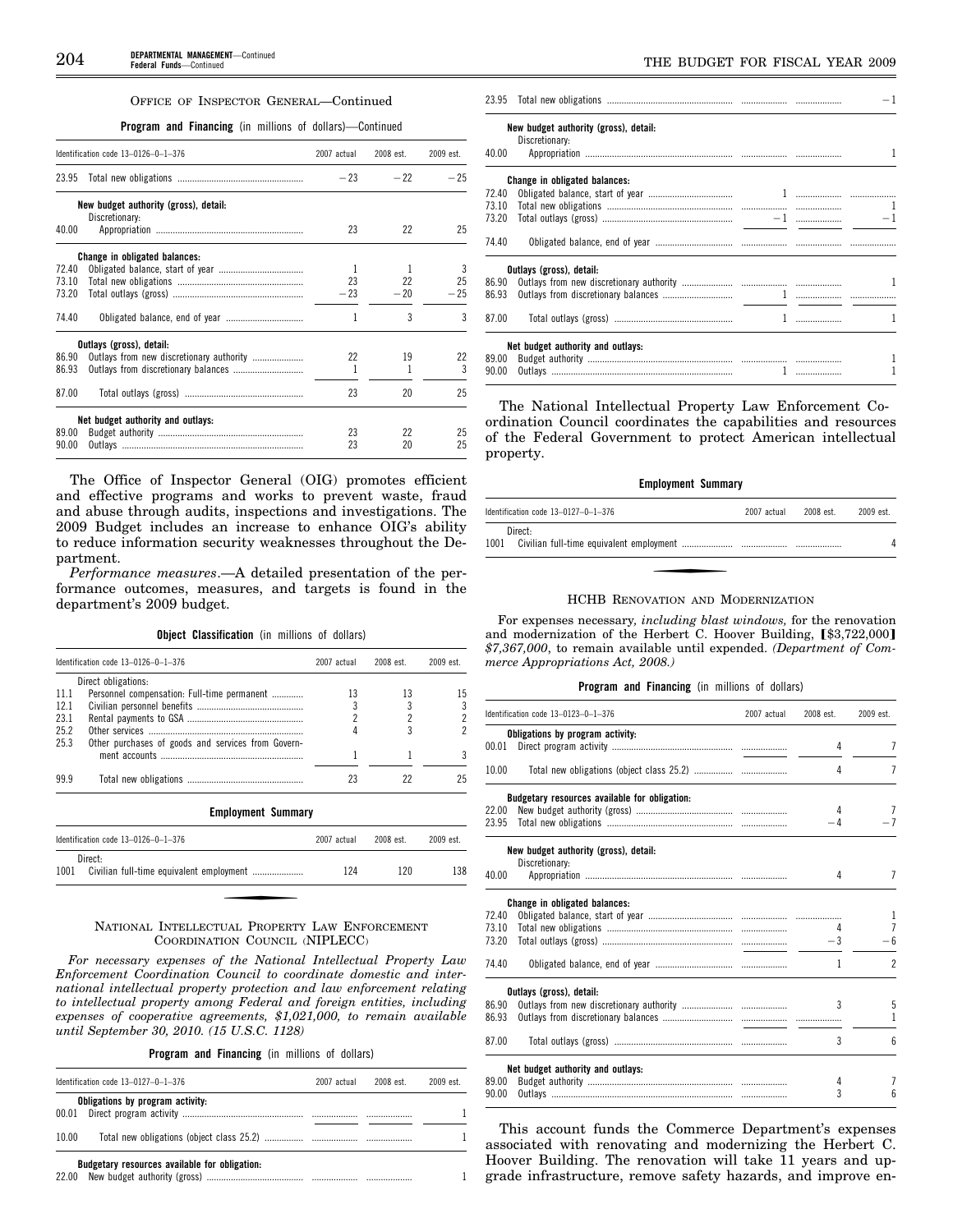### Office of Inspector General—Continued

**Program and Financing** (in millions of dollars)—Continued

| Identification code 13–0126–0–1–376 | | 2007 actual | 2008 est. | 2009 est. |
|---|---|---|---|---|
| 23.95 | Total new obligations | −23 | −22 | −25 |
| | **New budget authority (gross), detail:** | | | |
| | Discretionary: | | | |
| 40.00 | Appropriation | 23 | 22 | 25 |
| | **Change in obligated balances:** | | | |
| 72.40 | Obligated balance, start of year | 1 | 1 | 3 |
| 73.10 | Total new obligations | 23 | 22 | 25 |
| 73.20 | Total outlays (gross) | −23 | −20 | −25 |
| 74.40 | Obligated balance, end of year | 1 | 3 | 3 |
| | **Outlays (gross), detail:** | | | |
| 86.90 | Outlays from new discretionary authority | 22 | 19 | 22 |
| 86.93 | Outlays from discretionary balances | 1 | 1 | 3 |
| 87.00 | Total outlays (gross) | 23 | 20 | 25 |
| | **Net budget authority and outlays:** | | | |
| 89.00 | Budget authority | 23 | 22 | 25 |
| 90.00 | Outlays | 23 | 20 | 25 |

The Office of Inspector General (OIG) promotes efficient and effective programs and works to prevent waste, fraud and abuse through audits, inspections and investigations. The 2009 Budget includes an increase to enhance OIG's ability to reduce information security weaknesses throughout the Department.

*Performance measures*.—A detailed presentation of the performance outcomes, measures, and targets is found in the department's 2009 budget.

**Object Classification** (in millions of dollars)

| Identification code 13–0126–0–1–376 | | 2007 actual | 2008 est. | 2009 est. |
|---|---|---|---|---|
| | Direct obligations: | | | |
| 11.1 | Personnel compensation: Full-time permanent | 13 | 13 | 15 |
| 12.1 | Civilian personnel benefits | 3 | 3 | 3 |
| 23.1 | Rental payments to GSA | 2 | 2 | 2 |
| 25.2 | Other services | 4 | 3 | 2 |
| 25.3 | Other purchases of goods and services from Government accounts | 1 | 1 | 3 |
| 99.9 | Total new obligations | 23 | 22 | 25 |

**Employment Summary**

| Identification code 13–0126–0–1–376 | | 2007 actual | 2008 est. | 2009 est. |
|---|---|---|---|---|
| | Direct: | | | |
| 1001 | Civilian full-time equivalent employment | 124 | 120 | 138 |

### National Intellectual Property Law Enforcement Coordination Council (NIPLECC)

*For necessary expenses of the National Intellectual Property Law Enforcement Coordination Council to coordinate domestic and international intellectual property protection and law enforcement relating to intellectual property among Federal and foreign entities, including expenses of cooperative agreements, $1,021,000, to remain available until September 30, 2010. (15 U.S.C. 1128)*

**Program and Financing** (in millions of dollars)

| Identification code 13–0127–0–1–376 | | 2007 actual | 2008 est. | 2009 est. |
|---|---|---|---|---|
| | **Obligations by program activity:** | | | |
| 00.01 | Direct program activity | | | 1 |
| 10.00 | Total new obligations (object class 25.2) | | | 1 |
| | **Budgetary resources available for obligation:** | | | |
| 22.00 | New budget authority (gross) | | | 1 |
| 23.95 | Total new obligations | | | −1 |
| | **New budget authority (gross), detail:** | | | |
| | Discretionary: | | | |
| 40.00 | Appropriation | | | 1 |
| | **Change in obligated balances:** | | | |
| 72.40 | Obligated balance, start of year | 1 | | |
| 73.10 | Total new obligations | | | 1 |
| 73.20 | Total outlays (gross) | −1 | | −1 |
| 74.40 | Obligated balance, end of year | | | |
| | **Outlays (gross), detail:** | | | |
| 86.90 | Outlays from new discretionary authority | | | 1 |
| 86.93 | Outlays from discretionary balances | 1 | | |
| 87.00 | Total outlays (gross) | 1 | | 1 |
| | **Net budget authority and outlays:** | | | |
| 89.00 | Budget authority | | | 1 |
| 90.00 | Outlays | 1 | | 1 |

The National Intellectual Property Law Enforcement Coordination Council coordinates the capabilities and resources of the Federal Government to protect American intellectual property.

**Employment Summary**

| Identification code 13–0127–0–1–376 | | 2007 actual | 2008 est. | 2009 est. |
|---|---|---|---|---|
| | Direct: | | | |
| 1001 | Civilian full-time equivalent employment | | | 4 |

### HCHB Renovation and Modernization

For expenses necessary, *including blast windows,* for the renovation and modernization of the Herbert C. Hoover Building, [$3,722,000] *$7,367,000*, to remain available until expended. *(Department of Commerce Appropriations Act, 2008.)*

**Program and Financing** (in millions of dollars)

| Identification code 13–0123–0–1–376 | | 2007 actual | 2008 est. | 2009 est. |
|---|---|---|---|---|
| | **Obligations by program activity:** | | | |
| 00.01 | Direct program activity | | 4 | 7 |
| 10.00 | Total new obligations (object class 25.2) | | 4 | 7 |
| | **Budgetary resources available for obligation:** | | | |
| 22.00 | New budget authority (gross) | | 4 | 7 |
| 23.95 | Total new obligations | | −4 | −7 |
| | **New budget authority (gross), detail:** | | | |
| | Discretionary: | | | |
| 40.00 | Appropriation | | 4 | 7 |
| | **Change in obligated balances:** | | | |
| 72.40 | Obligated balance, start of year | | | 1 |
| 73.10 | Total new obligations | | 4 | 7 |
| 73.20 | Total outlays (gross) | | −3 | −6 |
| 74.40 | Obligated balance, end of year | | 1 | 2 |
| | **Outlays (gross), detail:** | | | |
| 86.90 | Outlays from new discretionary authority | | 3 | 5 |
| 86.93 | Outlays from discretionary balances | | | 1 |
| 87.00 | Total outlays (gross) | | 3 | 6 |
| | **Net budget authority and outlays:** | | | |
| 89.00 | Budget authority | | 4 | 7 |
| 90.00 | Outlays | | 3 | 6 |

This account funds the Commerce Department's expenses associated with renovating and modernizing the Herbert C. Hoover Building. The renovation will take 11 years and upgrade infrastructure, remove safety hazards, and improve en-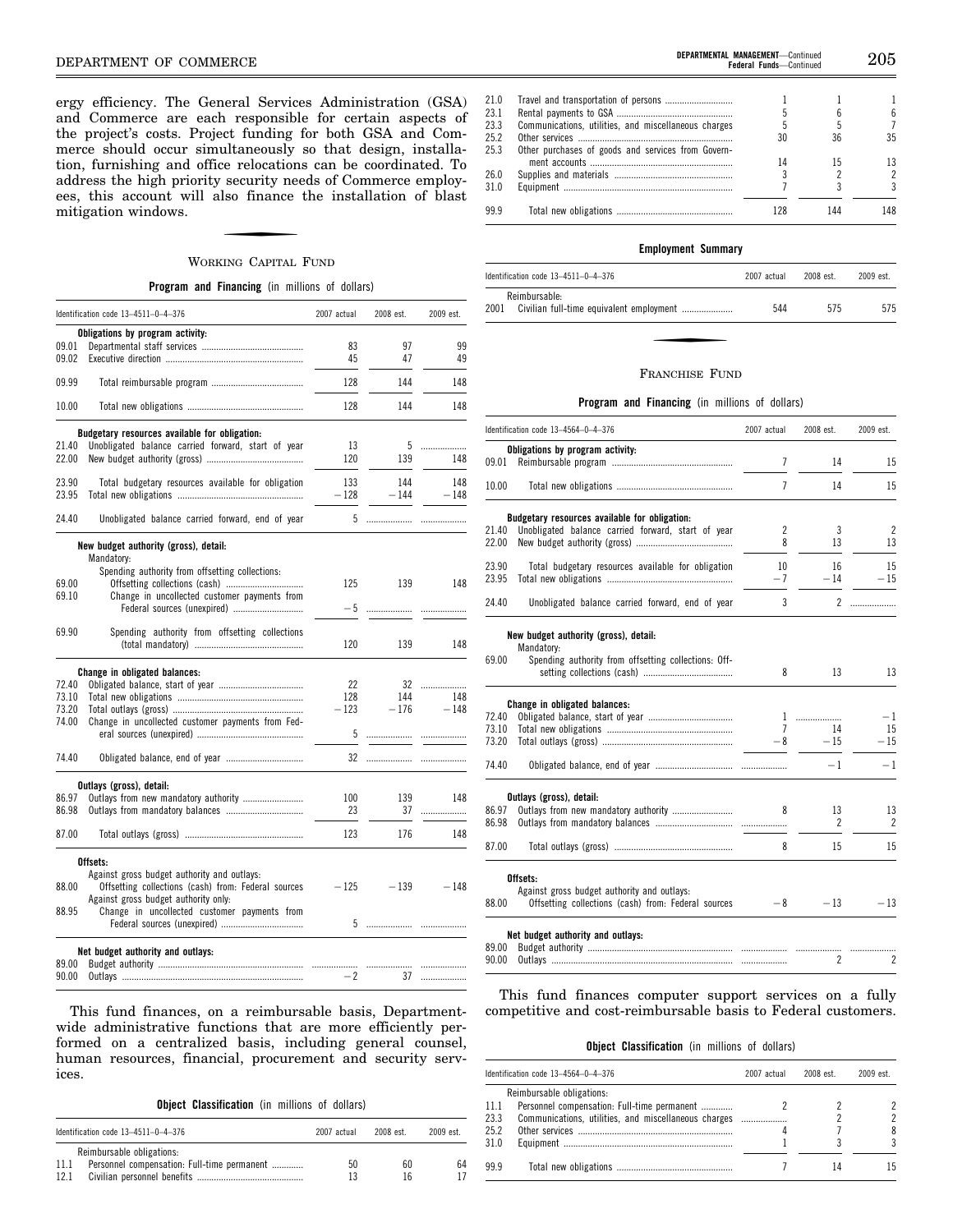ergy efficiency. The General Services Administration (GSA) and Commerce are each responsible for certain aspects of the project's costs. Project funding for both GSA and Commerce should occur simultaneously so that design, installation, furnishing and office relocations can be coordinated. To address the high priority security needs of Commerce employees, this account will also finance the installation of blast mitigation windows.

## WORKING CAPITAL FUND

**Program and Financing** (in millions of dollars)

| Identification code 13–4511–0–4–376 | | 2007 actual | 2008 est. | 2009 est. |
|---|---|---|---|---|
| | **Obligations by program activity:** | | | |
| 09.01 | Departmental staff services | 83 | 97 | 99 |
| 09.02 | Executive direction | 45 | 47 | 49 |
| 09.99 | Total reimbursable program | 128 | 144 | 148 |
| 10.00 | Total new obligations | 128 | 144 | 148 |
| | **Budgetary resources available for obligation:** | | | |
| 21.40 | Unobligated balance carried forward, start of year | 13 | 5 | |
| 22.00 | New budget authority (gross) | 120 | 139 | 148 |
| 23.90 | Total budgetary resources available for obligation | 133 | 144 | 148 |
| 23.95 | Total new obligations | −128 | −144 | −148 |
| 24.40 | Unobligated balance carried forward, end of year | 5 | | |
| | **New budget authority (gross), detail:** | | | |
| | Mandatory: | | | |
| | Spending authority from offsetting collections: | | | |
| 69.00 | Offsetting collections (cash) | 125 | 139 | 148 |
| 69.10 | Change in uncollected customer payments from Federal sources (unexpired) | −5 | | |
| 69.90 | Spending authority from offsetting collections (total mandatory) | 120 | 139 | 148 |
| | **Change in obligated balances:** | | | |
| 72.40 | Obligated balance, start of year | 22 | 32 | |
| 73.10 | Total new obligations | 128 | 144 | 148 |
| 73.20 | Total outlays (gross) | −123 | −176 | −148 |
| 74.00 | Change in uncollected customer payments from Federal sources (unexpired) | 5 | | |
| 74.40 | Obligated balance, end of year | 32 | | |
| | **Outlays (gross), detail:** | | | |
| 86.97 | Outlays from new mandatory authority | 100 | 139 | 148 |
| 86.98 | Outlays from mandatory balances | 23 | 37 | |
| 87.00 | Total outlays (gross) | 123 | 176 | 148 |
| | **Offsets:** | | | |
| | Against gross budget authority and outlays: | | | |
| 88.00 | Offsetting collections (cash) from: Federal sources | −125 | −139 | −148 |
| | Against gross budget authority only: | | | |
| 88.95 | Change in uncollected customer payments from Federal sources (unexpired) | 5 | | |
| | **Net budget authority and outlays:** | | | |
| 89.00 | Budget authority | | | |
| 90.00 | Outlays | −2 | 37 | |

This fund finances, on a reimbursable basis, Department-wide administrative functions that are more efficiently performed on a centralized basis, including general counsel, human resources, financial, procurement and security services.

**Object Classification** (in millions of dollars)

| Identification code 13–4511–0–4–376 | | 2007 actual | 2008 est. | 2009 est. |
|---|---|---|---|---|
| | Reimbursable obligations: | | | |
| 11.1 | Personnel compensation: Full-time permanent | 50 | 60 | 64 |
| 12.1 | Civilian personnel benefits | 13 | 16 | 17 |
| 21.0 | Travel and transportation of persons | 1 | 1 | 1 |
| 23.1 | Rental payments to GSA | 5 | 6 | 6 |
| 23.3 | Communications, utilities, and miscellaneous charges | 5 | 5 | 7 |
| 25.2 | Other services | 30 | 36 | 35 |
| 25.3 | Other purchases of goods and services from Government accounts | 14 | 15 | 13 |
| 26.0 | Supplies and materials | 3 | 2 | 2 |
| 31.0 | Equipment | 7 | 3 | 3 |
| 99.9 | Total new obligations | 128 | 144 | 148 |

**Employment Summary**

| Identification code 13–4511–0–4–376 | | 2007 actual | 2008 est. | 2009 est. |
|---|---|---|---|---|
| | Reimbursable: | | | |
| 2001 | Civilian full-time equivalent employment | 544 | 575 | 575 |

## FRANCHISE FUND

**Program and Financing** (in millions of dollars)

| Identification code 13–4564–0–4–376 | | 2007 actual | 2008 est. | 2009 est. |
|---|---|---|---|---|
| | **Obligations by program activity:** | | | |
| 09.01 | Reimbursable program | 7 | 14 | 15 |
| 10.00 | Total new obligations | 7 | 14 | 15 |
| | **Budgetary resources available for obligation:** | | | |
| 21.40 | Unobligated balance carried forward, start of year | 2 | 3 | 2 |
| 22.00 | New budget authority (gross) | 8 | 13 | 13 |
| 23.90 | Total budgetary resources available for obligation | 10 | 16 | 15 |
| 23.95 | Total new obligations | −7 | −14 | −15 |
| 24.40 | Unobligated balance carried forward, end of year | 3 | 2 | |
| | **New budget authority (gross), detail:** | | | |
| | Mandatory: | | | |
| 69.00 | Spending authority from offsetting collections: Offsetting collections (cash) | 8 | 13 | 13 |
| | **Change in obligated balances:** | | | |
| 72.40 | Obligated balance, start of year | 1 | | −1 |
| 73.10 | Total new obligations | 7 | 14 | 15 |
| 73.20 | Total outlays (gross) | −8 | −15 | −15 |
| 74.40 | Obligated balance, end of year | | −1 | −1 |
| | **Outlays (gross), detail:** | | | |
| 86.97 | Outlays from new mandatory authority | 8 | 13 | 13 |
| 86.98 | Outlays from mandatory balances | | 2 | 2 |
| 87.00 | Total outlays (gross) | 8 | 15 | 15 |
| | **Offsets:** | | | |
| | Against gross budget authority and outlays: | | | |
| 88.00 | Offsetting collections (cash) from: Federal sources | −8 | −13 | −13 |
| | **Net budget authority and outlays:** | | | |
| 89.00 | Budget authority | | | |
| 90.00 | Outlays | | 2 | 2 |

This fund finances computer support services on a fully competitive and cost-reimbursable basis to Federal customers.

**Object Classification** (in millions of dollars)

| Identification code 13–4564–0–4–376 | | 2007 actual | 2008 est. | 2009 est. |
|---|---|---|---|---|
| | Reimbursable obligations: | | | |
| 11.1 | Personnel compensation: Full-time permanent | 2 | 2 | 2 |
| 23.3 | Communications, utilities, and miscellaneous charges | | 2 | 2 |
| 25.2 | Other services | 4 | 7 | 8 |
| 31.0 | Equipment | 1 | 3 | 3 |
| 99.9 | Total new obligations | 7 | 14 | 15 |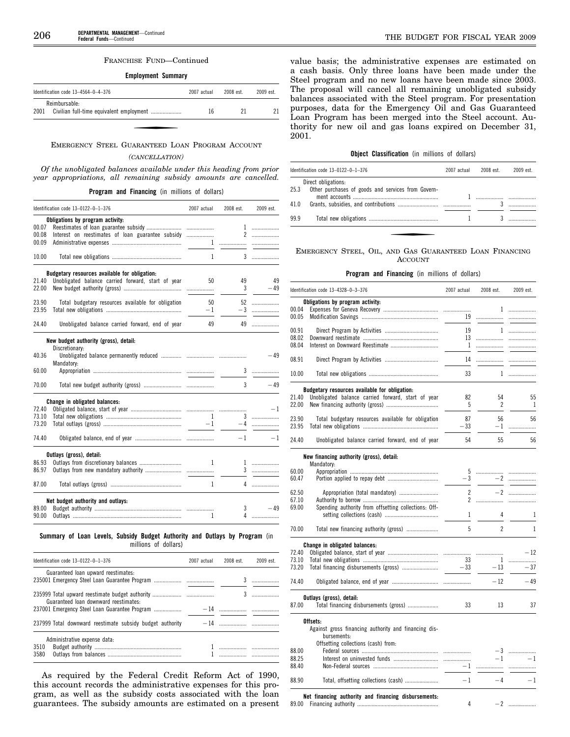FRANCHISE FUND—Continued

**Employment Summary**

| Identification code 13–4564–0–4–376 | 2007 actual | 2008 est. | 2009 est. |
|---|---|---|---|
| Reimbursable: | | | |
| 2001 Civilian full-time equivalent employment | 16 | 21 | 21 |

---

EMERGENCY STEEL GUARANTEED LOAN PROGRAM ACCOUNT

*(CANCELLATION)*

*Of the unobligated balances available under this heading from prior year appropriations, all remaining subsidy amounts are cancelled.*

**Program and Financing** (in millions of dollars)

| Identification code 13–0122–0–1–376 | 2007 actual | 2008 est. | 2009 est. |
|---|---|---|---|
| **Obligations by program activity:** | | | |
| 00.07 Reestimates of loan guarantee subsidy | | 1 | |
| 00.08 Interest on reestimates of loan guarantee subsidy | | 2 | |
| 00.09 Administrative expenses | 1 | | |
| 10.00 Total new obligations | 1 | 3 | |
| **Budgetary resources available for obligation:** | | | |
| 21.40 Unobligated balance carried forward, start of year | 50 | 49 | 49 |
| 22.00 New budget authority (gross) | | 3 | −49 |
| 23.90 Total budgetary resources available for obligation | 50 | 52 | |
| 23.95 Total new obligations | −1 | −3 | |
| 24.40 Unobligated balance carried forward, end of year | 49 | 49 | |
| **New budget authority (gross), detail:** | | | |
| Discretionary: | | | |
| 40.36 Unobligated balance permanently reduced | | | −49 |
| Mandatory: | | | |
| 60.00 Appropriation | | 3 | |
| 70.00 Total new budget authority (gross) | | 3 | −49 |
| **Change in obligated balances:** | | | |
| 72.40 Obligated balance, start of year | | | −1 |
| 73.10 Total new obligations | 1 | 3 | |
| 73.20 Total outlays (gross) | −1 | −4 | |
| 74.40 Obligated balance, end of year | | −1 | −1 |
| **Outlays (gross), detail:** | | | |
| 86.93 Outlays from discretionary balances | 1 | 1 | |
| 86.97 Outlays from new mandatory authority | | 3 | |
| 87.00 Total outlays (gross) | 1 | 4 | |
| **Net budget authority and outlays:** | | | |
| 89.00 Budget authority | | 3 | −49 |
| 90.00 Outlays | 1 | 4 | |

**Summary of Loan Levels, Subsidy Budget Authority and Outlays by Program** (in millions of dollars)

| Identification code 13–0122–0–1–376 | 2007 actual | 2008 est. | 2009 est. |
|---|---|---|---|
| Guaranteed loan upward reestimates: | | | |
| 235001 Emergency Steel Loan Guarantee Program | | 3 | |
| 235999 Total upward reestimate budget authority | | 3 | |
| Guaranteed loan downward reestimates: | | | |
| 237001 Emergency Steel Loan Guarantee Program | −14 | | |
| 237999 Total downward reestimate subsidy budget authority | −14 | | |
| Administrative expense data: | | | |
| 3510 Budget authority | 1 | | |
| 3580 Outlays from balances | 1 | | |

As required by the Federal Credit Reform Act of 1990, this account records the administrative expenses for this program, as well as the subsidy costs associated with the loan guarantees. The subsidy amounts are estimated on a present value basis; the administrative expenses are estimated on a cash basis. Only three loans have been made under the Steel program and no new loans have been made since 2003. The proposal will cancel all remaining unobligated subsidy balances associated with the Steel program. For presentation purposes, data for the Emergency Oil and Gas Guaranteed Loan Program has been merged into the Steel account. Authority for new oil and gas loans expired on December 31, 2001.

**Object Classification** (in millions of dollars)

| Identification code 13–0122–0–1–376 | 2007 actual | 2008 est. | 2009 est. |
|---|---|---|---|
| Direct obligations: | | | |
| 25.3 Other purchases of goods and services from Government accounts | 1 | | |
| 41.0 Grants, subsidies, and contributions | | 3 | |
| 99.9 Total new obligations | 1 | 3 | |

---

EMERGENCY STEEL, OIL, AND GAS GUARANTEED LOAN FINANCING ACCOUNT

**Program and Financing** (in millions of dollars)

| Identification code 13–4328–0–3–376 | 2007 actual | 2008 est. | 2009 est. |
|---|---|---|---|
| **Obligations by program activity:** | | | |
| 00.04 Expenses for Geneva Recovery | | 1 | |
| 00.05 Modification Savings | 19 | | |
| 00.91 Direct Program by Activities | 19 | 1 | |
| 08.02 Downward reestimate | 13 | | |
| 08.04 Interest on Downward Reestimate | 1 | | |
| 08.91 Direct Program by Activities | 14 | | |
| 10.00 Total new obligations | 33 | 1 | |
| **Budgetary resources available for obligation:** | | | |
| 21.40 Unobligated balance carried forward, start of year | 82 | 54 | 55 |
| 22.00 New financing authority (gross) | 5 | 2 | 1 |
| 23.90 Total budgetary resources available for obligation | 87 | 56 | 56 |
| 23.95 Total new obligations | −33 | −1 | |
| 24.40 Unobligated balance carried forward, end of year | 54 | 55 | 56 |
| **New financing authority (gross), detail:** | | | |
| Mandatory: | | | |
| 60.00 Appropriation | 5 | | |
| 60.47 Portion applied to repay debt | −3 | −2 | |
| 62.50 Appropriation (total mandatory) | 2 | −2 | |
| 67.10 Authority to borrow | 2 | | |
| 69.00 Spending authority from offsetting collections: Offsetting collections (cash) | 1 | 4 | 1 |
| 70.00 Total new financing authority (gross) | 5 | 2 | 1 |
| **Change in obligated balances:** | | | |
| 72.40 Obligated balance, start of year | | | −12 |
| 73.10 Total new obligations | 33 | 1 | |
| 73.20 Total financing disbursements (gross) | −33 | −13 | −37 |
| 74.40 Obligated balance, end of year | | −12 | −49 |
| **Outlays (gross), detail:** | | | |
| 87.00 Total financing disbursements (gross) | 33 | 13 | 37 |
| **Offsets:** | | | |
| Against gross financing authority and financing disbursements: | | | |
| Offsetting collections (cash) from: | | | |
| 88.00 Federal sources | | −3 | |
| 88.25 Interest on uninvested funds | | −1 | −1 |
| 88.40 Non-Federal sources | −1 | | |
| 88.90 Total, offsetting collections (cash) | −1 | −4 | −1 |
| **Net financing authority and financing disbursements:** | | | |
| 89.00 Financing authority | 4 | −2 | |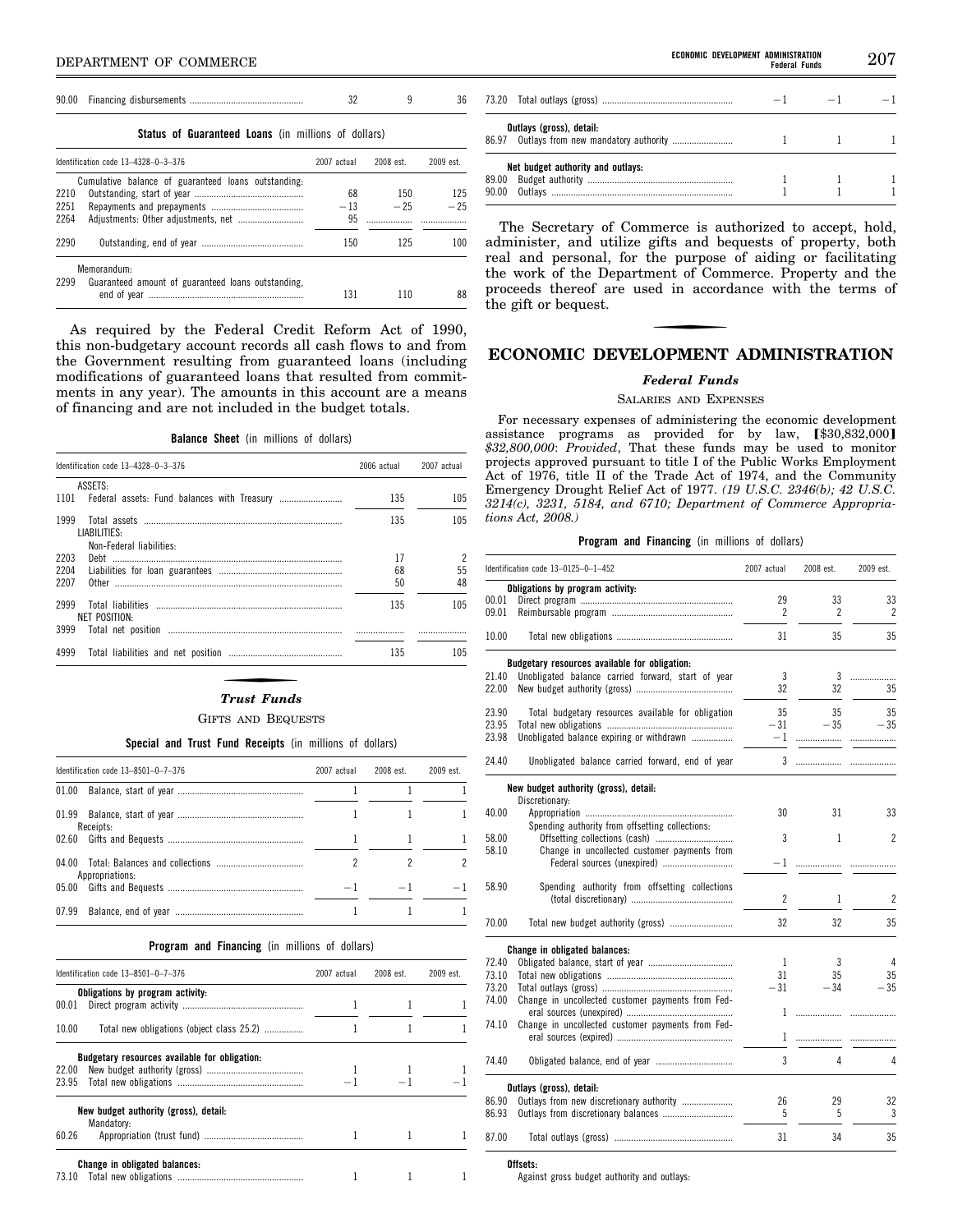| | | | | |
|---|---|---|---|---|
| 90.00 | Financing disbursements | 32 | 9 | 36 |

**Status of Guaranteed Loans** (in millions of dollars)

| Identification code 13–4328–0–3–376 | | 2007 actual | 2008 est. | 2009 est. |
|---|---|---|---|---|
| | Cumulative balance of guaranteed loans outstanding: | | | |
| 2210 | Outstanding, start of year | 68 | 150 | 125 |
| 2251 | Repayments and prepayments | −13 | −25 | −25 |
| 2264 | Adjustments: Other adjustments, net | 95 | | |
| 2290 | Outstanding, end of year | 150 | 125 | 100 |
| | Memorandum: | | | |
| 2299 | Guaranteed amount of guaranteed loans outstanding, end of year | 131 | 110 | 88 |

As required by the Federal Credit Reform Act of 1990, this non-budgetary account records all cash flows to and from the Government resulting from guaranteed loans (including modifications of guaranteed loans that resulted from commitments in any year). The amounts in this account are a means of financing and are not included in the budget totals.

**Balance Sheet** (in millions of dollars)

| Identification code 13–4328–0–3–376 | | 2006 actual | 2007 actual |
|---|---|---|---|
| | ASSETS: | | |
| 1101 | Federal assets: Fund balances with Treasury | 135 | 105 |
| 1999 | Total assets | 135 | 105 |
| | LIABILITIES: | | |
| | Non-Federal liabilities: | | |
| 2203 | Debt | 17 | 2 |
| 2204 | Liabilities for loan guarantees | 68 | 55 |
| 2207 | Other | 50 | 48 |
| 2999 | Total liabilities | 135 | 105 |
| | NET POSITION: | | |
| 3999 | Total net position | | |
| 4999 | Total liabilities and net position | 135 | 105 |

## *Trust Funds*

### Gifts and Bequests

**Special and Trust Fund Receipts** (in millions of dollars)

| Identification code 13–8501–0–7–376 | | 2007 actual | 2008 est. | 2009 est. |
|---|---|---|---|---|
| 01.00 | Balance, start of year | 1 | 1 | 1 |
| 01.99 | Balance, start of year | 1 | 1 | 1 |
| | Receipts: | | | |
| 02.60 | Gifts and Bequests | 1 | 1 | 1 |
| 04.00 | Total: Balances and collections | 2 | 2 | 2 |
| | Appropriations: | | | |
| 05.00 | Gifts and Bequests | −1 | −1 | −1 |
| 07.99 | Balance, end of year | 1 | 1 | 1 |

**Program and Financing** (in millions of dollars)

| Identification code 13–8501–0–7–376 | | 2007 actual | 2008 est. | 2009 est. |
|---|---|---|---|---|
| | **Obligations by program activity:** | | | |
| 00.01 | Direct program activity | 1 | 1 | 1 |
| 10.00 | Total new obligations (object class 25.2) | 1 | 1 | 1 |
| | **Budgetary resources available for obligation:** | | | |
| 22.00 | New budget authority (gross) | 1 | 1 | 1 |
| 23.95 | Total new obligations | −1 | −1 | −1 |
| | **New budget authority (gross), detail:** | | | |
| | Mandatory: | | | |
| 60.26 | Appropriation (trust fund) | 1 | 1 | 1 |
| | **Change in obligated balances:** | | | |
| 73.10 | Total new obligations | 1 | 1 | 1 |
| 73.20 | Total outlays (gross) | −1 | −1 | −1 |
| | **Outlays (gross), detail:** | | | |
| 86.97 | Outlays from new mandatory authority | 1 | 1 | 1 |
| | **Net budget authority and outlays:** | | | |
| 89.00 | Budget authority | 1 | 1 | 1 |
| 90.00 | Outlays | 1 | 1 | 1 |

The Secretary of Commerce is authorized to accept, hold, administer, and utilize gifts and bequests of property, both real and personal, for the purpose of aiding or facilitating the work of the Department of Commerce. Property and the proceeds thereof are used in accordance with the terms of the gift or bequest.

# ECONOMIC DEVELOPMENT ADMINISTRATION

## *Federal Funds*

### Salaries and Expenses

For necessary expenses of administering the economic development assistance programs as provided for by law, [$30,832,000] *$32,800,000*: *Provided*, That these funds may be used to monitor projects approved pursuant to title I of the Public Works Employment Act of 1976, title II of the Trade Act of 1974, and the Community Emergency Drought Relief Act of 1977. *(19 U.S.C. 2346(b); 42 U.S.C. 3214(c), 3231, 5184, and 6710; Department of Commerce Appropriations Act, 2008.)*

**Program and Financing** (in millions of dollars)

| Identification code 13–0125–0–1–452 | | 2007 actual | 2008 est. | 2009 est. |
|---|---|---|---|---|
| | **Obligations by program activity:** | | | |
| 00.01 | Direct program | 29 | 33 | 33 |
| 09.01 | Reimbursable program | 2 | 2 | 2 |
| 10.00 | Total new obligations | 31 | 35 | 35 |
| | **Budgetary resources available for obligation:** | | | |
| 21.40 | Unobligated balance carried forward, start of year | 3 | 3 | |
| 22.00 | New budget authority (gross) | 32 | 32 | 35 |
| 23.90 | Total budgetary resources available for obligation | 35 | 35 | 35 |
| 23.95 | Total new obligations | −31 | −35 | −35 |
| 23.98 | Unobligated balance expiring or withdrawn | −1 | | |
| 24.40 | Unobligated balance carried forward, end of year | 3 | | |
| | **New budget authority (gross), detail:** | | | |
| | Discretionary: | | | |
| 40.00 | Appropriation | 30 | 31 | 33 |
| | Spending authority from offsetting collections: | | | |
| 58.00 | Offsetting collections (cash) | 3 | 1 | 2 |
| 58.10 | Change in uncollected customer payments from Federal sources (unexpired) | −1 | | |
| 58.90 | Spending authority from offsetting collections (total discretionary) | 2 | 1 | 2 |
| 70.00 | Total new budget authority (gross) | 32 | 32 | 35 |
| | **Change in obligated balances:** | | | |
| 72.40 | Obligated balance, start of year | 1 | 3 | 4 |
| 73.10 | Total new obligations | 31 | 35 | 35 |
| 73.20 | Total outlays (gross) | −31 | −34 | −35 |
| 74.00 | Change in uncollected customer payments from Federal sources (unexpired) | 1 | | |
| 74.10 | Change in uncollected customer payments from Federal sources (expired) | 1 | | |
| 74.40 | Obligated balance, end of year | 3 | 4 | 4 |
| | **Outlays (gross), detail:** | | | |
| 86.90 | Outlays from new discretionary authority | 26 | 29 | 32 |
| 86.93 | Outlays from discretionary balances | 5 | 5 | 3 |
| 87.00 | Total outlays (gross) | 31 | 34 | 35 |
| | **Offsets:** | | | |
| | Against gross budget authority and outlays: | | | |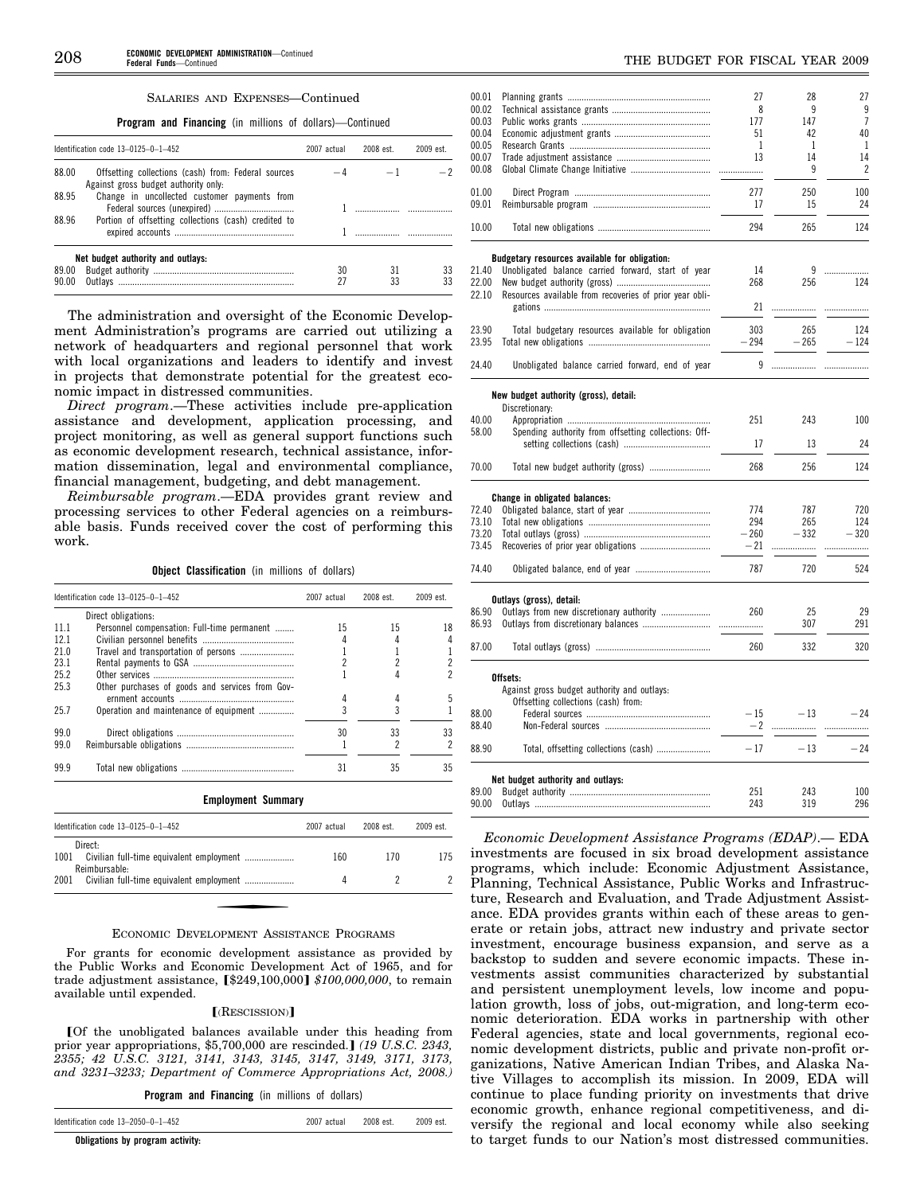SALARIES AND EXPENSES—Continued

**Program and Financing** (in millions of dollars)—Continued

| Identification code 13–0125–0–1–452 | | 2007 actual | 2008 est. | 2009 est. |
|---|---|---|---|---|
| 88.00 | Offsetting collections (cash) from: Federal sources | –4 | –1 | –2 |
| | Against gross budget authority only: | | | |
| 88.95 | Change in uncollected customer payments from Federal sources (unexpired) | 1 | | |
| 88.96 | Portion of offsetting collections (cash) credited to expired accounts | 1 | | |
| | **Net budget authority and outlays:** | | | |
| 89.00 | Budget authority | 30 | 31 | 33 |
| 90.00 | Outlays | 27 | 33 | 33 |

The administration and oversight of the Economic Development Administration's programs are carried out utilizing a network of headquarters and regional personnel that work with local organizations and leaders to identify and invest in projects that demonstrate potential for the greatest economic impact in distressed communities.

*Direct program.*—These activities include pre-application assistance and development, application processing, and project monitoring, as well as general support functions such as economic development research, technical assistance, information dissemination, legal and environmental compliance, financial management, budgeting, and debt management.

*Reimbursable program.*—EDA provides grant review and processing services to other Federal agencies on a reimbursable basis. Funds received cover the cost of performing this work.

**Object Classification** (in millions of dollars)

| Identification code 13–0125–0–1–452 | | 2007 actual | 2008 est. | 2009 est. |
|---|---|---|---|---|
| | Direct obligations: | | | |
| 11.1 | Personnel compensation: Full-time permanent | 15 | 15 | 18 |
| 12.1 | Civilian personnel benefits | 4 | 4 | 4 |
| 21.0 | Travel and transportation of persons | 1 | 1 | 1 |
| 23.1 | Rental payments to GSA | 2 | 2 | 2 |
| 25.2 | Other services | 1 | 4 | 2 |
| 25.3 | Other purchases of goods and services from Government accounts | 4 | 4 | 5 |
| 25.7 | Operation and maintenance of equipment | 3 | 3 | 1 |
| 99.0 | Direct obligations | 30 | 33 | 33 |
| 99.0 | Reimbursable obligations | 1 | 2 | 2 |
| 99.9 | Total new obligations | 31 | 35 | 35 |

**Employment Summary**

| Identification code 13–0125–0–1–452 | | 2007 actual | 2008 est. | 2009 est. |
|---|---|---|---|---|
| | Direct: | | | |
| 1001 | Civilian full-time equivalent employment | 160 | 170 | 175 |
| | Reimbursable: | | | |
| 2001 | Civilian full-time equivalent employment | 4 | 2 | 2 |

ECONOMIC DEVELOPMENT ASSISTANCE PROGRAMS

For grants for economic development assistance as provided by the Public Works and Economic Development Act of 1965, and for trade adjustment assistance, [$249,100,000] *$100,000,000*, to remain available until expended.

[(RESCISSION)]

[Of the unobligated balances available under this heading from prior year appropriations, $5,700,000 are rescinded.] *(19 U.S.C. 2343, 2355; 42 U.S.C. 3121, 3141, 3143, 3145, 3147, 3149, 3171, 3173, and 3231–3233; Department of Commerce Appropriations Act, 2008.)*

**Program and Financing** (in millions of dollars)

| Identification code 13–2050–0–1–452 | | 2007 actual | 2008 est. | 2009 est. |
|---|---|---|---|---|
| | **Obligations by program activity:** | | | |
| 00.01 | Planning grants | 27 | 28 | 27 |
| 00.02 | Technical assistance grants | 8 | 9 | 9 |
| 00.03 | Public works grants | 177 | 147 | 7 |
| 00.04 | Economic adjustment grants | 51 | 42 | 40 |
| 00.05 | Research Grants | 1 | 1 | 1 |
| 00.07 | Trade adjustment assistance | 13 | 14 | 14 |
| 00.08 | Global Climate Change Initiative | | 9 | 2 |
| 01.00 | Direct Program | 277 | 250 | 100 |
| 09.01 | Reimbursable program | 17 | 15 | 24 |
| 10.00 | Total new obligations | 294 | 265 | 124 |
| | **Budgetary resources available for obligation:** | | | |
| 21.40 | Unobligated balance carried forward, start of year | 14 | 9 | |
| 22.00 | New budget authority (gross) | 268 | 256 | 124 |
| 22.10 | Resources available from recoveries of prior year obligations | 21 | | |
| 23.90 | Total budgetary resources available for obligation | 303 | 265 | 124 |
| 23.95 | Total new obligations | –294 | –265 | –124 |
| 24.40 | Unobligated balance carried forward, end of year | 9 | | |
| | **New budget authority (gross), detail:** | | | |
| | Discretionary: | | | |
| 40.00 | Appropriation | 251 | 243 | 100 |
| 58.00 | Spending authority from offsetting collections: Offsetting collections (cash) | 17 | 13 | 24 |
| 70.00 | Total new budget authority (gross) | 268 | 256 | 124 |
| | **Change in obligated balances:** | | | |
| 72.40 | Obligated balance, start of year | 774 | 787 | 720 |
| 73.10 | Total new obligations | 294 | 265 | 124 |
| 73.20 | Total outlays (gross) | –260 | –332 | –320 |
| 73.45 | Recoveries of prior year obligations | –21 | | |
| 74.40 | Obligated balance, end of year | 787 | 720 | 524 |
| | **Outlays (gross), detail:** | | | |
| 86.90 | Outlays from new discretionary authority | 260 | 25 | 29 |
| 86.93 | Outlays from discretionary balances | | 307 | 291 |
| 87.00 | Total outlays (gross) | 260 | 332 | 320 |
| | **Offsets:** | | | |
| | Against gross budget authority and outlays: | | | |
| | Offsetting collections (cash) from: | | | |
| 88.00 | Federal sources | –15 | –13 | –24 |
| 88.40 | Non-Federal sources | –2 | | |
| 88.90 | Total, offsetting collections (cash) | –17 | –13 | –24 |
| | **Net budget authority and outlays:** | | | |
| 89.00 | Budget authority | 251 | 243 | 100 |
| 90.00 | Outlays | 243 | 319 | 296 |

*Economic Development Assistance Programs (EDAP).*— EDA investments are focused in six broad development assistance programs, which include: Economic Adjustment Assistance, Planning, Technical Assistance, Public Works and Infrastructure, Research and Evaluation, and Trade Adjustment Assistance. EDA provides grants within each of these areas to generate or retain jobs, attract new industry and private sector investment, encourage business expansion, and serve as a backstop to sudden and severe economic impacts. These investments assist communities characterized by substantial and persistent unemployment levels, low income and population growth, loss of jobs, out-migration, and long-term economic deterioration. EDA works in partnership with other Federal agencies, state and local governments, regional economic development districts, public and private non-profit organizations, Native American Indian Tribes, and Alaska Native Villages to accomplish its mission. In 2009, EDA will continue to place funding priority on investments that drive economic growth, enhance regional competitiveness, and diversify the regional and local economy while also seeking to target funds to our Nation's most distressed communities.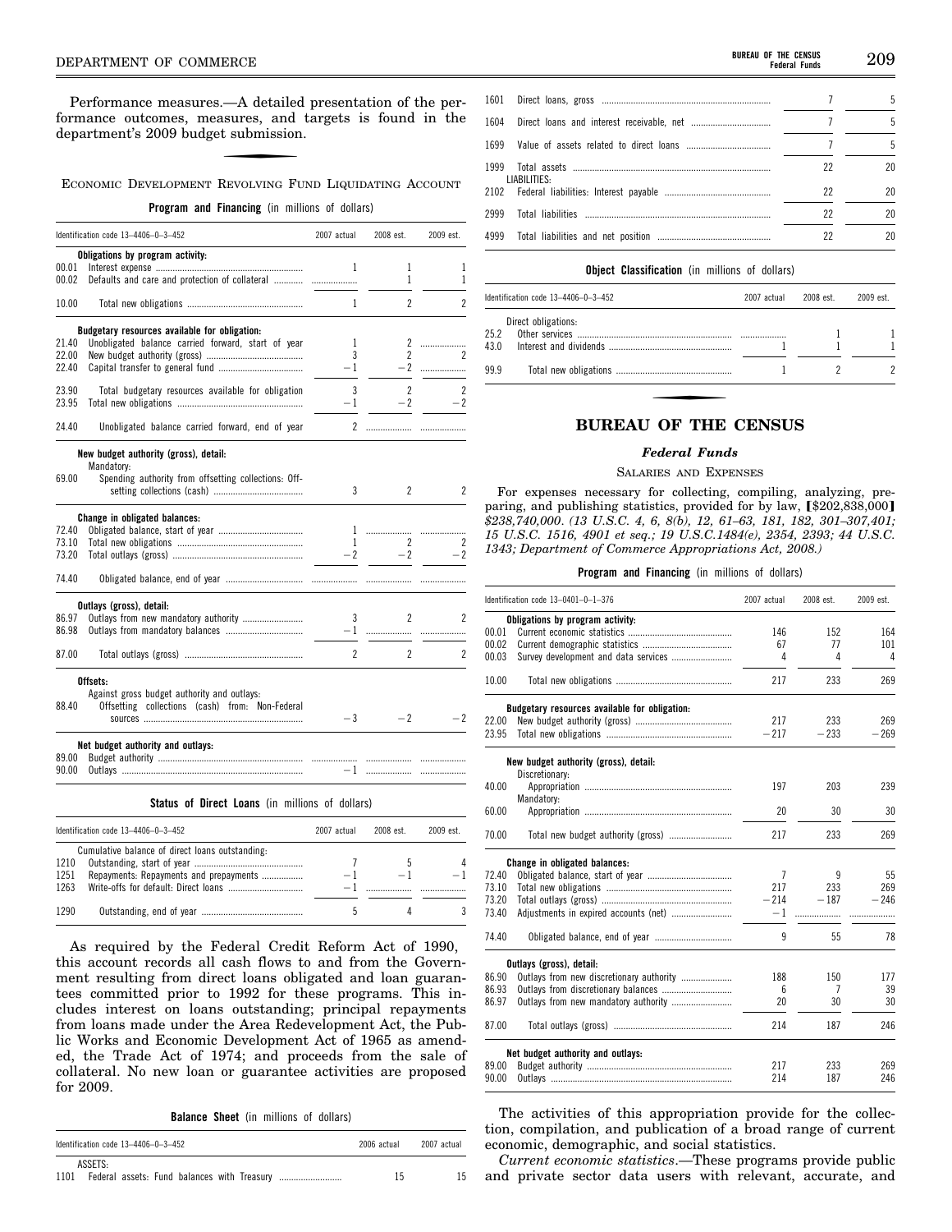Performance measures.—A detailed presentation of the performance outcomes, measures, and targets is found in the department's 2009 budget submission.

## ECONOMIC DEVELOPMENT REVOLVING FUND LIQUIDATING ACCOUNT

**Program and Financing** (in millions of dollars)

| Identification code 13–4406–0–3–452 | | 2007 actual | 2008 est. | 2009 est. |
|---|---|---|---|---|
| | **Obligations by program activity:** | | | |
| 00.01 | Interest expense | 1 | 1 | 1 |
| 00.02 | Defaults and care and protection of collateral | | 1 | 1 |
| 10.00 | Total new obligations | 1 | 2 | 2 |
| | **Budgetary resources available for obligation:** | | | |
| 21.40 | Unobligated balance carried forward, start of year | 1 | 2 | |
| 22.00 | New budget authority (gross) | 3 | 2 | 2 |
| 22.40 | Capital transfer to general fund | −1 | −2 | |
| 23.90 | Total budgetary resources available for obligation | 3 | 2 | 2 |
| 23.95 | Total new obligations | −1 | −2 | −2 |
| 24.40 | Unobligated balance carried forward, end of year | 2 | | |
| | **New budget authority (gross), detail:** | | | |
| | Mandatory: | | | |
| 69.00 | Spending authority from offsetting collections: Offsetting collections (cash) | 3 | 2 | 2 |
| | **Change in obligated balances:** | | | |
| 72.40 | Obligated balance, start of year | 1 | | |
| 73.10 | Total new obligations | 1 | 2 | 2 |
| 73.20 | Total outlays (gross) | −2 | −2 | −2 |
| 74.40 | Obligated balance, end of year | | | |
| | **Outlays (gross), detail:** | | | |
| 86.97 | Outlays from new mandatory authority | 3 | 2 | 2 |
| 86.98 | Outlays from mandatory balances | −1 | | |
| 87.00 | Total outlays (gross) | 2 | 2 | 2 |
| | **Offsets:** | | | |
| | Against gross budget authority and outlays: | | | |
| 88.40 | Offsetting collections (cash) from: Non-Federal sources | −3 | −2 | −2 |
| | **Net budget authority and outlays:** | | | |
| 89.00 | Budget authority | | | |
| 90.00 | Outlays | −1 | | |

**Status of Direct Loans** (in millions of dollars)

| Identification code 13–4406–0–3–452 | | 2007 actual | 2008 est. | 2009 est. |
|---|---|---|---|---|
| | Cumulative balance of direct loans outstanding: | | | |
| 1210 | Outstanding, start of year | 7 | 5 | 4 |
| 1251 | Repayments: Repayments and prepayments | −1 | −1 | −1 |
| 1263 | Write-offs for default: Direct loans | −1 | | |
| 1290 | Outstanding, end of year | 5 | 4 | 3 |

As required by the Federal Credit Reform Act of 1990, this account records all cash flows to and from the Government resulting from direct loans obligated and loan guarantees committed prior to 1992 for these programs. This includes interest on loans outstanding; principal repayments from loans made under the Area Redevelopment Act, the Public Works and Economic Development Act of 1965 as amended, the Trade Act of 1974; and proceeds from the sale of collateral. No new loan or guarantee activities are proposed for 2009.

**Balance Sheet** (in millions of dollars)

| Identification code 13–4406–0–3–452 | | 2006 actual | 2007 actual |
|---|---|---|---|
| | ASSETS: | | |
| 1101 | Federal assets: Fund balances with Treasury | 15 | 15 |
| 1601 | Direct loans, gross | 7 | 5 |
| 1604 | Direct loans and interest receivable, net | 7 | 5 |
| 1699 | Value of assets related to direct loans | 7 | 5 |
| 1999 | Total assets | 22 | 20 |
| | LIABILITIES: | | |
| 2102 | Federal liabilities: Interest payable | 22 | 20 |
| 2999 | Total liabilities | 22 | 20 |
| 4999 | Total liabilities and net position | 22 | 20 |

**Object Classification** (in millions of dollars)

| Identification code 13–4406–0–3–452 | | 2007 actual | 2008 est. | 2009 est. |
|---|---|---|---|---|
| | Direct obligations: | | | |
| 25.2 | Other services | | 1 | 1 |
| 43.0 | Interest and dividends | 1 | 1 | 1 |
| 99.9 | Total new obligations | 1 | 2 | 2 |

# BUREAU OF THE CENSUS

### *Federal Funds*

#### SALARIES AND EXPENSES

For expenses necessary for collecting, compiling, analyzing, preparing, and publishing statistics, provided for by law, [$202,838,000] *$238,740,000*. *(13 U.S.C. 4, 6, 8(b), 12, 61–63, 181, 182, 301–307,401; 15 U.S.C. 1516, 4901 et seq.; 19 U.S.C.1484(e), 2354, 2393; 44 U.S.C. 1343; Department of Commerce Appropriations Act, 2008.)*

**Program and Financing** (in millions of dollars)

| Identification code 13–0401–0–1–376 | | 2007 actual | 2008 est. | 2009 est. |
|---|---|---|---|---|
| | **Obligations by program activity:** | | | |
| 00.01 | Current economic statistics | 146 | 152 | 164 |
| 00.02 | Current demographic statistics | 67 | 77 | 101 |
| 00.03 | Survey development and data services | 4 | 4 | 4 |
| 10.00 | Total new obligations | 217 | 233 | 269 |
| | **Budgetary resources available for obligation:** | | | |
| 22.00 | New budget authority (gross) | 217 | 233 | 269 |
| 23.95 | Total new obligations | −217 | −233 | −269 |
| | **New budget authority (gross), detail:** | | | |
| | Discretionary: | | | |
| 40.00 | Appropriation | 197 | 203 | 239 |
| | Mandatory: | | | |
| 60.00 | Appropriation | 20 | 30 | 30 |
| 70.00 | Total new budget authority (gross) | 217 | 233 | 269 |
| | **Change in obligated balances:** | | | |
| 72.40 | Obligated balance, start of year | 7 | 9 | 55 |
| 73.10 | Total new obligations | 217 | 233 | 269 |
| 73.20 | Total outlays (gross) | −214 | −187 | −246 |
| 73.40 | Adjustments in expired accounts (net) | −1 | | |
| 74.40 | Obligated balance, end of year | 9 | 55 | 78 |
| | **Outlays (gross), detail:** | | | |
| 86.90 | Outlays from new discretionary authority | 188 | 150 | 177 |
| 86.93 | Outlays from discretionary balances | 6 | 7 | 39 |
| 86.97 | Outlays from new mandatory authority | 20 | 30 | 30 |
| 87.00 | Total outlays (gross) | 214 | 187 | 246 |
| | **Net budget authority and outlays:** | | | |
| 89.00 | Budget authority | 217 | 233 | 269 |
| 90.00 | Outlays | 214 | 187 | 246 |

The activities of this appropriation provide for the collection, compilation, and publication of a broad range of current economic, demographic, and social statistics.

*Current economic statistics*.—These programs provide public and private sector data users with relevant, accurate, and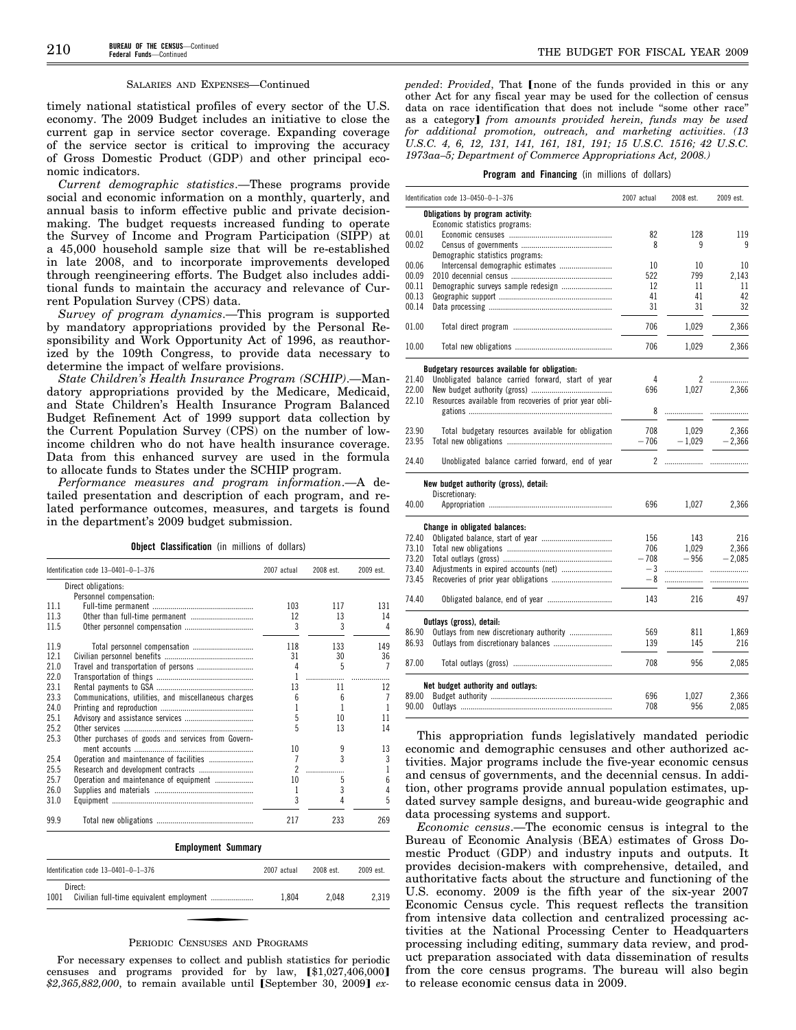SALARIES AND EXPENSES—Continued

timely national statistical profiles of every sector of the U.S. economy. The 2009 Budget includes an initiative to close the current gap in service sector coverage. Expanding coverage of the service sector is critical to improving the accuracy of Gross Domestic Product (GDP) and other principal economic indicators.

*Current demographic statistics*.—These programs provide social and economic information on a monthly, quarterly, and annual basis to inform effective public and private decision-making. The budget requests increased funding to operate the Survey of Income and Program Participation (SIPP) at a 45,000 household sample size that will be re-established in late 2008, and to incorporate improvements developed through reengineering efforts. The Budget also includes additional funds to maintain the accuracy and relevance of Current Population Survey (CPS) data.

*Survey of program dynamics*.—This program is supported by mandatory appropriations provided by the Personal Responsibility and Work Opportunity Act of 1996, as reauthorized by the 109th Congress, to provide data necessary to determine the impact of welfare provisions.

*State Children's Health Insurance Program (SCHIP)*.—Mandatory appropriations provided by the Medicare, Medicaid, and State Children's Health Insurance Program Balanced Budget Refinement Act of 1999 support data collection by the Current Population Survey (CPS) on the number of low-income children who do not have health insurance coverage. Data from this enhanced survey are used in the formula to allocate funds to States under the SCHIP program.

*Performance measures and program information*.—A detailed presentation and description of each program, and related performance outcomes, measures, and targets is found in the department's 2009 budget submission.

**Object Classification** (in millions of dollars)

| Identification code 13–0401–0–1–376 | | 2007 actual | 2008 est. | 2009 est. |
|---|---|---|---|---|
| | Direct obligations: | | | |
| | Personnel compensation: | | | |
| 11.1 | Full-time permanent | 103 | 117 | 131 |
| 11.3 | Other than full-time permanent | 12 | 13 | 14 |
| 11.5 | Other personnel compensation | 3 | 3 | 4 |
| 11.9 | Total personnel compensation | 118 | 133 | 149 |
| 12.1 | Civilian personnel benefits | 31 | 30 | 36 |
| 21.0 | Travel and transportation of persons | 4 | 5 | 7 |
| 22.0 | Transportation of things | 1 | | |
| 23.1 | Rental payments to GSA | 13 | 11 | 12 |
| 23.3 | Communications, utilities, and miscellaneous charges | 6 | 6 | 7 |
| 24.0 | Printing and reproduction | 1 | 1 | 1 |
| 25.1 | Advisory and assistance services | 5 | 10 | 11 |
| 25.2 | Other services | 5 | 13 | 14 |
| 25.3 | Other purchases of goods and services from Government accounts | 10 | 9 | 13 |
| 25.4 | Operation and maintenance of facilities | 7 | 3 | 3 |
| 25.5 | Research and development contracts | 2 | | 1 |
| 25.7 | Operation and maintenance of equipment | 10 | 5 | 6 |
| 26.0 | Supplies and materials | 1 | 3 | 4 |
| 31.0 | Equipment | 3 | 4 | 5 |
| 99.9 | Total new obligations | 217 | 233 | 269 |

**Employment Summary**

| Identification code 13–0401–0–1–376 | | 2007 actual | 2008 est. | 2009 est. |
|---|---|---|---|---|
| | Direct: | | | |
| 1001 | Civilian full-time equivalent employment | 1,804 | 2,048 | 2,319 |

PERIODIC CENSUSES AND PROGRAMS

For necessary expenses to collect and publish statistics for periodic censuses and programs provided for by law, [$1,027,406,000] *$2,365,882,000*, to remain available until [September 30, 2009] *expended*: *Provided*, That [none of the funds provided in this or any other Act for any fiscal year may be used for the collection of census data on race identification that does not include "some other race" as a category] *from amounts provided herein, funds may be used for additional promotion, outreach, and marketing activities. (13 U.S.C. 4, 6, 12, 131, 141, 161, 181, 191; 15 U.S.C. 1516; 42 U.S.C. 1973aa–5; Department of Commerce Appropriations Act, 2008.)*

**Program and Financing** (in millions of dollars)

| Identification code 13–0450–0–1–376 | | 2007 actual | 2008 est. | 2009 est. |
|---|---|---|---|---|
| | **Obligations by program activity:** | | | |
| | Economic statistics programs: | | | |
| 00.01 | Economic censuses | 82 | 128 | 119 |
| 00.02 | Census of governments | 8 | 9 | 9 |
| | Demographic statistics programs: | | | |
| 00.06 | Intercensal demographic estimates | 10 | 10 | 10 |
| 00.09 | 2010 decennial census | 522 | 799 | 2,143 |
| 00.11 | Demographic surveys sample redesign | 12 | 11 | 11 |
| 00.13 | Geographic support | 41 | 41 | 42 |
| 00.14 | Data processing | 31 | 31 | 32 |
| 01.00 | Total direct program | 706 | 1,029 | 2,366 |
| 10.00 | Total new obligations | 706 | 1,029 | 2,366 |
| | **Budgetary resources available for obligation:** | | | |
| 21.40 | Unobligated balance carried forward, start of year | 4 | 2 | |
| 22.00 | New budget authority (gross) | 696 | 1,027 | 2,366 |
| 22.10 | Resources available from recoveries of prior year obligations | 8 | | |
| 23.90 | Total budgetary resources available for obligation | 708 | 1,029 | 2,366 |
| 23.95 | Total new obligations | −706 | −1,029 | −2,366 |
| 24.40 | Unobligated balance carried forward, end of year | 2 | | |
| | **New budget authority (gross), detail:** | | | |
| | Discretionary: | | | |
| 40.00 | Appropriation | 696 | 1,027 | 2,366 |
| | **Change in obligated balances:** | | | |
| 72.40 | Obligated balance, start of year | 156 | 143 | 216 |
| 73.10 | Total new obligations | 706 | 1,029 | 2,366 |
| 73.20 | Total outlays (gross) | −708 | −956 | −2,085 |
| 73.40 | Adjustments in expired accounts (net) | −3 | | |
| 73.45 | Recoveries of prior year obligations | −8 | | |
| 74.40 | Obligated balance, end of year | 143 | 216 | 497 |
| | **Outlays (gross), detail:** | | | |
| 86.90 | Outlays from new discretionary authority | 569 | 811 | 1,869 |
| 86.93 | Outlays from discretionary balances | 139 | 145 | 216 |
| 87.00 | Total outlays (gross) | 708 | 956 | 2,085 |
| | **Net budget authority and outlays:** | | | |
| 89.00 | Budget authority | 696 | 1,027 | 2,366 |
| 90.00 | Outlays | 708 | 956 | 2,085 |

This appropriation funds legislatively mandated periodic economic and demographic censuses and other authorized activities. Major programs include the five-year economic census and census of governments, and the decennial census. In addition, other programs provide annual population estimates, updated survey sample designs, and bureau-wide geographic and data processing systems and support.

*Economic census*.—The economic census is integral to the Bureau of Economic Analysis (BEA) estimates of Gross Domestic Product (GDP) and industry inputs and outputs. It provides decision-makers with comprehensive, detailed, and authoritative facts about the structure and functioning of the U.S. economy. 2009 is the fifth year of the six-year 2007 Economic Census cycle. This request reflects the transition from intensive data collection and centralized processing activities at the National Processing Center to Headquarters processing including editing, summary data review, and product preparation associated with data dissemination of results from the core census programs. The bureau will also begin to release economic census data in 2009.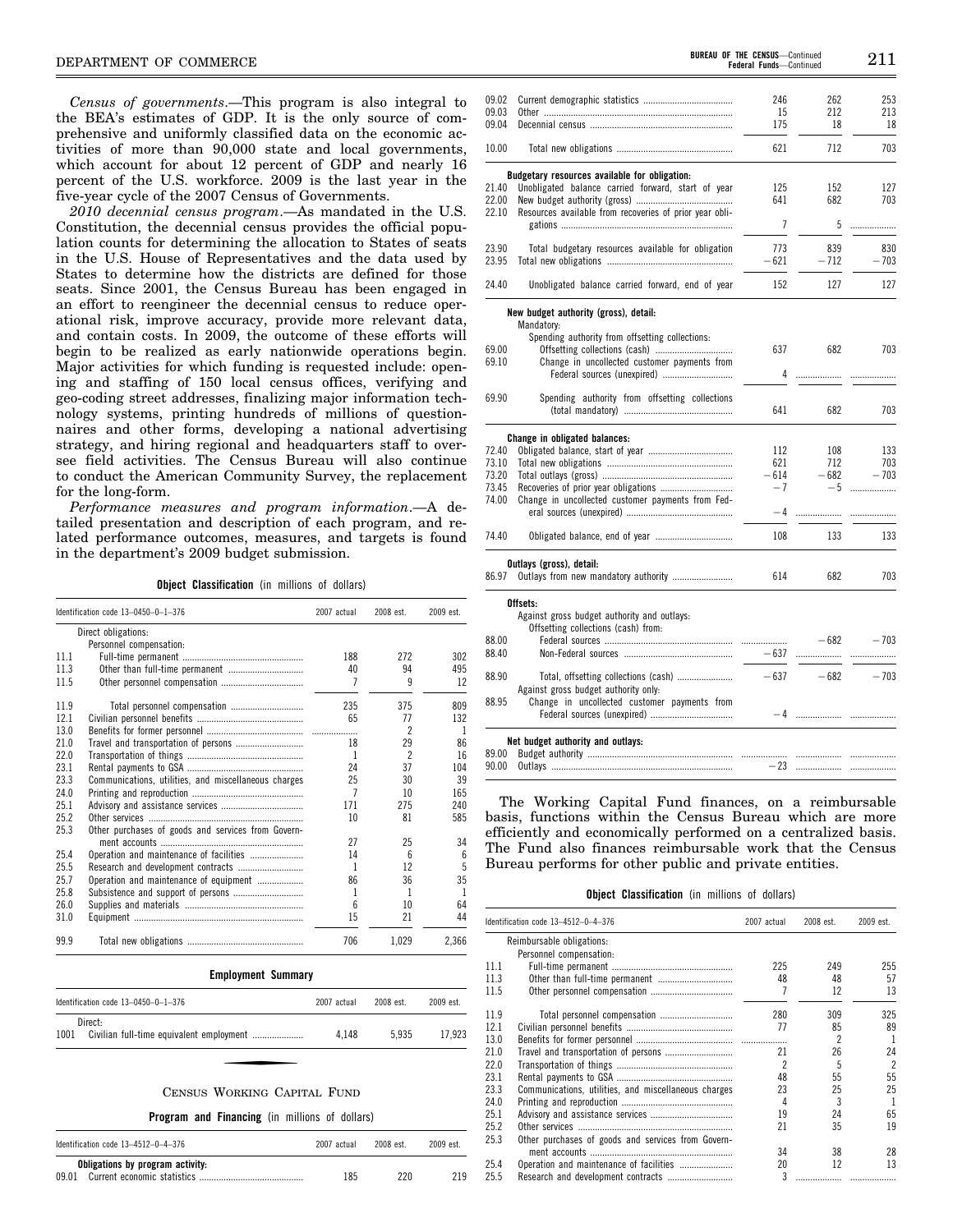*Census of governments.*—This program is also integral to the BEA's estimates of GDP. It is the only source of comprehensive and uniformly classified data on the economic activities of more than 90,000 state and local governments, which account for about 12 percent of GDP and nearly 16 percent of the U.S. workforce. 2009 is the last year in the five-year cycle of the 2007 Census of Governments.

*2010 decennial census program.*—As mandated in the U.S. Constitution, the decennial census provides the official population counts for determining the allocation to States of seats in the U.S. House of Representatives and the data used by States to determine how the districts are defined for those seats. Since 2001, the Census Bureau has been engaged in an effort to reengineer the decennial census to reduce operational risk, improve accuracy, provide more relevant data, and contain costs. In 2009, the outcome of these efforts will begin to be realized as early nationwide operations begin. Major activities for which funding is requested include: opening and staffing of 150 local census offices, verifying and geo-coding street addresses, finalizing major information technology systems, printing hundreds of millions of questionnaires and other forms, developing a national advertising strategy, and hiring regional and headquarters staff to oversee field activities. The Census Bureau will also continue to conduct the American Community Survey, the replacement for the long-form.

*Performance measures and program information.*—A detailed presentation and description of each program, and related performance outcomes, measures, and targets is found in the department's 2009 budget submission.

**Object Classification** (in millions of dollars)

| Identification code 13–0450–0–1–376 | | 2007 actual | 2008 est. | 2009 est. |
|---|---|---|---|---|
| | Direct obligations: | | | |
| | Personnel compensation: | | | |
| 11.1 | Full-time permanent | 188 | 272 | 302 |
| 11.3 | Other than full-time permanent | 40 | 94 | 495 |
| 11.5 | Other personnel compensation | 7 | 9 | 12 |
| 11.9 | Total personnel compensation | 235 | 375 | 809 |
| 12.1 | Civilian personnel benefits | 65 | 77 | 132 |
| 13.0 | Benefits for former personnel | | 2 | 1 |
| 21.0 | Travel and transportation of persons | 18 | 29 | 86 |
| 22.0 | Transportation of things | 1 | 2 | 16 |
| 23.1 | Rental payments to GSA | 24 | 37 | 104 |
| 23.3 | Communications, utilities, and miscellaneous charges | 25 | 30 | 39 |
| 24.0 | Printing and reproduction | 7 | 10 | 165 |
| 25.1 | Advisory and assistance services | 171 | 275 | 240 |
| 25.2 | Other services | 10 | 81 | 585 |
| 25.3 | Other purchases of goods and services from Government accounts | 27 | 25 | 34 |
| 25.4 | Operation and maintenance of facilities | 14 | 6 | 6 |
| 25.5 | Research and development contracts | 1 | 12 | 5 |
| 25.7 | Operation and maintenance of equipment | 86 | 36 | 35 |
| 25.8 | Subsistence and support of persons | 1 | 1 | 1 |
| 26.0 | Supplies and materials | 6 | 10 | 64 |
| 31.0 | Equipment | 15 | 21 | 44 |
| 99.9 | Total new obligations | 706 | 1,029 | 2,366 |

**Employment Summary**

| Identification code 13–0450–0–1–376 | | 2007 actual | 2008 est. | 2009 est. |
|---|---|---|---|---|
| | Direct: | | | |
| 1001 | Civilian full-time equivalent employment | 4,148 | 5,935 | 17,923 |

## CENSUS WORKING CAPITAL FUND

**Program and Financing** (in millions of dollars)

| Identification code 13–4512–0–4–376 | | 2007 actual | 2008 est. | 2009 est. |
|---|---|---|---|---|
| | **Obligations by program activity:** | | | |
| 09.01 | Current economic statistics | 185 | 220 | 219 |
| 09.02 | Current demographic statistics | 246 | 262 | 253 |
| 09.03 | Other | 15 | 212 | 213 |
| 09.04 | Decennial census | 175 | 18 | 18 |
| 10.00 | Total new obligations | 621 | 712 | 703 |
| | **Budgetary resources available for obligation:** | | | |
| 21.40 | Unobligated balance carried forward, start of year | 125 | 152 | 127 |
| 22.00 | New budget authority (gross) | 641 | 682 | 703 |
| 22.10 | Resources available from recoveries of prior year obligations | 7 | 5 | |
| 23.90 | Total budgetary resources available for obligation | 773 | 839 | 830 |
| 23.95 | Total new obligations | −621 | −712 | −703 |
| 24.40 | Unobligated balance carried forward, end of year | 152 | 127 | 127 |
| | **New budget authority (gross), detail:** | | | |
| | Mandatory: | | | |
| | Spending authority from offsetting collections: | | | |
| 69.00 | Offsetting collections (cash) | 637 | 682 | 703 |
| 69.10 | Change in uncollected customer payments from Federal sources (unexpired) | 4 | | |
| 69.90 | Spending authority from offsetting collections (total mandatory) | 641 | 682 | 703 |
| | **Change in obligated balances:** | | | |
| 72.40 | Obligated balance, start of year | 112 | 108 | 133 |
| 73.10 | Total new obligations | 621 | 712 | 703 |
| 73.20 | Total outlays (gross) | −614 | −682 | −703 |
| 73.45 | Recoveries of prior year obligations | −7 | −5 | |
| 74.00 | Change in uncollected customer payments from Federal sources (unexpired) | −4 | | |
| 74.40 | Obligated balance, end of year | 108 | 133 | 133 |
| | **Outlays (gross), detail:** | | | |
| 86.97 | Outlays from new mandatory authority | 614 | 682 | 703 |
| | **Offsets:** | | | |
| | Against gross budget authority and outlays: | | | |
| | Offsetting collections (cash) from: | | | |
| 88.00 | Federal sources | | −682 | −703 |
| 88.40 | Non-Federal sources | −637 | | |
| 88.90 | Total, offsetting collections (cash) | −637 | −682 | −703 |
| | Against gross budget authority only: | | | |
| 88.95 | Change in uncollected customer payments from Federal sources (unexpired) | −4 | | |
| | **Net budget authority and outlays:** | | | |
| 89.00 | Budget authority | | | |
| 90.00 | Outlays | −23 | | |

The Working Capital Fund finances, on a reimbursable basis, functions within the Census Bureau which are more efficiently and economically performed on a centralized basis. The Fund also finances reimbursable work that the Census Bureau performs for other public and private entities.

**Object Classification** (in millions of dollars)

| Identification code 13–4512–0–4–376 | | 2007 actual | 2008 est. | 2009 est. |
|---|---|---|---|---|
| | Reimbursable obligations: | | | |
| | Personnel compensation: | | | |
| 11.1 | Full-time permanent | 225 | 249 | 255 |
| 11.3 | Other than full-time permanent | 48 | 48 | 57 |
| 11.5 | Other personnel compensation | 7 | 12 | 13 |
| 11.9 | Total personnel compensation | 280 | 309 | 325 |
| 12.1 | Civilian personnel benefits | 77 | 85 | 89 |
| 13.0 | Benefits for former personnel | | 2 | 1 |
| 21.0 | Travel and transportation of persons | 21 | 26 | 24 |
| 22.0 | Transportation of things | 2 | 5 | 2 |
| 23.1 | Rental payments to GSA | 48 | 55 | 55 |
| 23.3 | Communications, utilities, and miscellaneous charges | 23 | 25 | 25 |
| 24.0 | Printing and reproduction | 4 | 3 | 1 |
| 25.1 | Advisory and assistance services | 19 | 24 | 65 |
| 25.2 | Other services | 21 | 35 | 19 |
| 25.3 | Other purchases of goods and services from Government accounts | 34 | 38 | 28 |
| 25.4 | Operation and maintenance of facilities | 20 | 12 | 13 |
| 25.5 | Research and development contracts | 3 | | |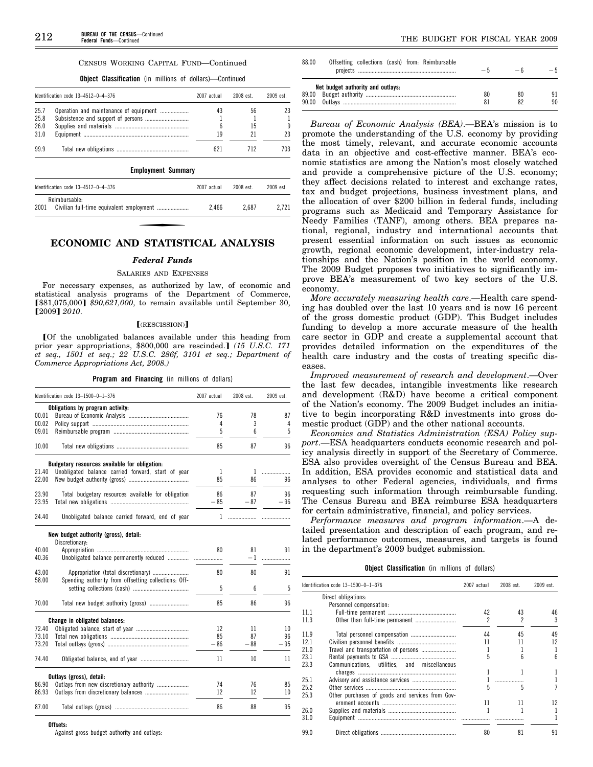CENSUS WORKING CAPITAL FUND—Continued

**Object Classification** (in millions of dollars)—Continued

| Identification code 13–4512–0–4–376 | | 2007 actual | 2008 est. | 2009 est. |
|---|---|---|---|---|
| 25.7 | Operation and maintenance of equipment | 43 | 56 | 23 |
| 25.8 | Subsistence and support of persons | 1 | 1 | 1 |
| 26.0 | Supplies and materials | 6 | 15 | 9 |
| 31.0 | Equipment | 19 | 21 | 23 |
| 99.9 | Total new obligations | 621 | 712 | 703 |

**Employment Summary**

| Identification code 13–4512–0–4–376 | | 2007 actual | 2008 est. | 2009 est. |
|---|---|---|---|---|
| | Reimbursable: | | | |
| 2001 | Civilian full-time equivalent employment | 2,466 | 2,687 | 2,721 |

## ECONOMIC AND STATISTICAL ANALYSIS

### *Federal Funds*

SALARIES AND EXPENSES

For necessary expenses, as authorized by law, of economic and statistical analysis programs of the Department of Commerce, [$81,075,000] *$90,621,000*, to remain available until September 30, [2009] *2010*.

[(RESCISSION)]

[Of the unobligated balances available under this heading from prior year appropriations, $800,000 are rescinded.] *(15 U.S.C. 171 et seq., 1501 et seq.; 22 U.S.C. 286f, 3101 et seq.; Department of Commerce Appropriations Act, 2008.)*

**Program and Financing** (in millions of dollars)

| Identification code 13–1500–0–1–376 | | 2007 actual | 2008 est. | 2009 est. |
|---|---|---|---|---|
| | **Obligations by program activity:** | | | |
| 00.01 | Bureau of Economic Analysis | 76 | 78 | 87 |
| 00.02 | Policy support | 4 | 3 | 4 |
| 09.01 | Reimbursable program | 5 | 6 | 5 |
| 10.00 | Total new obligations | 85 | 87 | 96 |
| | **Budgetary resources available for obligation:** | | | |
| 21.40 | Unobligated balance carried forward, start of year | 1 | 1 | |
| 22.00 | New budget authority (gross) | 85 | 86 | 96 |
| 23.90 | Total budgetary resources available for obligation | 86 | 87 | 96 |
| 23.95 | Total new obligations | −85 | −87 | −96 |
| 24.40 | Unobligated balance carried forward, end of year | 1 | | |
| | **New budget authority (gross), detail:** | | | |
| | Discretionary: | | | |
| 40.00 | Appropriation | 80 | 81 | 91 |
| 40.36 | Unobligated balance permanently reduced | | −1 | |
| 43.00 | Appropriation (total discretionary) | 80 | 80 | 91 |
| 58.00 | Spending authority from offsetting collections: Offsetting collections (cash) | 5 | 6 | 5 |
| 70.00 | Total new budget authority (gross) | 85 | 86 | 96 |
| | **Change in obligated balances:** | | | |
| 72.40 | Obligated balance, start of year | 12 | 11 | 10 |
| 73.10 | Total new obligations | 85 | 87 | 96 |
| 73.20 | Total outlays (gross) | −86 | −88 | −95 |
| 74.40 | Obligated balance, end of year | 11 | 10 | 11 |
| | **Outlays (gross), detail:** | | | |
| 86.90 | Outlays from new discretionary authority | 74 | 76 | 85 |
| 86.93 | Outlays from discretionary balances | 12 | 12 | 10 |
| 87.00 | Total outlays (gross) | 86 | 88 | 95 |
| | **Offsets:** | | | |
| | Against gross budget authority and outlays: | | | |
| 88.00 | Offsetting collections (cash) from: Reimbursable projects | −5 | −6 | −5 |
| | **Net budget authority and outlays:** | | | |
| 89.00 | Budget authority | 80 | 80 | 91 |
| 90.00 | Outlays | 81 | 82 | 90 |

*Bureau of Economic Analysis (BEA)*.—BEA's mission is to promote the understanding of the U.S. economy by providing the most timely, relevant, and accurate economic accounts data in an objective and cost-effective manner. BEA's economic statistics are among the Nation's most closely watched and provide a comprehensive picture of the U.S. economy; they affect decisions related to interest and exchange rates, tax and budget projections, business investment plans, and the allocation of over $200 billion in federal funds, including programs such as Medicaid and Temporary Assistance for Needy Families (TANF), among others. BEA prepares national, regional, industry and international accounts that present essential information on such issues as economic growth, regional economic development, inter-industry relationships and the Nation's position in the world economy. The 2009 Budget proposes two initiatives to significantly improve BEA's measurement of two key sectors of the U.S. economy.

*More accurately measuring health care*.—Health care spending has doubled over the last 10 years and is now 16 percent of the gross domestic product (GDP). This Budget includes funding to develop a more accurate measure of the health care sector in GDP and create a supplemental account that provides detailed information on the expenditures of the health care industry and the costs of treating specific diseases.

*Improved measurement of research and development*.—Over the last few decades, intangible investments like research and development (R&D) have become a critical component of the Nation's economy. The 2009 Budget includes an initiative to begin incorporating R&D investments into gross domestic product (GDP) and the other national accounts.

*Economics and Statistics Administration (ESA) Policy support*.—ESA headquarters conducts economic research and policy analysis directly in support of the Secretary of Commerce. ESA also provides oversight of the Census Bureau and BEA. In addition, ESA provides economic and statistical data and analyses to other Federal agencies, individuals, and firms requesting such information through reimbursable funding. The Census Bureau and BEA reimburse ESA headquarters for certain administrative, financial, and policy services.

*Performance measures and program information*.—A detailed presentation and description of each program, and related performance outcomes, measures, and targets is found in the department's 2009 budget submission.

**Object Classification** (in millions of dollars)

| Identification code 13–1500–0–1–376 | | 2007 actual | 2008 est. | 2009 est. |
|---|---|---|---|---|
| | Direct obligations: | | | |
| | Personnel compensation: | | | |
| 11.1 | Full-time permanent | 42 | 43 | 46 |
| 11.3 | Other than full-time permanent | 2 | 2 | 3 |
| 11.9 | Total personnel compensation | 44 | 45 | 49 |
| 12.1 | Civilian personnel benefits | 11 | 11 | 12 |
| 21.0 | Travel and transportation of persons | 1 | 1 | 1 |
| 23.1 | Rental payments to GSA | 5 | 6 | 6 |
| 23.3 | Communications, utilities, and miscellaneous charges | 1 | 1 | 1 |
| 25.1 | Advisory and assistance services | 1 | | 1 |
| 25.2 | Other services | 5 | 5 | 7 |
| 25.3 | Other purchases of goods and services from Government accounts | 11 | 11 | 12 |
| 26.0 | Supplies and materials | 1 | 1 | 1 |
| 31.0 | Equipment | | | 1 |
| 99.0 | Direct obligations | 80 | 81 | 91 |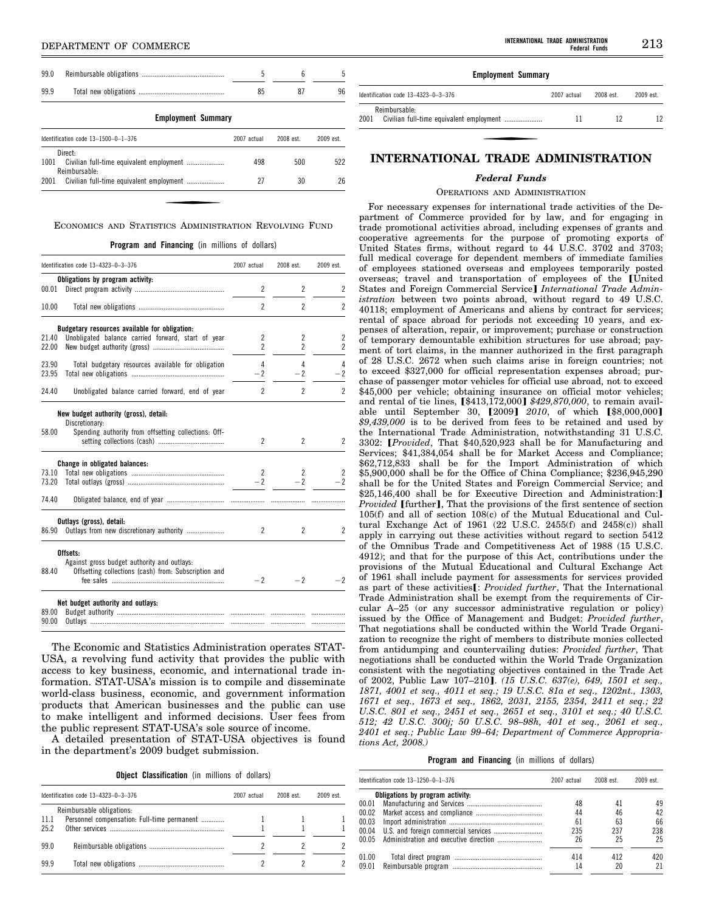| | | | | |
|---|---|---|---|---|
| 99.0 | Reimbursable obligations | 5 | 6 | 5 |
| 99.9 | Total new obligations | 85 | 87 | 96 |

**Employment Summary**

| Identification code 13–1500–0–1–376 | | 2007 actual | 2008 est. | 2009 est. |
|---|---|---|---|---|
| | Direct: | | | |
| 1001 | Civilian full-time equivalent employment | 498 | 500 | 522 |
| | Reimbursable: | | | |
| 2001 | Civilian full-time equivalent employment | 27 | 30 | 26 |

### ECONOMICS AND STATISTICS ADMINISTRATION REVOLVING FUND

**Program and Financing** (in millions of dollars)

| Identification code 13–4323–0–3–376 | | 2007 actual | 2008 est. | 2009 est. |
|---|---|---|---|---|
| | **Obligations by program activity:** | | | |
| 00.01 | Direct program activity | 2 | 2 | 2 |
| 10.00 | Total new obligations | 2 | 2 | 2 |
| | **Budgetary resources available for obligation:** | | | |
| 21.40 | Unobligated balance carried forward, start of year | 2 | 2 | 2 |
| 22.00 | New budget authority (gross) | 2 | 2 | 2 |
| 23.90 | Total budgetary resources available for obligation | 4 | 4 | 4 |
| 23.95 | Total new obligations | −2 | −2 | −2 |
| 24.40 | Unobligated balance carried forward, end of year | 2 | 2 | 2 |
| | **New budget authority (gross), detail:** | | | |
| | Discretionary: | | | |
| 58.00 | Spending authority from offsetting collections: Offsetting collections (cash) | 2 | 2 | 2 |
| | **Change in obligated balances:** | | | |
| 73.10 | Total new obligations | 2 | 2 | 2 |
| 73.20 | Total outlays (gross) | −2 | −2 | −2 |
| 74.40 | Obligated balance, end of year | | | |
| | **Outlays (gross), detail:** | | | |
| 86.90 | Outlays from new discretionary authority | 2 | 2 | 2 |
| | **Offsets:** | | | |
| | Against gross budget authority and outlays: | | | |
| 88.40 | Offsetting collections (cash) from: Subscription and fee sales | −2 | −2 | −2 |
| | **Net budget authority and outlays:** | | | |
| 89.00 | Budget authority | | | |
| 90.00 | Outlays | | | |

The Economic and Statistics Administration operates STAT-USA, a revolving fund activity that provides the public with access to key business, economic, and international trade information. STAT-USA's mission is to compile and disseminate world-class business, economic, and government information products that American businesses and the public can use to make intelligent and informed decisions. User fees from the public represent STAT-USA's sole source of income.

A detailed presentation of STAT-USA objectives is found in the department's 2009 budget submission.

**Object Classification** (in millions of dollars)

| Identification code 13–4323–0–3–376 | | 2007 actual | 2008 est. | 2009 est. |
|---|---|---|---|---|
| | Reimbursable obligations: | | | |
| 11.1 | Personnel compensation: Full-time permanent | 1 | 1 | 1 |
| 25.2 | Other services | 1 | 1 | 1 |
| 99.0 | Reimbursable obligations | 2 | 2 | 2 |
| 99.9 | Total new obligations | 2 | 2 | 2 |

**Employment Summary**

| Identification code 13–4323–0–3–376 | | 2007 actual | 2008 est. | 2009 est. |
|---|---|---|---|---|
| | Reimbursable: | | | |
| 2001 | Civilian full-time equivalent employment | 11 | 12 | 12 |

## INTERNATIONAL TRADE ADMINISTRATION

### *Federal Funds*

#### OPERATIONS AND ADMINISTRATION

For necessary expenses for international trade activities of the Department of Commerce provided for by law, and for engaging in trade promotional activities abroad, including expenses of grants and cooperative agreements for the purpose of promoting exports of United States firms, without regard to 44 U.S.C. 3702 and 3703; full medical coverage for dependent members of immediate families of employees stationed overseas and employees temporarily posted overseas; travel and transportation of employees of the ⟦United States and Foreign Commercial Service⟧ *International Trade Administration* between two points abroad, without regard to 49 U.S.C. 40118; employment of Americans and aliens by contract for services; rental of space abroad for periods not exceeding 10 years, and expenses of alteration, repair, or improvement; purchase or construction of temporary demountable exhibition structures for use abroad; payment of tort claims, in the manner authorized in the first paragraph of 28 U.S.C. 2672 when such claims arise in foreign countries; not to exceed $327,000 for official representation expenses abroad; purchase of passenger motor vehicles for official use abroad, not to exceed $45,000 per vehicle; obtaining insurance on official motor vehicles; and rental of tie lines, ⟦$413,172,000⟧ *$429,870,000*, to remain available until September 30, ⟦2009⟧ *2010*, of which ⟦$8,000,000⟧ *$9,439,000* is to be derived from fees to be retained and used by the International Trade Administration, notwithstanding 31 U.S.C. 3302: ⟦*Provided*, That $40,520,923 shall be for Manufacturing and Services; $41,384,054 shall be for Market Access and Compliance; $62,712,833 shall be for the Import Administration of which $5,900,000 shall be for the Office of China Compliance; $236,945,290 shall be for the United States and Foreign Commercial Service; and $25,146,400 shall be for Executive Direction and Administration:⟧ *Provided* ⟦further⟧, That the provisions of the first sentence of section 105(f) and all of section 108(c) of the Mutual Educational and Cultural Exchange Act of 1961 (22 U.S.C. 2455(f) and 2458(c)) shall apply in carrying out these activities without regard to section 5412 of the Omnibus Trade and Competitiveness Act of 1988 (15 U.S.C. 4912); and that for the purpose of this Act, contributions under the provisions of the Mutual Educational and Cultural Exchange Act of 1961 shall include payment for assessments for services provided as part of these activities⟦: *Provided further*, That the International Trade Administration shall be exempt from the requirements of Circular A–25 (or any successor administrative regulation or policy) issued by the Office of Management and Budget: *Provided further*, That negotiations shall be conducted within the World Trade Organization to recognize the right of members to distribute monies collected from antidumping and countervailing duties: *Provided further*, That negotiations shall be conducted within the World Trade Organization consistent with the negotiating objectives contained in the Trade Act of 2002, Public Law 107–210⟧. *(15 U.S.C. 637(e), 649, 1501 et seq., 1871, 4001 et seq., 4011 et seq.; 19 U.S.C. 81a et seq., 1202nt., 1303, 1671 et seq., 1673 et seq., 1862, 2031, 2155, 2354, 2411 et seq.; 22 U.S.C. 801 et seq., 2451 et seq., 2651 et seq., 3101 et seq.; 40 U.S.C. 512; 42 U.S.C. 300j; 50 U.S.C. 98–98h, 401 et seq., 2061 et seq., 2401 et seq.; Public Law 99–64; Department of Commerce Appropriations Act, 2008.)*

**Program and Financing** (in millions of dollars)

| Identification code 13–1250–0–1–376 | | 2007 actual | 2008 est. | 2009 est. |
|---|---|---|---|---|
| | **Obligations by program activity:** | | | |
| 00.01 | Manufacturing and Services | 48 | 41 | 49 |
| 00.02 | Market access and compliance | 44 | 46 | 42 |
| 00.03 | Import administration | 61 | 63 | 66 |
| 00.04 | U.S. and foreign commercial services | 235 | 237 | 238 |
| 00.05 | Administration and executive direction | 26 | 25 | 25 |
| 01.00 | Total direct program | 414 | 412 | 420 |
| 09.01 | Reimbursable program | 14 | 20 | 21 |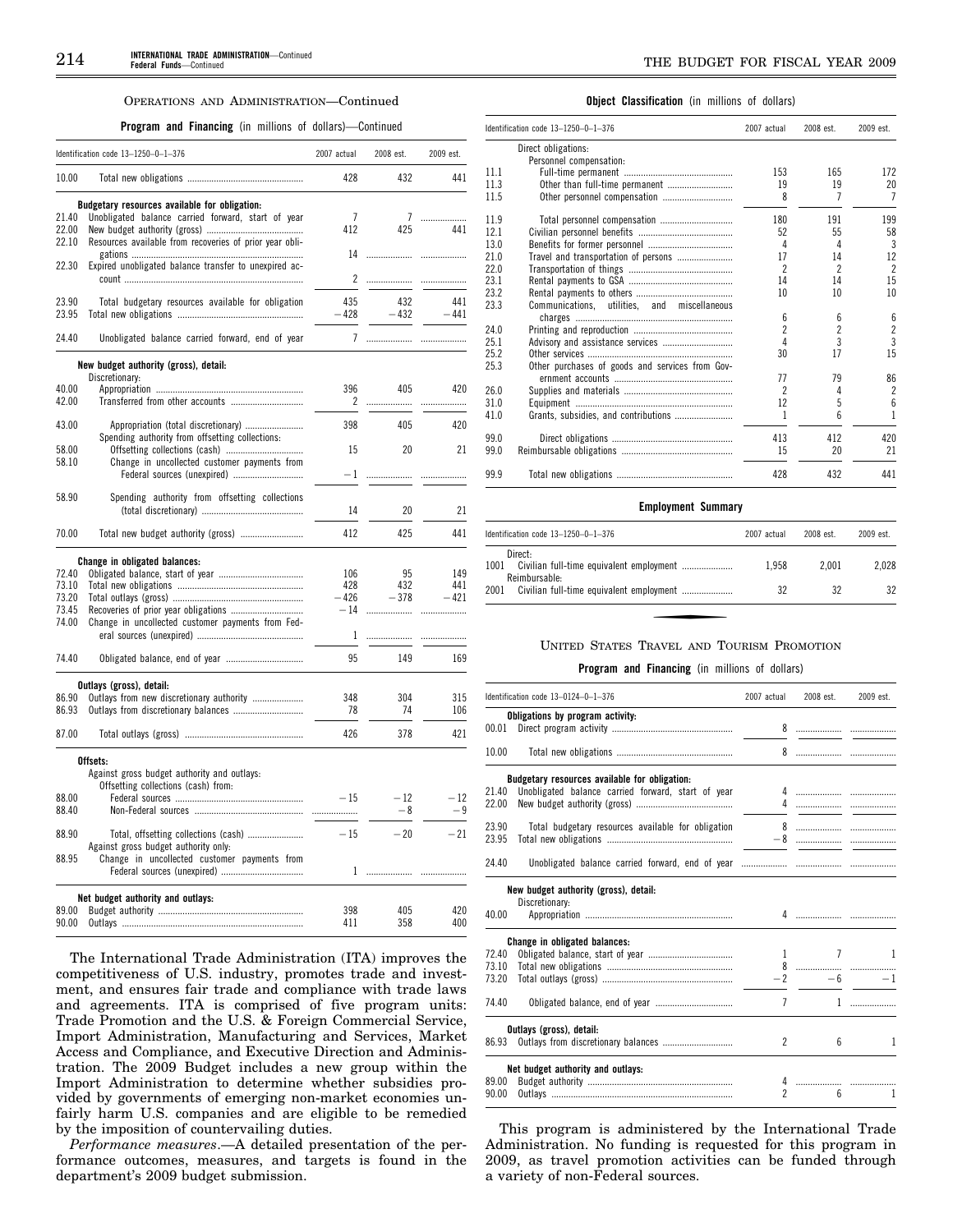OPERATIONS AND ADMINISTRATION—Continued

**Program and Financing** (in millions of dollars)—Continued

| Identification code 13–1250–0–1–376 | | 2007 actual | 2008 est. | 2009 est. |
|---|---|---|---|---|
| 10.00 | Total new obligations | 428 | 432 | 441 |
| | **Budgetary resources available for obligation:** | | | |
| 21.40 | Unobligated balance carried forward, start of year | 7 | 7 | |
| 22.00 | New budget authority (gross) | 412 | 425 | 441 |
| 22.10 | Resources available from recoveries of prior year obligations | 14 | | |
| 22.30 | Expired unobligated balance transfer to unexpired account | 2 | | |
| 23.90 | Total budgetary resources available for obligation | 435 | 432 | 441 |
| 23.95 | Total new obligations | −428 | −432 | −441 |
| 24.40 | Unobligated balance carried forward, end of year | 7 | | |
| | **New budget authority (gross), detail:** | | | |
| | Discretionary: | | | |
| 40.00 | Appropriation | 396 | 405 | 420 |
| 42.00 | Transferred from other accounts | 2 | | |
| 43.00 | Appropriation (total discretionary) | 398 | 405 | 420 |
| | Spending authority from offsetting collections: | | | |
| 58.00 | Offsetting collections (cash) | 15 | 20 | 21 |
| 58.10 | Change in uncollected customer payments from Federal sources (unexpired) | −1 | | |
| 58.90 | Spending authority from offsetting collections (total discretionary) | 14 | 20 | 21 |
| 70.00 | Total new budget authority (gross) | 412 | 425 | 441 |
| | **Change in obligated balances:** | | | |
| 72.40 | Obligated balance, start of year | 106 | 95 | 149 |
| 73.10 | Total new obligations | 428 | 432 | 441 |
| 73.20 | Total outlays (gross) | −426 | −378 | −421 |
| 73.45 | Recoveries of prior year obligations | −14 | | |
| 74.00 | Change in uncollected customer payments from Federal sources (unexpired) | 1 | | |
| 74.40 | Obligated balance, end of year | 95 | 149 | 169 |
| | **Outlays (gross), detail:** | | | |
| 86.90 | Outlays from new discretionary authority | 348 | 304 | 315 |
| 86.93 | Outlays from discretionary balances | 78 | 74 | 106 |
| 87.00 | Total outlays (gross) | 426 | 378 | 421 |
| | **Offsets:** | | | |
| | Against gross budget authority and outlays: | | | |
| | Offsetting collections (cash) from: | | | |
| 88.00 | Federal sources | −15 | −12 | −12 |
| 88.40 | Non-Federal sources | | −8 | −9 |
| 88.90 | Total, offsetting collections (cash) | −15 | −20 | −21 |
| | Against gross budget authority only: | | | |
| 88.95 | Change in uncollected customer payments from Federal sources (unexpired) | 1 | | |
| | **Net budget authority and outlays:** | | | |
| 89.00 | Budget authority | 398 | 405 | 420 |
| 90.00 | Outlays | 411 | 358 | 400 |

The International Trade Administration (ITA) improves the competitiveness of U.S. industry, promotes trade and investment, and ensures fair trade and compliance with trade laws and agreements. ITA is comprised of five program units: Trade Promotion and the U.S. & Foreign Commercial Service, Import Administration, Manufacturing and Services, Market Access and Compliance, and Executive Direction and Administration. The 2009 Budget includes a new group within the Import Administration to determine whether subsidies provided by governments of emerging non-market economies unfairly harm U.S. companies and are eligible to be remedied by the imposition of countervailing duties.

*Performance measures*.—A detailed presentation of the performance outcomes, measures, and targets is found in the department's 2009 budget submission.

**Object Classification** (in millions of dollars)

| Identification code 13–1250–0–1–376 | | 2007 actual | 2008 est. | 2009 est. |
|---|---|---|---|---|
| | Direct obligations: | | | |
| | Personnel compensation: | | | |
| 11.1 | Full-time permanent | 153 | 165 | 172 |
| 11.3 | Other than full-time permanent | 19 | 19 | 20 |
| 11.5 | Other personnel compensation | 8 | 7 | 7 |
| 11.9 | Total personnel compensation | 180 | 191 | 199 |
| 12.1 | Civilian personnel benefits | 52 | 55 | 58 |
| 13.0 | Benefits for former personnel | 4 | 4 | 3 |
| 21.0 | Travel and transportation of persons | 17 | 14 | 12 |
| 22.0 | Transportation of things | 2 | 2 | 2 |
| 23.1 | Rental payments to GSA | 14 | 14 | 15 |
| 23.2 | Rental payments to others | 10 | 10 | 10 |
| 23.3 | Communications, utilities, and miscellaneous charges | 6 | 6 | 6 |
| 24.0 | Printing and reproduction | 2 | 2 | 2 |
| 25.1 | Advisory and assistance services | 4 | 3 | 3 |
| 25.2 | Other services | 30 | 17 | 15 |
| 25.3 | Other purchases of goods and services from Government accounts | 77 | 79 | 86 |
| 26.0 | Supplies and materials | 2 | 4 | 2 |
| 31.0 | Equipment | 12 | 5 | 6 |
| 41.0 | Grants, subsidies, and contributions | 1 | 6 | 1 |
| 99.0 | Direct obligations | 413 | 412 | 420 |
| 99.0 | Reimbursable obligations | 15 | 20 | 21 |
| 99.9 | Total new obligations | 428 | 432 | 441 |

**Employment Summary**

| Identification code 13–1250–0–1–376 | | 2007 actual | 2008 est. | 2009 est. |
|---|---|---|---|---|
| | Direct: | | | |
| 1001 | Civilian full-time equivalent employment | 1,958 | 2,001 | 2,028 |
| | Reimbursable: | | | |
| 2001 | Civilian full-time equivalent employment | 32 | 32 | 32 |

UNITED STATES TRAVEL AND TOURISM PROMOTION

**Program and Financing** (in millions of dollars)

| Identification code 13–0124–0–1–376 | | 2007 actual | 2008 est. | 2009 est. |
|---|---|---|---|---|
| | **Obligations by program activity:** | | | |
| 00.01 | Direct program activity | 8 | | |
| 10.00 | Total new obligations | 8 | | |
| | **Budgetary resources available for obligation:** | | | |
| 21.40 | Unobligated balance carried forward, start of year | 4 | | |
| 22.00 | New budget authority (gross) | 4 | | |
| 23.90 | Total budgetary resources available for obligation | 8 | | |
| 23.95 | Total new obligations | −8 | | |
| 24.40 | Unobligated balance carried forward, end of year | | | |
| | **New budget authority (gross), detail:** | | | |
| | Discretionary: | | | |
| 40.00 | Appropriation | 4 | | |
| | **Change in obligated balances:** | | | |
| 72.40 | Obligated balance, start of year | 1 | 7 | 1 |
| 73.10 | Total new obligations | 8 | | |
| 73.20 | Total outlays (gross) | −2 | −6 | −1 |
| 74.40 | Obligated balance, end of year | 7 | 1 | |
| | **Outlays (gross), detail:** | | | |
| 86.93 | Outlays from discretionary balances | 2 | 6 | 1 |
| | **Net budget authority and outlays:** | | | |
| 89.00 | Budget authority | 4 | | |
| 90.00 | Outlays | 2 | 6 | 1 |

This program is administered by the International Trade Administration. No funding is requested for this program in 2009, as travel promotion activities can be funded through a variety of non-Federal sources.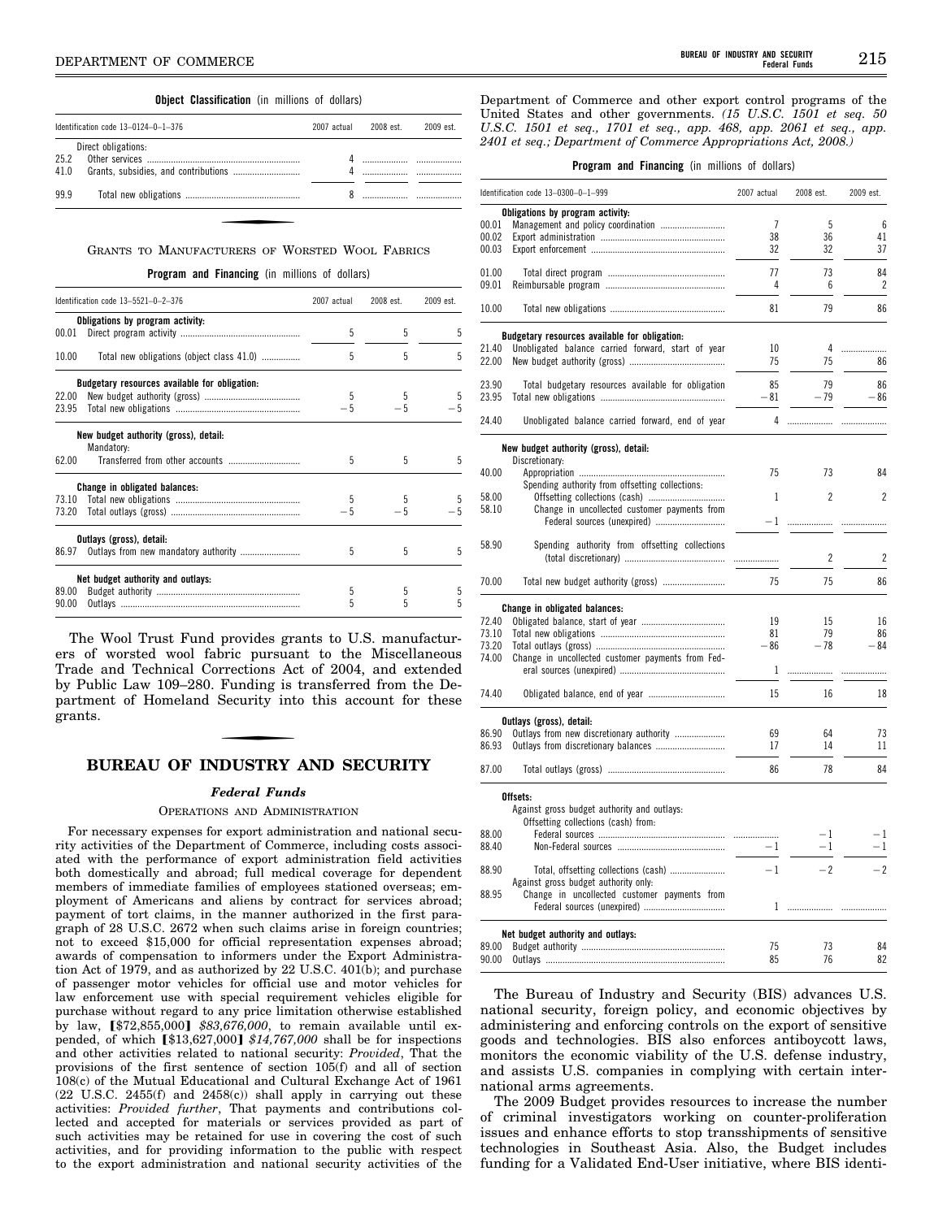**Object Classification** (in millions of dollars)

| Identification code 13–0124–0–1–376 | 2007 actual | 2008 est. | 2009 est. |
|---|---|---|---|
| Direct obligations: | | | |
| 25.2 Other services | 4 | | |
| 41.0 Grants, subsidies, and contributions | 4 | | |
| 99.9 Total new obligations | 8 | | |

GRANTS TO MANUFACTURERS OF WORSTED WOOL FABRICS

**Program and Financing** (in millions of dollars)

| Identification code 13–5521–0–2–376 | 2007 actual | 2008 est. | 2009 est. |
|---|---|---|---|
| **Obligations by program activity:** | | | |
| 00.01 Direct program activity | 5 | 5 | 5 |
| 10.00 Total new obligations (object class 41.0) | 5 | 5 | 5 |
| **Budgetary resources available for obligation:** | | | |
| 22.00 New budget authority (gross) | 5 | 5 | 5 |
| 23.95 Total new obligations | −5 | −5 | −5 |
| **New budget authority (gross), detail:** | | | |
| Mandatory: | | | |
| 62.00 Transferred from other accounts | 5 | 5 | 5 |
| **Change in obligated balances:** | | | |
| 73.10 Total new obligations | 5 | 5 | 5 |
| 73.20 Total outlays (gross) | −5 | −5 | −5 |
| **Outlays (gross), detail:** | | | |
| 86.97 Outlays from new mandatory authority | 5 | 5 | 5 |
| **Net budget authority and outlays:** | | | |
| 89.00 Budget authority | 5 | 5 | 5 |
| 90.00 Outlays | 5 | 5 | 5 |

The Wool Trust Fund provides grants to U.S. manufacturers of worsted wool fabric pursuant to the Miscellaneous Trade and Technical Corrections Act of 2004, and extended by Public Law 109–280. Funding is transferred from the Department of Homeland Security into this account for these grants.

# BUREAU OF INDUSTRY AND SECURITY

### *Federal Funds*

OPERATIONS AND ADMINISTRATION

For necessary expenses for export administration and national security activities of the Department of Commerce, including costs associated with the performance of export administration field activities both domestically and abroad; full medical coverage for dependent members of immediate families of employees stationed overseas; employment of Americans and aliens by contract for services abroad; payment of tort claims, in the manner authorized in the first paragraph of 28 U.S.C. 2672 when such claims arise in foreign countries; not to exceed $15,000 for official representation expenses abroad; awards of compensation to informers under the Export Administration Act of 1979, and as authorized by 22 U.S.C. 401(b); and purchase of passenger motor vehicles for official use and motor vehicles for law enforcement use with special requirement vehicles eligible for purchase without regard to any price limitation otherwise established by law, [$72,855,000] *$83,676,000*, to remain available until expended, of which [$13,627,000] *$14,767,000* shall be for inspections and other activities related to national security: *Provided*, That the provisions of the first sentence of section 105(f) and all of section 108(c) of the Mutual Educational and Cultural Exchange Act of 1961 (22 U.S.C. 2455(f) and 2458(c)) shall apply in carrying out these activities: *Provided further*, That payments and contributions collected and accepted for materials or services provided as part of such activities may be retained for use in covering the cost of such activities, and for providing information to the public with respect to the export administration and national security activities of the Department of Commerce and other export control programs of the United States and other governments. *(15 U.S.C. 1501 et seq. 50 U.S.C. 1501 et seq., 1701 et seq., app. 468, app. 2061 et seq., app. 2401 et seq.; Department of Commerce Appropriations Act, 2008.)*

**Program and Financing** (in millions of dollars)

| Identification code 13–0300–0–1–999 | 2007 actual | 2008 est. | 2009 est. |
|---|---|---|---|
| **Obligations by program activity:** | | | |
| 00.01 Management and policy coordination | 7 | 5 | 6 |
| 00.02 Export administration | 38 | 36 | 41 |
| 00.03 Export enforcement | 32 | 32 | 37 |
| 01.00 Total direct program | 77 | 73 | 84 |
| 09.01 Reimbursable program | 4 | 6 | 2 |
| 10.00 Total new obligations | 81 | 79 | 86 |
| **Budgetary resources available for obligation:** | | | |
| 21.40 Unobligated balance carried forward, start of year | 10 | 4 | |
| 22.00 New budget authority (gross) | 75 | 75 | 86 |
| 23.90 Total budgetary resources available for obligation | 85 | 79 | 86 |
| 23.95 Total new obligations | −81 | −79 | −86 |
| 24.40 Unobligated balance carried forward, end of year | 4 | | |
| **New budget authority (gross), detail:** | | | |
| Discretionary: | | | |
| 40.00 Appropriation | 75 | 73 | 84 |
| Spending authority from offsetting collections: | | | |
| 58.00 Offsetting collections (cash) | 1 | 2 | 2 |
| 58.10 Change in uncollected customer payments from Federal sources (unexpired) | −1 | | |
| 58.90 Spending authority from offsetting collections (total discretionary) | | 2 | 2 |
| 70.00 Total new budget authority (gross) | 75 | 75 | 86 |
| **Change in obligated balances:** | | | |
| 72.40 Obligated balance, start of year | 19 | 15 | 16 |
| 73.10 Total new obligations | 81 | 79 | 86 |
| 73.20 Total outlays (gross) | −86 | −78 | −84 |
| 74.00 Change in uncollected customer payments from Federal sources (unexpired) | 1 | | |
| 74.40 Obligated balance, end of year | 15 | 16 | 18 |
| **Outlays (gross), detail:** | | | |
| 86.90 Outlays from new discretionary authority | 69 | 64 | 73 |
| 86.93 Outlays from discretionary balances | 17 | 14 | 11 |
| 87.00 Total outlays (gross) | 86 | 78 | 84 |
| **Offsets:** | | | |
| Against gross budget authority and outlays: | | | |
| Offsetting collections (cash) from: | | | |
| 88.00 Federal sources | | −1 | −1 |
| 88.40 Non-Federal sources | −1 | −1 | −1 |
| 88.90 Total, offsetting collections (cash) | −1 | −2 | −2 |
| Against gross budget authority only: | | | |
| 88.95 Change in uncollected customer payments from Federal sources (unexpired) | 1 | | |
| **Net budget authority and outlays:** | | | |
| 89.00 Budget authority | 75 | 73 | 84 |
| 90.00 Outlays | 85 | 76 | 82 |

The Bureau of Industry and Security (BIS) advances U.S. national security, foreign policy, and economic objectives by administering and enforcing controls on the export of sensitive goods and technologies. BIS also enforces antiboycott laws, monitors the economic viability of the U.S. defense industry, and assists U.S. companies in complying with certain international arms agreements.

The 2009 Budget provides resources to increase the number of criminal investigators working on counter-proliferation issues and enhance efforts to stop transshipments of sensitive technologies in Southeast Asia. Also, the Budget includes funding for a Validated End-User initiative, where BIS identi-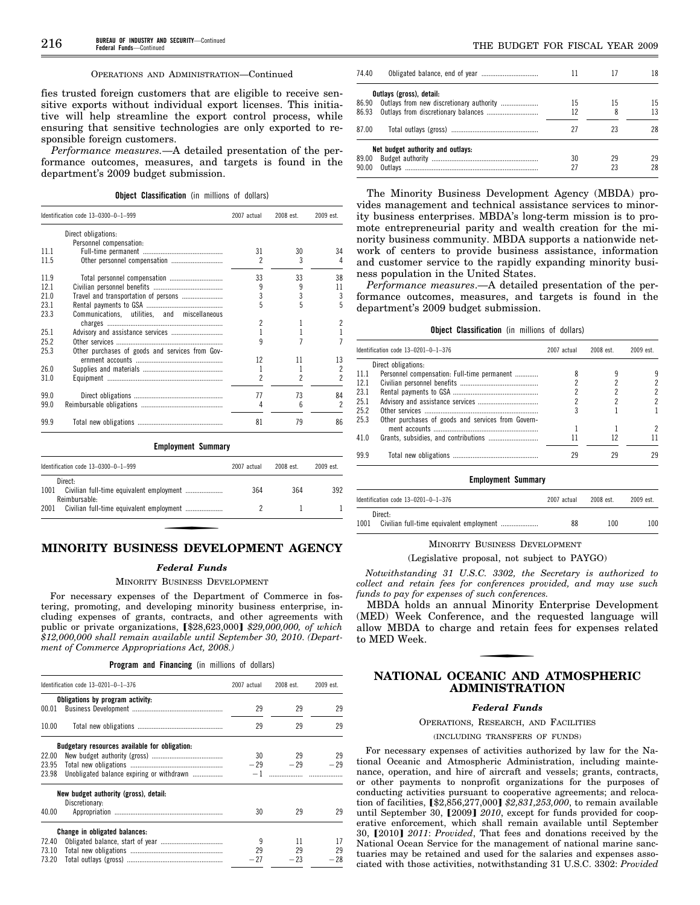OPERATIONS AND ADMINISTRATION—Continued

fies trusted foreign customers that are eligible to receive sensitive exports without individual export licenses. This initiative will help streamline the export control process, while ensuring that sensitive technologies are only exported to responsible foreign customers.

*Performance measures.*—A detailed presentation of the performance outcomes, measures, and targets is found in the department's 2009 budget submission.

**Object Classification** (in millions of dollars)

| Identification code 13–0300–0–1–999 | | 2007 actual | 2008 est. | 2009 est. |
|---|---|---|---|---|
| | Direct obligations: | | | |
| | Personnel compensation: | | | |
| 11.1 | Full-time permanent | 31 | 30 | 34 |
| 11.5 | Other personnel compensation | 2 | 3 | 4 |
| 11.9 | Total personnel compensation | 33 | 33 | 38 |
| 12.1 | Civilian personnel benefits | 9 | 9 | 11 |
| 21.0 | Travel and transportation of persons | 3 | 3 | 3 |
| 23.1 | Rental payments to GSA | 5 | 5 | 5 |
| 23.3 | Communications, utilities, and miscellaneous charges | 2 | 1 | 2 |
| 25.1 | Advisory and assistance services | 1 | 1 | 1 |
| 25.2 | Other services | 9 | 7 | 7 |
| 25.3 | Other purchases of goods and services from Government accounts | 12 | 11 | 13 |
| 26.0 | Supplies and materials | 1 | 1 | 2 |
| 31.0 | Equipment | 2 | 2 | 2 |
| 99.0 | Direct obligations | 77 | 73 | 84 |
| 99.0 | Reimbursable obligations | 4 | 6 | 2 |
| 99.9 | Total new obligations | 81 | 79 | 86 |

**Employment Summary**

| Identification code 13–0300–0–1–999 | | 2007 actual | 2008 est. | 2009 est. |
|---|---|---|---|---|
| | Direct: | | | |
| 1001 | Civilian full-time equivalent employment | 364 | 364 | 392 |
| | Reimbursable: | | | |
| 2001 | Civilian full-time equivalent employment | 2 | 1 | 1 |

## MINORITY BUSINESS DEVELOPMENT AGENCY

### *Federal Funds*

MINORITY BUSINESS DEVELOPMENT

For necessary expenses of the Department of Commerce in fostering, promoting, and developing minority business enterprise, including expenses of grants, contracts, and other agreements with public or private organizations, 【$28,623,000】 *$29,000,000, of which $12,000,000 shall remain available until September 30, 2010*. *(Department of Commerce Appropriations Act, 2008.)*

**Program and Financing** (in millions of dollars)

| Identification code 13–0201–0–1–376 | | 2007 actual | 2008 est. | 2009 est. |
|---|---|---|---|---|
| | **Obligations by program activity:** | | | |
| 00.01 | Business Development | 29 | 29 | 29 |
| 10.00 | Total new obligations | 29 | 29 | 29 |
| | **Budgetary resources available for obligation:** | | | |
| 22.00 | New budget authority (gross) | 30 | 29 | 29 |
| 23.95 | Total new obligations | −29 | −29 | −29 |
| 23.98 | Unobligated balance expiring or withdrawn | −1 | | |
| | **New budget authority (gross), detail:** | | | |
| | Discretionary: | | | |
| 40.00 | Appropriation | 30 | 29 | 29 |
| | **Change in obligated balances:** | | | |
| 72.40 | Obligated balance, start of year | 9 | 11 | 17 |
| 73.10 | Total new obligations | 29 | 29 | 29 |
| 73.20 | Total outlays (gross) | −27 | −23 | −28 |
| 74.40 | Obligated balance, end of year | 11 | 17 | 18 |
| | **Outlays (gross), detail:** | | | |
| 86.90 | Outlays from new discretionary authority | 15 | 15 | 15 |
| 86.93 | Outlays from discretionary balances | 12 | 8 | 13 |
| 87.00 | Total outlays (gross) | 27 | 23 | 28 |
| | **Net budget authority and outlays:** | | | |
| 89.00 | Budget authority | 30 | 29 | 29 |
| 90.00 | Outlays | 27 | 23 | 28 |

The Minority Business Development Agency (MBDA) provides management and technical assistance services to minority business enterprises. MBDA's long-term mission is to promote entrepreneurial parity and wealth creation for the minority business community. MBDA supports a nationwide network of centers to provide business assistance, information and customer service to the rapidly expanding minority business population in the United States.

*Performance measures*.—A detailed presentation of the performance outcomes, measures, and targets is found in the department's 2009 budget submission.

**Object Classification** (in millions of dollars)

| Identification code 13–0201–0–1–376 | | 2007 actual | 2008 est. | 2009 est. |
|---|---|---|---|---|
| | Direct obligations: | | | |
| 11.1 | Personnel compensation: Full-time permanent | 8 | 9 | 9 |
| 12.1 | Civilian personnel benefits | 2 | 2 | 2 |
| 23.1 | Rental payments to GSA | 2 | 2 | 2 |
| 25.1 | Advisory and assistance services | 2 | 2 | 2 |
| 25.2 | Other services | 3 | 1 | 1 |
| 25.3 | Other purchases of goods and services from Government accounts | 1 | 1 | 2 |
| 41.0 | Grants, subsidies, and contributions | 11 | 12 | 11 |
| 99.9 | Total new obligations | 29 | 29 | 29 |

**Employment Summary**

| Identification code 13–0201–0–1–376 | | 2007 actual | 2008 est. | 2009 est. |
|---|---|---|---|---|
| | Direct: | | | |
| 1001 | Civilian full-time equivalent employment | 88 | 100 | 100 |

MINORITY BUSINESS DEVELOPMENT

(Legislative proposal, not subject to PAYGO)

*Notwithstanding 31 U.S.C. 3302, the Secretary is authorized to collect and retain fees for conferences provided, and may use such funds to pay for expenses of such conferences.*

MBDA holds an annual Minority Enterprise Development (MED) Week Conference, and the requested language will allow MBDA to charge and retain fees for expenses related to MED Week.

## NATIONAL OCEANIC AND ATMOSPHERIC ADMINISTRATION

### *Federal Funds*

OPERATIONS, RESEARCH, AND FACILITIES

(INCLUDING TRANSFERS OF FUNDS)

For necessary expenses of activities authorized by law for the National Oceanic and Atmospheric Administration, including maintenance, operation, and hire of aircraft and vessels; grants, contracts, or other payments to nonprofit organizations for the purposes of conducting activities pursuant to cooperative agreements; and relocation of facilities, 【$2,856,277,000】 *$2,831,253,000*, to remain available until September 30, 【2009】 *2010*, except for funds provided for cooperative enforcement, which shall remain available until September 30, 【2010】 *2011*: *Provided*, That fees and donations received by the National Ocean Service for the management of national marine sanctuaries may be retained and used for the salaries and expenses associated with those activities, notwithstanding 31 U.S.C. 3302: *Provided*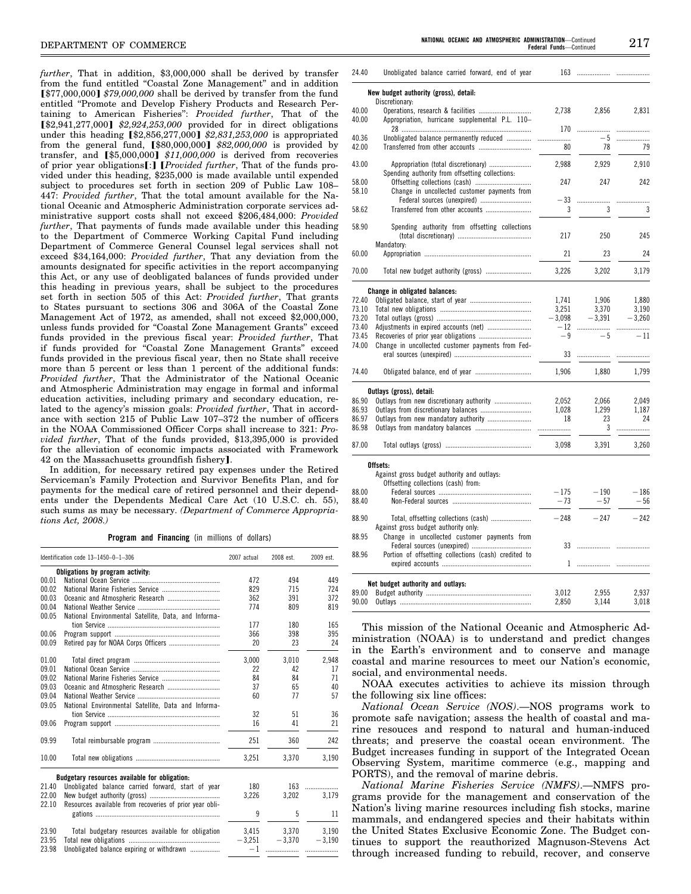*further*, That in addition, $3,000,000 shall be derived by transfer from the fund entitled "Coastal Zone Management" and in addition [$77,000,000] *$79,000,000* shall be derived by transfer from the fund entitled "Promote and Develop Fishery Products and Research Pertaining to American Fisheries": *Provided further*, That of the [$2,941,277,000] *$2,924,253,000* provided for in direct obligations under this heading [$2,856,277,000] *$2,831,253,000* is appropriated from the general fund, [$80,000,000] *$82,000,000* is provided by transfer, and [$5,000,000] *$11,000,000* is derived from recoveries of prior year obligations[:] [*Provided further*, That of the funds provided under this heading, $235,000 is made available until expended subject to procedures set forth in section 209 of Public Law 108–447: *Provided further*, That the total amount available for the National Oceanic and Atmospheric Administration corporate services administrative support costs shall not exceed $206,484,000: *Provided further*, That payments of funds made available under this heading to the Department of Commerce Working Capital Fund including Department of Commerce General Counsel legal services shall not exceed $34,164,000: *Provided further*, That any deviation from the amounts designated for specific activities in the report accompanying this Act, or any use of deobligated balances of funds provided under this heading in previous years, shall be subject to the procedures set forth in section 505 of this Act: *Provided further*, That grants to States pursuant to sections 306 and 306A of the Coastal Zone Management Act of 1972, as amended, shall not exceed $2,000,000, unless funds provided for "Coastal Zone Management Grants" exceed funds provided in the previous fiscal year: *Provided further*, That if funds provided for "Coastal Zone Management Grants" exceed funds provided in the previous fiscal year, then no State shall receive more than 5 percent or less than 1 percent of the additional funds: *Provided further*, That the Administrator of the National Oceanic and Atmospheric Administration may engage in formal and informal education activities, including primary and secondary education, related to the agency's mission goals: *Provided further*, That in accordance with section 215 of Public Law 107–372 the number of officers in the NOAA Commissioned Officer Corps shall increase to 321: *Provided further*, That of the funds provided, $13,395,000 is provided for the alleviation of economic impacts associated with Framework 42 on the Massachusetts groundfish fishery].

In addition, for necessary retired pay expenses under the Retired Serviceman's Family Protection and Survivor Benefits Plan, and for payments for the medical care of retired personnel and their dependents under the Dependents Medical Care Act (10 U.S.C. ch. 55), such sums as may be necessary. *(Department of Commerce Appropriations Act, 2008.)*

**Program and Financing** (in millions of dollars)

| Identification code 13–1450–0–1–306 | | 2007 actual | 2008 est. | 2009 est. |
|---|---|---|---|---|
| | **Obligations by program activity:** | | | |
| 00.01 | National Ocean Service | 472 | 494 | 449 |
| 00.02 | National Marine Fisheries Service | 829 | 715 | 724 |
| 00.03 | Oceanic and Atmospheric Research | 362 | 391 | 372 |
| 00.04 | National Weather Service | 774 | 809 | 819 |
| 00.05 | National Environmental Satellite, Data, and Information Service | 177 | 180 | 165 |
| 00.06 | Program support | 366 | 398 | 395 |
| 00.09 | Retired pay for NOAA Corps Officers | 20 | 23 | 24 |
| 01.00 | Total direct program | 3,000 | 3,010 | 2,948 |
| 09.01 | National Ocean Service | 22 | 42 | 17 |
| 09.02 | National Marine Fisheries Service | 84 | 84 | 71 |
| 09.03 | Oceanic and Atmospheric Research | 37 | 65 | 40 |
| 09.04 | National Weather Service | 60 | 77 | 57 |
| 09.05 | National Environmental Satellite, Data and Information Service | 32 | 51 | 36 |
| 09.06 | Program support | 16 | 41 | 21 |
| 09.99 | Total reimbursable program | 251 | 360 | 242 |
| 10.00 | Total new obligations | 3,251 | 3,370 | 3,190 |
| | **Budgetary resources available for obligation:** | | | |
| 21.40 | Unobligated balance carried forward, start of year | 180 | 163 | |
| 22.00 | New budget authority (gross) | 3,226 | 3,202 | 3,179 |
| 22.10 | Resources available from recoveries of prior year obligations | 9 | 5 | 11 |
| 23.90 | Total budgetary resources available for obligation | 3,415 | 3,370 | 3,190 |
| 23.95 | Total new obligations | −3,251 | −3,370 | −3,190 |
| 23.98 | Unobligated balance expiring or withdrawn | −1 | | |
| 24.40 | Unobligated balance carried forward, end of year | 163 | | |
| | **New budget authority (gross), detail:** | | | |
| | Discretionary: | | | |
| 40.00 | Operations, research & facilities | 2,738 | 2,856 | 2,831 |
| 40.00 | Appropriation, hurricane supplemental P.L. 110–28 | 170 | | |
| 40.36 | Unobligated balance permanently reduced | | −5 | |
| 42.00 | Transferred from other accounts | 80 | 78 | 79 |
| 43.00 | Appropriation (total discretionary) | 2,988 | 2,929 | 2,910 |
| | Spending authority from offsetting collections: | | | |
| 58.00 | Offsetting collections (cash) | 247 | 247 | 242 |
| 58.10 | Change in uncollected customer payments from Federal sources (unexpired) | −33 | | |
| 58.62 | Transferred from other accounts | 3 | 3 | 3 |
| 58.90 | Spending authority from offsetting collections (total discretionary) | 217 | 250 | 245 |
| | Mandatory: | | | |
| 60.00 | Appropriation | 21 | 23 | 24 |
| 70.00 | Total new budget authority (gross) | 3,226 | 3,202 | 3,179 |
| | **Change in obligated balances:** | | | |
| 72.40 | Obligated balance, start of year | 1,741 | 1,906 | 1,880 |
| 73.10 | Total new obligations | 3,251 | 3,370 | 3,190 |
| 73.20 | Total outlays (gross) | −3,098 | −3,391 | −3,260 |
| 73.40 | Adjustments in expired accounts (net) | −12 | | |
| 73.45 | Recoveries of prior year obligations | −9 | −5 | −11 |
| 74.00 | Change in uncollected customer payments from Federal sources (unexpired) | 33 | | |
| 74.40 | Obligated balance, end of year | 1,906 | 1,880 | 1,799 |
| | **Outlays (gross), detail:** | | | |
| 86.90 | Outlays from new discretionary authority | 2,052 | 2,066 | 2,049 |
| 86.93 | Outlays from discretionary balances | 1,028 | 1,299 | 1,187 |
| 86.97 | Outlays from new mandatory authority | 18 | 23 | 24 |
| 86.98 | Outlays from mandatory balances | | 3 | |
| 87.00 | Total outlays (gross) | 3,098 | 3,391 | 3,260 |
| | **Offsets:** | | | |
| | Against gross budget authority and outlays: | | | |
| | Offsetting collections (cash) from: | | | |
| 88.00 | Federal sources | −175 | −190 | −186 |
| 88.40 | Non-Federal sources | −73 | −57 | −56 |
| 88.90 | Total, offsetting collections (cash) | −248 | −247 | −242 |
| | Against gross budget authority only: | | | |
| 88.95 | Change in uncollected customer payments from Federal sources (unexpired) | 33 | | |
| 88.96 | Portion of offsetting collections (cash) credited to expired accounts | 1 | | |
| | **Net budget authority and outlays:** | | | |
| 89.00 | Budget authority | 3,012 | 2,955 | 2,937 |
| 90.00 | Outlays | 2,850 | 3,144 | 3,018 |

This mission of the National Oceanic and Atmospheric Administration (NOAA) is to understand and predict changes in the Earth's environment and to conserve and manage coastal and marine resources to meet our Nation's economic, social, and environmental needs.

NOAA executes activities to achieve its mission through the following six line offices:

*National Ocean Service (NOS)*.—NOS programs work to promote safe navigation; assess the health of coastal and marine resouces and respond to natural and human-induced threats; and preserve the coastal ocean environment. The Budget increases funding in support of the Integrated Ocean Observing System, maritime commerce (e.g., mapping and PORTS), and the removal of marine debris.

*National Marine Fisheries Service (NMFS)*.—NMFS programs provide for the management and conservation of the Nation's living marine resources including fish stocks, marine mammals, and endangered species and their habitats within the United States Exclusive Economic Zone. The Budget continues to support the reauthorized Magnuson-Stevens Act through increased funding to rebuild, recover, and conserve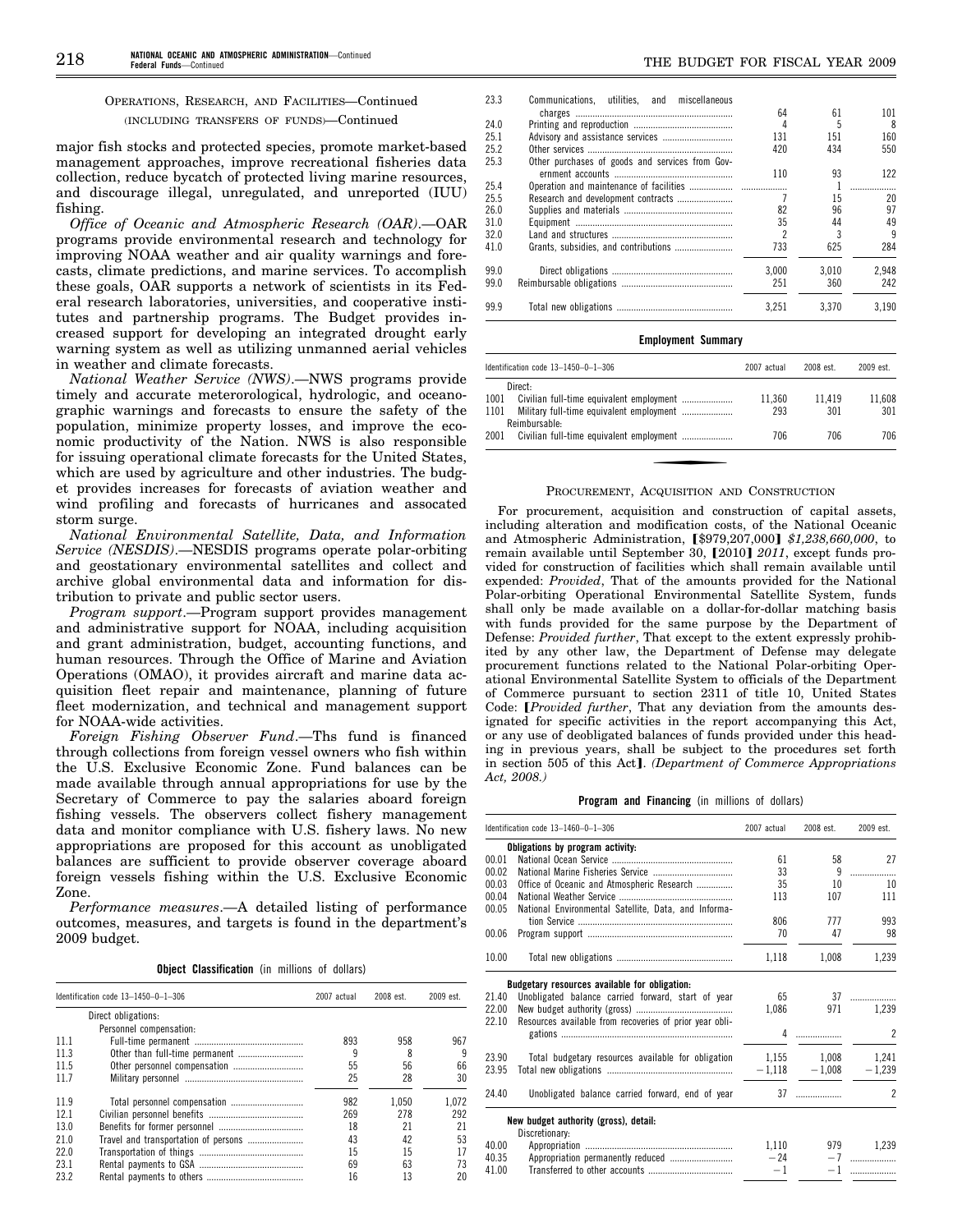OPERATIONS, RESEARCH, AND FACILITIES—Continued

(INCLUDING TRANSFERS OF FUNDS)—Continued

major fish stocks and protected species, promote market-based management approaches, improve recreational fisheries data collection, reduce bycatch of protected living marine resources, and discourage illegal, unregulated, and unreported (IUU) fishing.

*Office of Oceanic and Atmospheric Research (OAR)*.—OAR programs provide environmental research and technology for improving NOAA weather and air quality warnings and forecasts, climate predictions, and marine services. To accomplish these goals, OAR supports a network of scientists in its Federal research laboratories, universities, and cooperative institutes and partnership programs. The Budget provides increased support for developing an integrated drought early warning system as well as utilizing unmanned aerial vehicles in weather and climate forecasts.

*National Weather Service (NWS)*.—NWS programs provide timely and accurate meterorological, hydrologic, and oceanographic warnings and forecasts to ensure the safety of the population, minimize property losses, and improve the economic productivity of the Nation. NWS is also responsible for issuing operational climate forecasts for the United States, which are used by agriculture and other industries. The budget provides increases for forecasts of aviation weather and wind profiling and forecasts of hurricanes and assocated storm surge.

*National Environmental Satellite, Data, and Information Service (NESDIS)*.—NESDIS programs operate polar-orbiting and geostationary environmental satellites and collect and archive global environmental data and information for distribution to private and public sector users.

*Program support*.—Program support provides management and administrative support for NOAA, including acquisition and grant administration, budget, accounting functions, and human resources. Through the Office of Marine and Aviation Operations (OMAO), it provides aircraft and marine data acquisition fleet repair and maintenance, planning of future fleet modernization, and technical and management support for NOAA-wide activities.

*Foreign Fishing Observer Fund*.—Ths fund is financed through collections from foreign vessel owners who fish within the U.S. Exclusive Economic Zone. Fund balances can be made available through annual appropriations for use by the Secretary of Commerce to pay the salaries aboard foreign fishing vessels. The observers collect fishery management data and monitor compliance with U.S. fishery laws. No new appropriations are proposed for this account as unobligated balances are sufficient to provide observer coverage aboard foreign vessels fishing within the U.S. Exclusive Economic Zone.

*Performance measures*.—A detailed listing of performance outcomes, measures, and targets is found in the department's 2009 budget.

**Object Classification** (in millions of dollars)

| Identification code 13–1450–0–1–306 | | 2007 actual | 2008 est. | 2009 est. |
|---|---|---|---|---|
| | Direct obligations: | | | |
| | Personnel compensation: | | | |
| 11.1 | Full-time permanent | 893 | 958 | 967 |
| 11.3 | Other than full-time permanent | 9 | 8 | 9 |
| 11.5 | Other personnel compensation | 55 | 56 | 66 |
| 11.7 | Military personnel | 25 | 28 | 30 |
| 11.9 | Total personnel compensation | 982 | 1,050 | 1,072 |
| 12.1 | Civilian personnel benefits | 269 | 278 | 292 |
| 13.0 | Benefits for former personnel | 18 | 21 | 21 |
| 21.0 | Travel and transportation of persons | 43 | 42 | 53 |
| 22.0 | Transportation of things | 15 | 15 | 17 |
| 23.1 | Rental payments to GSA | 69 | 63 | 73 |
| 23.2 | Rental payments to others | 16 | 13 | 20 |
| 23.3 | Communications, utilities, and miscellaneous charges | 64 | 61 | 101 |
| 24.0 | Printing and reproduction | 4 | 5 | 8 |
| 25.1 | Advisory and assistance services | 131 | 151 | 160 |
| 25.2 | Other services | 420 | 434 | 550 |
| 25.3 | Other purchases of goods and services from Government accounts | 110 | 93 | 122 |
| 25.4 | Operation and maintenance of facilities | | 1 | |
| 25.5 | Research and development contracts | 7 | 15 | 20 |
| 26.0 | Supplies and materials | 82 | 96 | 97 |
| 31.0 | Equipment | 35 | 44 | 49 |
| 32.0 | Land and structures | 2 | 3 | 9 |
| 41.0 | Grants, subsidies, and contributions | 733 | 625 | 284 |
| 99.0 | Direct obligations | 3,000 | 3,010 | 2,948 |
| 99.0 | Reimbursable obligations | 251 | 360 | 242 |
| 99.9 | Total new obligations | 3,251 | 3,370 | 3,190 |

**Employment Summary**

| Identification code 13–1450–0–1–306 | | 2007 actual | 2008 est. | 2009 est. |
|---|---|---|---|---|
| | Direct: | | | |
| 1001 | Civilian full-time equivalent employment | 11,360 | 11,419 | 11,608 |
| 1101 | Military full-time equivalent employment | 293 | 301 | 301 |
| | Reimbursable: | | | |
| 2001 | Civilian full-time equivalent employment | 706 | 706 | 706 |

PROCUREMENT, ACQUISITION AND CONSTRUCTION

For procurement, acquisition and construction of capital assets, including alteration and modification costs, of the National Oceanic and Atmospheric Administration, [$979,207,000] *$1,238,660,000*, to remain available until September 30, [2010] *2011*, except funds provided for construction of facilities which shall remain available until expended: *Provided*, That of the amounts provided for the National Polar-orbiting Operational Environmental Satellite System, funds shall only be made available on a dollar-for-dollar matching basis with funds provided for the same purpose by the Department of Defense: *Provided further*, That except to the extent expressly prohibited by any other law, the Department of Defense may delegate procurement functions related to the National Polar-orbiting Operational Environmental Satellite System to officials of the Department of Commerce pursuant to section 2311 of title 10, United States Code: [*Provided further*, That any deviation from the amounts designated for specific activities in the report accompanying this Act, or any use of deobligated balances of funds provided under this heading in previous years, shall be subject to the procedures set forth in section 505 of this Act]. *(Department of Commerce Appropriations Act, 2008.)*

**Program and Financing** (in millions of dollars)

| Identification code 13–1460–0–1–306 | | 2007 actual | 2008 est. | 2009 est. |
|---|---|---|---|---|
| | **Obligations by program activity:** | | | |
| 00.01 | National Ocean Service | 61 | 58 | 27 |
| 00.02 | National Marine Fisheries Service | 33 | 9 | |
| 00.03 | Office of Oceanic and Atmospheric Research | 35 | 10 | 10 |
| 00.04 | National Weather Service | 113 | 107 | 111 |
| 00.05 | National Environmental Satellite, Data, and Information Service | 806 | 777 | 993 |
| 00.06 | Program support | 70 | 47 | 98 |
| 10.00 | Total new obligations | 1,118 | 1,008 | 1,239 |
| | **Budgetary resources available for obligation:** | | | |
| 21.40 | Unobligated balance carried forward, start of year | 65 | 37 | |
| 22.00 | New budget authority (gross) | 1,086 | 971 | 1,239 |
| 22.10 | Resources available from recoveries of prior year obligations | 4 | | 2 |
| 23.90 | Total budgetary resources available for obligation | 1,155 | 1,008 | 1,241 |
| 23.95 | Total new obligations | −1,118 | −1,008 | −1,239 |
| 24.40 | Unobligated balance carried forward, end of year | 37 | | 2 |
| | **New budget authority (gross), detail:** | | | |
| | Discretionary: | | | |
| 40.00 | Appropriation | 1,110 | 979 | 1,239 |
| 40.35 | Appropriation permanently reduced | −24 | −7 | |
| 41.00 | Transferred to other accounts | −1 | −1 | |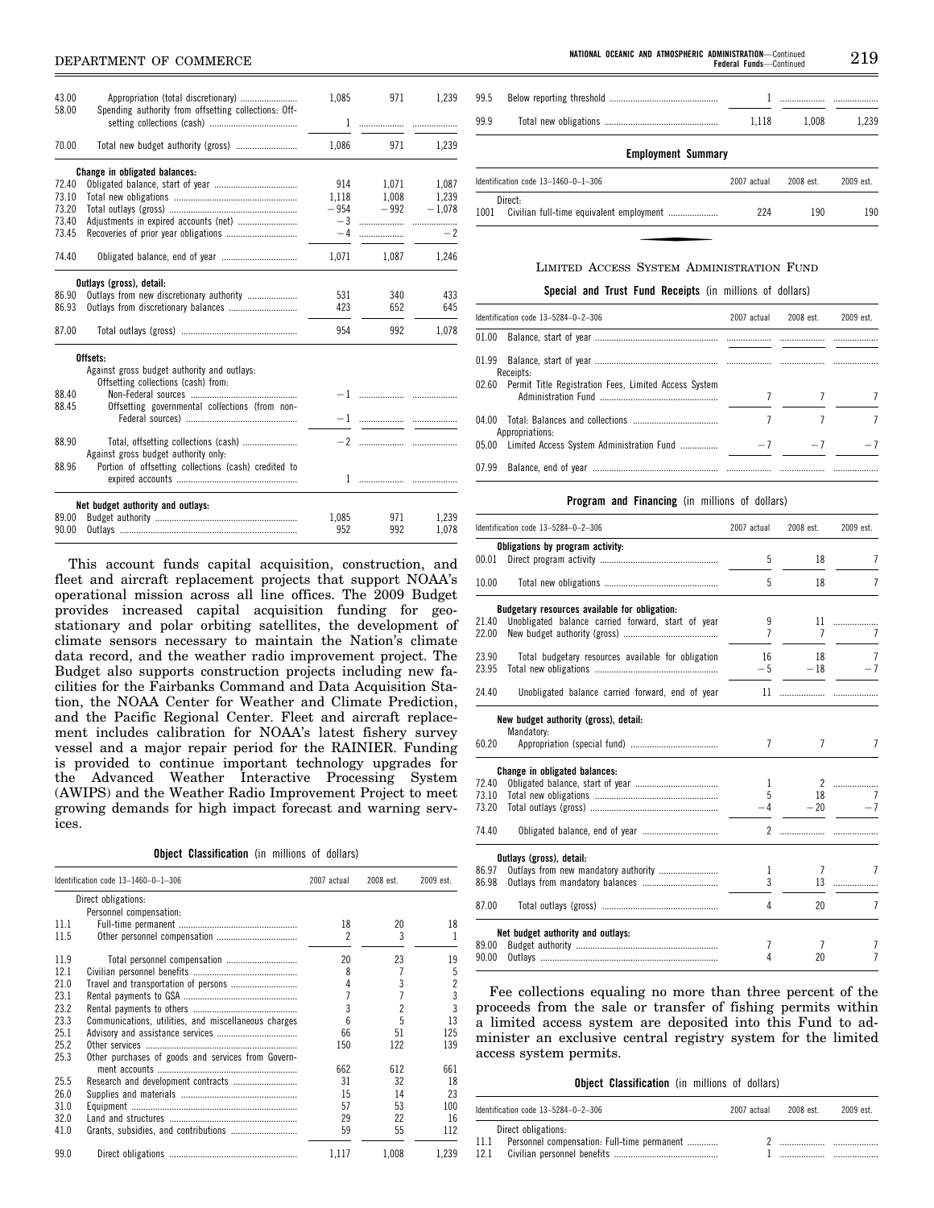| | | 2007 actual | 2008 est. | 2009 est. |
|---|---|---|---|---|
| 43.00 | Appropriation (total discretionary) | 1,085 | 971 | 1,239 |
| 58.00 | Spending authority from offsetting collections: Offsetting collections (cash) | 1 | | |
| 70.00 | Total new budget authority (gross) | 1,086 | 971 | 1,239 |
| | **Change in obligated balances:** | | | |
| 72.40 | Obligated balance, start of year | 914 | 1,071 | 1,087 |
| 73.10 | Total new obligations | 1,118 | 1,008 | 1,239 |
| 73.20 | Total outlays (gross) | −954 | −992 | −1,078 |
| 73.40 | Adjustments in expired accounts (net) | −3 | | |
| 73.45 | Recoveries of prior year obligations | −4 | | −2 |
| 74.40 | Obligated balance, end of year | 1,071 | 1,087 | 1,246 |
| | **Outlays (gross), detail:** | | | |
| 86.90 | Outlays from new discretionary authority | 531 | 340 | 433 |
| 86.93 | Outlays from discretionary balances | 423 | 652 | 645 |
| 87.00 | Total outlays (gross) | 954 | 992 | 1,078 |
| | **Offsets:** | | | |
| | Against gross budget authority and outlays: | | | |
| | Offsetting collections (cash) from: | | | |
| 88.40 | Non-Federal sources | −1 | | |
| 88.45 | Offsetting governmental collections (from non-Federal sources) | −1 | | |
| 88.90 | Total, offsetting collections (cash) | −2 | | |
| | Against gross budget authority only: | | | |
| 88.96 | Portion of offsetting collections (cash) credited to expired accounts | 1 | | |
| | **Net budget authority and outlays:** | | | |
| 89.00 | Budget authority | 1,085 | 971 | 1,239 |
| 90.00 | Outlays | 952 | 992 | 1,078 |

This account funds capital acquisition, construction, and fleet and aircraft replacement projects that support NOAA's operational mission across all line offices. The 2009 Budget provides increased capital acquisition funding for geostationary and polar orbiting satellites, the development of climate sensors necessary to maintain the Nation's climate data record, and the weather radio improvement project. The Budget also supports construction projects including new facilities for the Fairbanks Command and Data Acquisition Station, the NOAA Center for Weather and Climate Prediction, and the Pacific Regional Center. Fleet and aircraft replacement includes calibration for NOAA's latest fishery survey vessel and a major repair period for the RAINIER. Funding is provided to continue important technology upgrades for the Advanced Weather Interactive Processing System (AWIPS) and the Weather Radio Improvement Project to meet growing demands for high impact forecast and warning services.

**Object Classification** (in millions of dollars)

| Identification code 13–1460–0–1–306 | | 2007 actual | 2008 est. | 2009 est. |
|---|---|---|---|---|
| | Direct obligations: | | | |
| | Personnel compensation: | | | |
| 11.1 | Full-time permanent | 18 | 20 | 18 |
| 11.5 | Other personnel compensation | 2 | 3 | 1 |
| 11.9 | Total personnel compensation | 20 | 23 | 19 |
| 12.1 | Civilian personnel benefits | 8 | 7 | 5 |
| 21.0 | Travel and transportation of persons | 4 | 3 | 2 |
| 23.1 | Rental payments to GSA | 7 | 7 | 3 |
| 23.2 | Rental payments to others | 3 | 2 | 3 |
| 23.3 | Communications, utilities, and miscellaneous charges | 6 | 5 | 13 |
| 25.1 | Advisory and assistance services | 66 | 51 | 125 |
| 25.2 | Other services | 150 | 122 | 139 |
| 25.3 | Other purchases of goods and services from Government accounts | 662 | 612 | 661 |
| 25.5 | Research and development contracts | 31 | 32 | 18 |
| 26.0 | Supplies and materials | 15 | 14 | 23 |
| 31.0 | Equipment | 57 | 53 | 100 |
| 32.0 | Land and structures | 29 | 22 | 16 |
| 41.0 | Grants, subsidies, and contributions | 59 | 55 | 112 |
| 99.0 | Direct obligations | 1,117 | 1,008 | 1,239 |
| 99.5 | Below reporting threshold | 1 | | |
| 99.9 | Total new obligations | 1,118 | 1,008 | 1,239 |

**Employment Summary**

| Identification code 13–1460–0–1–306 | | 2007 actual | 2008 est. | 2009 est. |
|---|---|---|---|---|
| | Direct: | | | |
| 1001 | Civilian full-time equivalent employment | 224 | 190 | 190 |

## LIMITED ACCESS SYSTEM ADMINISTRATION FUND

**Special and Trust Fund Receipts** (in millions of dollars)

| Identification code 13–5284–0–2–306 | | 2007 actual | 2008 est. | 2009 est. |
|---|---|---|---|---|
| 01.00 | Balance, start of year | | | |
| 01.99 | Balance, start of year | | | |
| | Receipts: | | | |
| 02.60 | Permit Title Registration Fees, Limited Access System Administration Fund | 7 | 7 | 7 |
| 04.00 | Total: Balances and collections | 7 | 7 | 7 |
| | Appropriations: | | | |
| 05.00 | Limited Access System Administration Fund | −7 | −7 | −7 |
| 07.99 | Balance, end of year | | | |

**Program and Financing** (in millions of dollars)

| Identification code 13–5284–0–2–306 | | 2007 actual | 2008 est. | 2009 est. |
|---|---|---|---|---|
| | **Obligations by program activity:** | | | |
| 00.01 | Direct program activity | 5 | 18 | 7 |
| 10.00 | Total new obligations | 5 | 18 | 7 |
| | **Budgetary resources available for obligation:** | | | |
| 21.40 | Unobligated balance carried forward, start of year | 9 | 11 | |
| 22.00 | New budget authority (gross) | 7 | 7 | 7 |
| 23.90 | Total budgetary resources available for obligation | 16 | 18 | 7 |
| 23.95 | Total new obligations | −5 | −18 | −7 |
| 24.40 | Unobligated balance carried forward, end of year | 11 | | |
| | **New budget authority (gross), detail:** | | | |
| | Mandatory: | | | |
| 60.20 | Appropriation (special fund) | 7 | 7 | 7 |
| | **Change in obligated balances:** | | | |
| 72.40 | Obligated balance, start of year | 1 | 2 | |
| 73.10 | Total new obligations | 5 | 18 | 7 |
| 73.20 | Total outlays (gross) | −4 | −20 | −7 |
| 74.40 | Obligated balance, end of year | 2 | | |
| | **Outlays (gross), detail:** | | | |
| 86.97 | Outlays from new mandatory authority | 1 | 7 | 7 |
| 86.98 | Outlays from mandatory balances | 3 | 13 | |
| 87.00 | Total outlays (gross) | 4 | 20 | 7 |
| | **Net budget authority and outlays:** | | | |
| 89.00 | Budget authority | 7 | 7 | 7 |
| 90.00 | Outlays | 4 | 20 | 7 |

Fee collections equaling no more than three percent of the proceeds from the sale or transfer of fishing permits within a limited access system are deposited into this Fund to administer an exclusive central registry system for the limited access system permits.

**Object Classification** (in millions of dollars)

| Identification code 13–5284–0–2–306 | | 2007 actual | 2008 est. | 2009 est. |
|---|---|---|---|---|
| | Direct obligations: | | | |
| 11.1 | Personnel compensation: Full-time permanent | 2 | | |
| 12.1 | Civilian personnel benefits | 1 | | |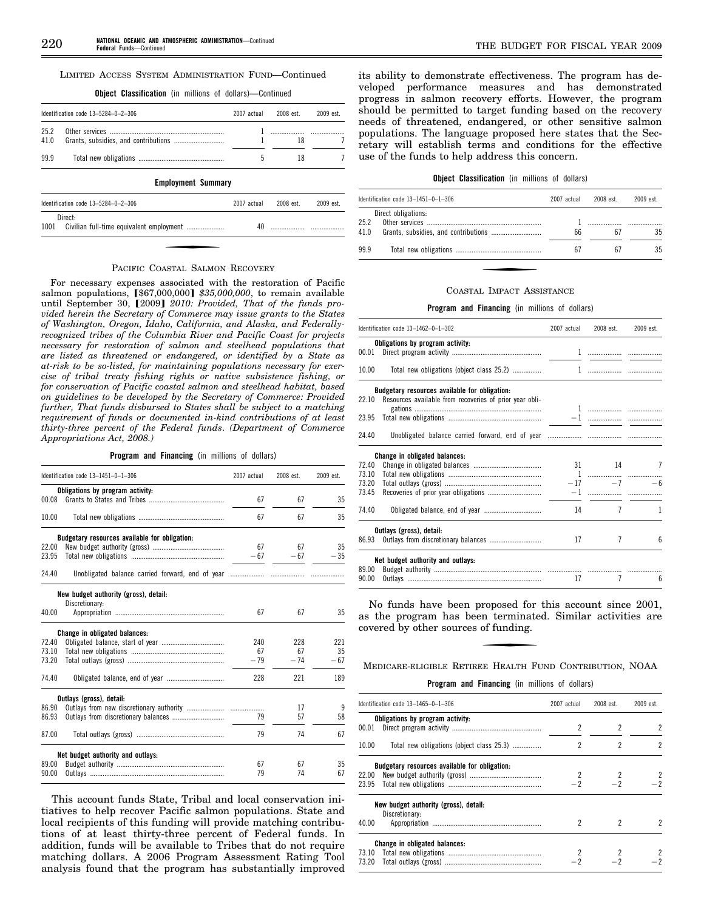LIMITED ACCESS SYSTEM ADMINISTRATION FUND—Continued

**Object Classification** (in millions of dollars)—Continued

| Identification code 13–5284–0–2–306 | | 2007 actual | 2008 est. | 2009 est. |
|---|---|---|---|---|
| 25.2 | Other services | 1 | | |
| 41.0 | Grants, subsidies, and contributions | 1 | 18 | 7 |
| 99.9 | Total new obligations | 5 | 18 | 7 |

**Employment Summary**

| Identification code 13–5284–0–2–306 | | 2007 actual | 2008 est. | 2009 est. |
|---|---|---|---|---|
| | Direct: | | | |
| 1001 | Civilian full-time equivalent employment | 40 | | |

PACIFIC COASTAL SALMON RECOVERY

For necessary expenses associated with the restoration of Pacific salmon populations, [$67,000,000] *$35,000,000*, to remain available until September 30, [2009] *2010: Provided, That of the funds provided herein the Secretary of Commerce may issue grants to the States of Washington, Oregon, Idaho, California, and Alaska, and Federally-recognized tribes of the Columbia River and Pacific Coast for projects necessary for restoration of salmon and steelhead populations that are listed as threatened or endangered, or identified by a State as at-risk to be so-listed, for maintaining populations necessary for exercise of tribal treaty fishing rights or native subsistence fishing, or for conservation of Pacific coastal salmon and steelhead habitat, based on guidelines to be developed by the Secretary of Commerce: Provided further, That funds disbursed to States shall be subject to a matching requirement of funds or documented in-kind contributions of at least thirty-three percent of the Federal funds. (Department of Commerce Appropriations Act, 2008.)*

**Program and Financing** (in millions of dollars)

| Identification code 13–1451–0–1–306 | | 2007 actual | 2008 est. | 2009 est. |
|---|---|---|---|---|
| | **Obligations by program activity:** | | | |
| 00.08 | Grants to States and Tribes | 67 | 67 | 35 |
| 10.00 | Total new obligations | 67 | 67 | 35 |
| | **Budgetary resources available for obligation:** | | | |
| 22.00 | New budget authority (gross) | 67 | 67 | 35 |
| 23.95 | Total new obligations | −67 | −67 | −35 |
| 24.40 | Unobligated balance carried forward, end of year | | | |
| | **New budget authority (gross), detail:** | | | |
| | Discretionary: | | | |
| 40.00 | Appropriation | 67 | 67 | 35 |
| | **Change in obligated balances:** | | | |
| 72.40 | Obligated balance, start of year | 240 | 228 | 221 |
| 73.10 | Total new obligations | 67 | 67 | 35 |
| 73.20 | Total outlays (gross) | −79 | −74 | −67 |
| 74.40 | Obligated balance, end of year | 228 | 221 | 189 |
| | **Outlays (gross), detail:** | | | |
| 86.90 | Outlays from new discretionary authority | | 17 | 9 |
| 86.93 | Outlays from discretionary balances | 79 | 57 | 58 |
| 87.00 | Total outlays (gross) | 79 | 74 | 67 |
| | **Net budget authority and outlays:** | | | |
| 89.00 | Budget authority | 67 | 67 | 35 |
| 90.00 | Outlays | 79 | 74 | 67 |

This account funds State, Tribal and local conservation initiatives to help recover Pacific salmon populations. State and local recipients of this funding will provide matching contributions of at least thirty-three percent of Federal funds. In addition, funds will be available to Tribes that do not require matching dollars. A 2006 Program Assessment Rating Tool analysis found that the program has substantially improved its ability to demonstrate effectiveness. The program has developed performance measures and has demonstrated progress in salmon recovery efforts. However, the program should be permitted to target funding based on the recovery needs of threatened, endangered, or other sensitive salmon populations. The language proposed here states that the Secretary will establish terms and conditions for the effective use of the funds to help address this concern.

**Object Classification** (in millions of dollars)

| Identification code 13–1451–0–1–306 | | 2007 actual | 2008 est. | 2009 est. |
|---|---|---|---|---|
| | Direct obligations: | | | |
| 25.2 | Other services | 1 | | |
| 41.0 | Grants, subsidies, and contributions | 66 | 67 | 35 |
| 99.9 | Total new obligations | 67 | 67 | 35 |

COASTAL IMPACT ASSISTANCE

**Program and Financing** (in millions of dollars)

| Identification code 13–1462–0–1–302 | | 2007 actual | 2008 est. | 2009 est. |
|---|---|---|---|---|
| | **Obligations by program activity:** | | | |
| 00.01 | Direct program activity | 1 | | |
| 10.00 | Total new obligations (object class 25.2) | 1 | | |
| | **Budgetary resources available for obligation:** | | | |
| 22.10 | Resources available from recoveries of prior year obligations | 1 | | |
| 23.95 | Total new obligations | −1 | | |
| 24.40 | Unobligated balance carried forward, end of year | | | |
| | **Change in obligated balances:** | | | |
| 72.40 | Change in obligated balances | 31 | 14 | 7 |
| 73.10 | Total new obligations | 1 | | |
| 73.20 | Total outlays (gross) | −17 | −7 | −6 |
| 73.45 | Recoveries of prior year obligations | −1 | | |
| 74.40 | Obligated balance, end of year | 14 | 7 | 1 |
| | **Outlays (gross), detail:** | | | |
| 86.93 | Outlays from discretionary balances | 17 | 7 | 6 |
| | **Net budget authority and outlays:** | | | |
| 89.00 | Budget authority | | | |
| 90.00 | Outlays | 17 | 7 | 6 |

No funds have been proposed for this account since 2001, as the program has been terminated. Similar activities are covered by other sources of funding.

MEDICARE-ELIGIBLE RETIREE HEALTH FUND CONTRIBUTION, NOAA

**Program and Financing** (in millions of dollars)

| Identification code 13–1465–0–1–306 | | 2007 actual | 2008 est. | 2009 est. |
|---|---|---|---|---|
| | **Obligations by program activity:** | | | |
| 00.01 | Direct program activity | 2 | 2 | 2 |
| 10.00 | Total new obligations (object class 25.3) | 2 | 2 | 2 |
| | **Budgetary resources available for obligation:** | | | |
| 22.00 | New budget authority (gross) | 2 | 2 | 2 |
| 23.95 | Total new obligations | −2 | −2 | −2 |
| | **New budget authority (gross), detail:** | | | |
| | Discretionary: | | | |
| 40.00 | Appropriation | 2 | 2 | 2 |
| | **Change in obligated balances:** | | | |
| 73.10 | Total new obligations | 2 | 2 | 2 |
| 73.20 | Total outlays (gross) | −2 | −2 | −2 |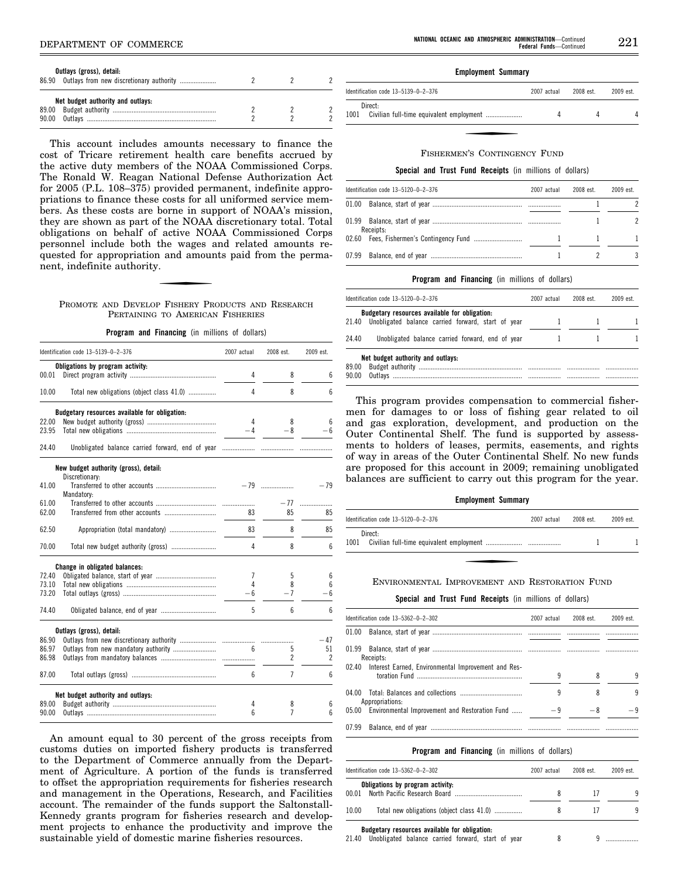| | Outlays (gross), detail: | | | |
|---|---|---|---|---|
| 86.90 | Outlays from new discretionary authority | 2 | 2 | 2 |
| | **Net budget authority and outlays:** | | | |
| 89.00 | Budget authority | 2 | 2 | 2 |
| 90.00 | Outlays | 2 | 2 | 2 |

This account includes amounts necessary to finance the cost of Tricare retirement health care benefits accrued by the active duty members of the NOAA Commissioned Corps. The Ronald W. Reagan National Defense Authorization Act for 2005 (P.L. 108–375) provided permanent, indefinite appropriations to finance these costs for all uniformed service members. As these costs are borne in support of NOAA's mission, they are shown as part of the NOAA discretionary total. Total obligations on behalf of active NOAA Commissioned Corps personnel include both the wages and related amounts requested for appropriation and amounts paid from the permanent, indefinite authority.

## PROMOTE AND DEVELOP FISHERY PRODUCTS AND RESEARCH PERTAINING TO AMERICAN FISHERIES

**Program and Financing** (in millions of dollars)

| Identification code 13–5139–0–2–376 | | 2007 actual | 2008 est. | 2009 est. |
|---|---|---|---|---|
| | **Obligations by program activity:** | | | |
| 00.01 | Direct program activity | 4 | 8 | 6 |
| 10.00 | Total new obligations (object class 41.0) | 4 | 8 | 6 |
| | **Budgetary resources available for obligation:** | | | |
| 22.00 | New budget authority (gross) | 4 | 8 | 6 |
| 23.95 | Total new obligations | −4 | −8 | −6 |
| 24.40 | Unobligated balance carried forward, end of year | | | |
| | **New budget authority (gross), detail:** | | | |
| | Discretionary: | | | |
| 41.00 | Transferred to other accounts | −79 | | −79 |
| | Mandatory: | | | |
| 61.00 | Transferred to other accounts | | −77 | |
| 62.00 | Transferred from other accounts | 83 | 85 | 85 |
| 62.50 | Appropriation (total mandatory) | 83 | 8 | 85 |
| 70.00 | Total new budget authority (gross) | 4 | 8 | 6 |
| | **Change in obligated balances:** | | | |
| 72.40 | Obligated balance, start of year | 7 | 5 | 6 |
| 73.10 | Total new obligations | 4 | 8 | 6 |
| 73.20 | Total outlays (gross) | −6 | −7 | −6 |
| 74.40 | Obligated balance, end of year | 5 | 6 | 6 |
| | **Outlays (gross), detail:** | | | |
| 86.90 | Outlays from new discretionary authority | | | −47 |
| 86.97 | Outlays from new mandatory authority | 6 | 5 | 51 |
| 86.98 | Outlays from mandatory balances | | 2 | 2 |
| 87.00 | Total outlays (gross) | 6 | 7 | 6 |
| | **Net budget authority and outlays:** | | | |
| 89.00 | Budget authority | 4 | 8 | 6 |
| 90.00 | Outlays | 6 | 7 | 6 |

An amount equal to 30 percent of the gross receipts from customs duties on imported fishery products is transferred to the Department of Commerce annually from the Department of Agriculture. A portion of the funds is transferred to offset the appropriation requirements for fisheries research and management in the Operations, Research, and Facilities account. The remainder of the funds support the Saltonstall-Kennedy grants program for fisheries research and development projects to enhance the productivity and improve the sustainable yield of domestic marine fisheries resources.

**Employment Summary**

| Identification code 13–5139–0–2–376 | | 2007 actual | 2008 est. | 2009 est. |
|---|---|---|---|---|
| | Direct: | | | |
| 1001 | Civilian full-time equivalent employment | 4 | 4 | 4 |

## FISHERMEN'S CONTINGENCY FUND

**Special and Trust Fund Receipts** (in millions of dollars)

| Identification code 13–5120–0–2–376 | | 2007 actual | 2008 est. | 2009 est. |
|---|---|---|---|---|
| 01.00 | Balance, start of year | | 1 | 2 |
| 01.99 | Balance, start of year | | 1 | 2 |
| | Receipts: | | | |
| 02.60 | Fees, Fishermen's Contingency Fund | 1 | 1 | 1 |
| 07.99 | Balance, end of year | 1 | 2 | 3 |

**Program and Financing** (in millions of dollars)

| Identification code 13–5120–0–2–376 | | 2007 actual | 2008 est. | 2009 est. |
|---|---|---|---|---|
| | **Budgetary resources available for obligation:** | | | |
| 21.40 | Unobligated balance carried forward, start of year | 1 | 1 | 1 |
| 24.40 | Unobligated balance carried forward, end of year | 1 | 1 | 1 |
| | **Net budget authority and outlays:** | | | |
| 89.00 | Budget authority | | | |
| 90.00 | Outlays | | | |

This program provides compensation to commercial fishermen for damages to or loss of fishing gear related to oil and gas exploration, development, and production on the Outer Continental Shelf. The fund is supported by assessments to holders of leases, permits, easements, and rights of way in areas of the Outer Continental Shelf. No new funds are proposed for this account in 2009; remaining unobligated balances are sufficient to carry out this program for the year.

**Employment Summary**

| Identification code 13–5120–0–2–376 | | 2007 actual | 2008 est. | 2009 est. |
|---|---|---|---|---|
| | Direct: | | | |
| 1001 | Civilian full-time equivalent employment | | 1 | 1 |

## ENVIRONMENTAL IMPROVEMENT AND RESTORATION FUND

**Special and Trust Fund Receipts** (in millions of dollars)

| Identification code 13–5362–0–2–302 | | 2007 actual | 2008 est. | 2009 est. |
|---|---|---|---|---|
| 01.00 | Balance, start of year | | | |
| 01.99 | Balance, start of year | | | |
| | Receipts: | | | |
| 02.40 | Interest Earned, Environmental Improvement and Restoration Fund | 9 | 8 | 9 |
| 04.00 | Total: Balances and collections | 9 | 8 | 9 |
| | Appropriations: | | | |
| 05.00 | Environmental Improvement and Restoration Fund | −9 | −8 | −9 |
| 07.99 | Balance, end of year | | | |

**Program and Financing** (in millions of dollars)

| Identification code 13–5362–0–2–302 | | 2007 actual | 2008 est. | 2009 est. |
|---|---|---|---|---|
| | **Obligations by program activity:** | | | |
| 00.01 | North Pacific Research Board | 8 | 17 | 9 |
| 10.00 | Total new obligations (object class 41.0) | 8 | 17 | 9 |
| | **Budgetary resources available for obligation:** | | | |
| 21.40 | Unobligated balance carried forward, start of year | 8 | 9 | |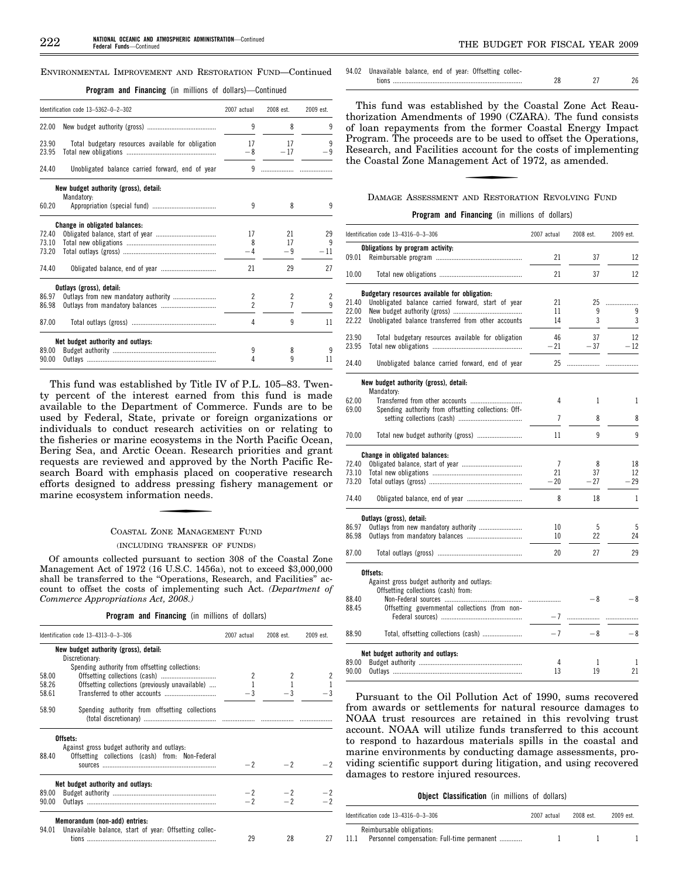ENVIRONMENTAL IMPROVEMENT AND RESTORATION FUND—Continued

**Program and Financing** (in millions of dollars)—Continued

| Identification code 13–5362–0–2–302 | | 2007 actual | 2008 est. | 2009 est. |
|---|---|---|---|---|
| 22.00 | New budget authority (gross) | 9 | 8 | 9 |
| 23.90 | Total budgetary resources available for obligation | 17 | 17 | 9 |
| 23.95 | Total new obligations | −8 | −17 | −9 |
| 24.40 | Unobligated balance carried forward, end of year | 9 | | |
| | **New budget authority (gross), detail:** | | | |
| | Mandatory: | | | |
| 60.20 | Appropriation (special fund) | 9 | 8 | 9 |
| | **Change in obligated balances:** | | | |
| 72.40 | Obligated balance, start of year | 17 | 21 | 29 |
| 73.10 | Total new obligations | 8 | 17 | 9 |
| 73.20 | Total outlays (gross) | −4 | −9 | −11 |
| 74.40 | Obligated balance, end of year | 21 | 29 | 27 |
| | **Outlays (gross), detail:** | | | |
| 86.97 | Outlays from new mandatory authority | 2 | 2 | 2 |
| 86.98 | Outlays from mandatory balances | 2 | 7 | 9 |
| 87.00 | Total outlays (gross) | 4 | 9 | 11 |
| | **Net budget authority and outlays:** | | | |
| 89.00 | Budget authority | 9 | 8 | 9 |
| 90.00 | Outlays | 4 | 9 | 11 |

This fund was established by Title IV of P.L. 105–83. Twenty percent of the interest earned from this fund is made available to the Department of Commerce. Funds are to be used by Federal, State, private or foreign organizations or individuals to conduct research activities on or relating to the fisheries or marine ecosystems in the North Pacific Ocean, Bering Sea, and Arctic Ocean. Research priorities and grant requests are reviewed and approved by the North Pacific Research Board with emphasis placed on cooperative research efforts designed to address pressing fishery management or marine ecosystem information needs.

COASTAL ZONE MANAGEMENT FUND

(INCLUDING TRANSFER OF FUNDS)

Of amounts collected pursuant to section 308 of the Coastal Zone Management Act of 1972 (16 U.S.C. 1456a), not to exceed $3,000,000 shall be transferred to the "Operations, Research, and Facilities" account to offset the costs of implementing such Act. *(Department of Commerce Appropriations Act, 2008.)*

**Program and Financing** (in millions of dollars)

| Identification code 13–4313–0–3–306 | | 2007 actual | 2008 est. | 2009 est. |
|---|---|---|---|---|
| | **New budget authority (gross), detail:** | | | |
| | Discretionary: | | | |
| | Spending authority from offsetting collections: | | | |
| 58.00 | Offsetting collections (cash) | 2 | 2 | 2 |
| 58.26 | Offsetting collections (previously unavailable) | 1 | 1 | 1 |
| 58.61 | Transferred to other accounts | −3 | −3 | −3 |
| 58.90 | Spending authority from offsetting collections (total discretionary) | | | |
| | **Offsets:** | | | |
| | Against gross budget authority and outlays: | | | |
| 88.40 | Offsetting collections (cash) from: Non-Federal sources | −2 | −2 | −2 |
| | **Net budget authority and outlays:** | | | |
| 89.00 | Budget authority | −2 | −2 | −2 |
| 90.00 | Outlays | −2 | −2 | −2 |
| | **Memorandum (non-add) entries:** | | | |
| 94.01 | Unavailable balance, start of year: Offsetting collections | 29 | 28 | 27 |
| 94.02 | Unavailable balance, end of year: Offsetting collections | 28 | 27 | 26 |

This fund was established by the Coastal Zone Act Reauthorization Amendments of 1990 (CZARA). The fund consists of loan repayments from the former Coastal Energy Impact Program. The proceeds are to be used to offset the Operations, Research, and Facilities account for the costs of implementing the Coastal Zone Management Act of 1972, as amended.

DAMAGE ASSESSMENT AND RESTORATION REVOLVING FUND

**Program and Financing** (in millions of dollars)

| Identification code 13–4316–0–3–306 | | 2007 actual | 2008 est. | 2009 est. |
|---|---|---|---|---|
| | **Obligations by program activity:** | | | |
| 09.01 | Reimbursable program | 21 | 37 | 12 |
| 10.00 | Total new obligations | 21 | 37 | 12 |
| | **Budgetary resources available for obligation:** | | | |
| 21.40 | Unobligated balance carried forward, start of year | 21 | 25 | |
| 22.00 | New budget authority (gross) | 11 | 9 | 9 |
| 22.22 | Unobligated balance transferred from other accounts | 14 | 3 | 3 |
| 23.90 | Total budgetary resources available for obligation | 46 | 37 | 12 |
| 23.95 | Total new obligations | −21 | −37 | −12 |
| 24.40 | Unobligated balance carried forward, end of year | 25 | | |
| | **New budget authority (gross), detail:** | | | |
| | Mandatory: | | | |
| 62.00 | Transferred from other accounts | 4 | 1 | 1 |
| 69.00 | Spending authority from offsetting collections: Offsetting collections (cash) | 7 | 8 | 8 |
| 70.00 | Total new budget authority (gross) | 11 | 9 | 9 |
| | **Change in obligated balances:** | | | |
| 72.40 | Obligated balance, start of year | 7 | 8 | 18 |
| 73.10 | Total new obligations | 21 | 37 | 12 |
| 73.20 | Total outlays (gross) | −20 | −27 | −29 |
| 74.40 | Obligated balance, end of year | 8 | 18 | 1 |
| | **Outlays (gross), detail:** | | | |
| 86.97 | Outlays from new mandatory authority | 10 | 5 | 5 |
| 86.98 | Outlays from mandatory balances | 10 | 22 | 24 |
| 87.00 | Total outlays (gross) | 20 | 27 | 29 |
| | **Offsets:** | | | |
| | Against gross budget authority and outlays: | | | |
| | Offsetting collections (cash) from: | | | |
| 88.40 | Non-Federal sources | | −8 | −8 |
| 88.45 | Offsetting governmental collections (from non-Federal sources) | −7 | | |
| 88.90 | Total, offsetting collections (cash) | −7 | −8 | −8 |
| | **Net budget authority and outlays:** | | | |
| 89.00 | Budget authority | 4 | 1 | 1 |
| 90.00 | Outlays | 13 | 19 | 21 |

Pursuant to the Oil Pollution Act of 1990, sums recovered from awards or settlements for natural resource damages to NOAA trust resources are retained in this revolving trust account. NOAA will utilize funds transferred to this account to respond to hazardous materials spills in the coastal and marine environments by conducting damage assessments, providing scientific support during litigation, and using recovered damages to restore injured resources.

**Object Classification** (in millions of dollars)

| Identification code 13–4316–0–3–306 | | 2007 actual | 2008 est. | 2009 est. |
|---|---|---|---|---|
| | Reimbursable obligations: | | | |
| 11.1 | Personnel compensation: Full-time permanent | 1 | 1 | 1 |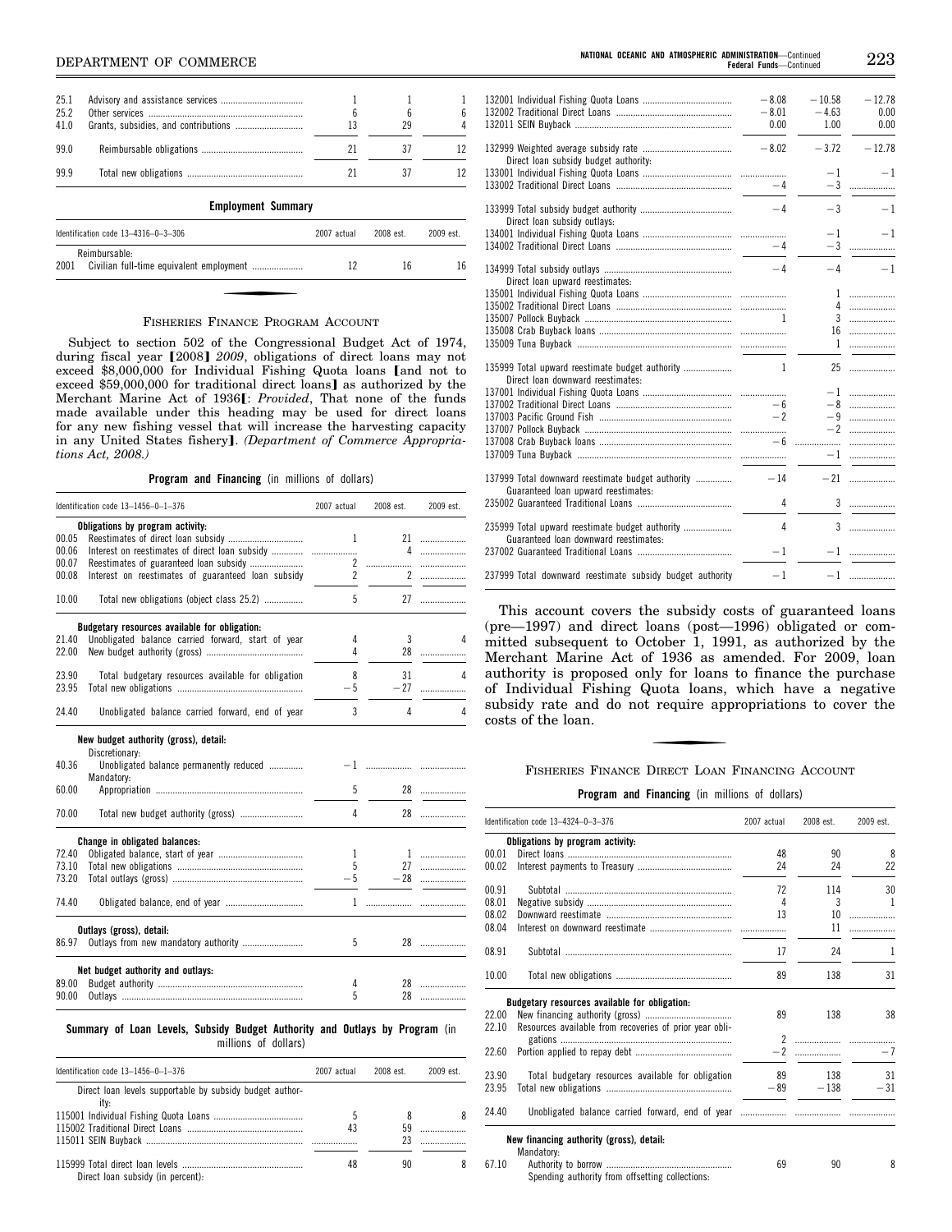| | | 2007 actual | 2008 est. | 2009 est. |
|---|---|---|---|---|
| 25.1 | Advisory and assistance services | 1 | 1 | 1 |
| 25.2 | Other services | 6 | 6 | 6 |
| 41.0 | Grants, subsidies, and contributions | 13 | 29 | 4 |
| 99.0 | Reimbursable obligations | 21 | 37 | 12 |
| 99.9 | Total new obligations | 21 | 37 | 12 |

**Employment Summary**

| Identification code 13–4316–0–3–306 | | 2007 actual | 2008 est. | 2009 est. |
|---|---|---|---|---|
| | Reimbursable: | | | |
| 2001 | Civilian full-time equivalent employment | 12 | 16 | 16 |

## FISHERIES FINANCE PROGRAM ACCOUNT

Subject to section 502 of the Congressional Budget Act of 1974, during fiscal year [2008] *2009*, obligations of direct loans may not exceed $8,000,000 for Individual Fishing Quota loans [and not to exceed $59,000,000 for traditional direct loans] as authorized by the Merchant Marine Act of 1936[: *Provided*, That none of the funds made available under this heading may be used for direct loans for any new fishing vessel that will increase the harvesting capacity in any United States fishery]. *(Department of Commerce Appropriations Act, 2008.)*

**Program and Financing** (in millions of dollars)

| Identification code 13–1456–0–1–376 | | 2007 actual | 2008 est. | 2009 est. |
|---|---|---|---|---|
| | **Obligations by program activity:** | | | |
| 00.05 | Reestimates of direct loan subsidy | 1 | 21 | |
| 00.06 | Interest on reestimates of direct loan subsidy | | 4 | |
| 00.07 | Reestimates of guaranteed loan subsidy | 2 | | |
| 00.08 | Interest on reestimates of guaranteed loan subsidy | 2 | 2 | |
| 10.00 | Total new obligations (object class 25.2) | 5 | 27 | |
| | **Budgetary resources available for obligation:** | | | |
| 21.40 | Unobligated balance carried forward, start of year | 4 | 3 | 4 |
| 22.00 | New budget authority (gross) | 4 | 28 | |
| 23.90 | Total budgetary resources available for obligation | 8 | 31 | 4 |
| 23.95 | Total new obligations | −5 | −27 | |
| 24.40 | Unobligated balance carried forward, end of year | 3 | 4 | 4 |
| | **New budget authority (gross), detail:** | | | |
| | Discretionary: | | | |
| 40.36 | Unobligated balance permanently reduced | −1 | | |
| | Mandatory: | | | |
| 60.00 | Appropriation | 5 | 28 | |
| 70.00 | Total new budget authority (gross) | 4 | 28 | |
| | **Change in obligated balances:** | | | |
| 72.40 | Obligated balance, start of year | 1 | 1 | |
| 73.10 | Total new obligations | 5 | 27 | |
| 73.20 | Total outlays (gross) | −5 | −28 | |
| 74.40 | Obligated balance, end of year | 1 | | |
| | **Outlays (gross), detail:** | | | |
| 86.97 | Outlays from new mandatory authority | 5 | 28 | |
| | **Net budget authority and outlays:** | | | |
| 89.00 | Budget authority | 4 | 28 | |
| 90.00 | Outlays | 5 | 28 | |

**Summary of Loan Levels, Subsidy Budget Authority and Outlays by Program** (in millions of dollars)

| Identification code 13–1456–0–1–376 | 2007 actual | 2008 est. | 2009 est. |
|---|---|---|---|
| Direct loan levels supportable by subsidy budget authority: | | | |
| 115001 Individual Fishing Quota Loans | 5 | 8 | 8 |
| 115002 Traditional Direct Loans | 43 | 59 | |
| 115011 SEIN Buyback | | 23 | |
| 115999 Total direct loan levels | 48 | 90 | 8 |
| Direct loan subsidy (in percent): | | | |
| 132001 Individual Fishing Quota Loans | −8.08 | −10.58 | −12.78 |
| 132002 Traditional Direct Loans | −8.01 | −4.63 | 0.00 |
| 132011 SEIN Buyback | 0.00 | 1.00 | 0.00 |
| 132999 Weighted average subsidy rate | −8.02 | −3.72 | −12.78 |
| Direct loan subsidy budget authority: | | | |
| 133001 Individual Fishing Quota Loans | | −1 | −1 |
| 133002 Traditional Direct Loans | −4 | −3 | |
| 133999 Total subsidy budget authority | −4 | −3 | −1 |
| Direct loan subsidy outlays: | | | |
| 134001 Individual Fishing Quota Loans | | −1 | −1 |
| 134002 Traditional Direct Loans | −4 | −3 | |
| 134999 Total subsidy outlays | −4 | −4 | −1 |
| Direct loan upward reestimates: | | | |
| 135001 Individual Fishing Quota Loans | | 1 | |
| 135002 Traditional Direct Loans | | 4 | |
| 135007 Pollock Buyback | 1 | 3 | |
| 135008 Crab Buyback loans | | 16 | |
| 135009 Tuna Buyback | | 1 | |
| 135999 Total upward reestimate budget authority | 1 | 25 | |
| Direct loan downward reestimates: | | | |
| 137001 Individual Fishing Quota Loans | | −1 | |
| 137002 Traditional Direct Loans | −6 | −8 | |
| 137003 Pacific Ground Fish | −2 | −9 | |
| 137007 Pollock Buyback | | −2 | |
| 137008 Crab Buyback loans | −6 | | |
| 137009 Tuna Buyback | | −1 | |
| 137999 Total downward reestimate budget authority | −14 | −21 | |
| Guaranteed loan upward reestimates: | | | |
| 235002 Guaranteed Traditional Loans | 4 | 3 | |
| 235999 Total upward reestimate budget authority | 4 | 3 | |
| Guaranteed loan downward reestimates: | | | |
| 237002 Guaranteed Traditional Loans | −1 | −1 | |
| 237999 Total downward reestimate subsidy budget authority | −1 | −1 | |

This account covers the subsidy costs of guaranteed loans (pre—1997) and direct loans (post—1996) obligated or committed subsequent to October 1, 1991, as authorized by the Merchant Marine Act of 1936 as amended. For 2009, loan authority is proposed only for loans to finance the purchase of Individual Fishing Quota loans, which have a negative subsidy rate and do not require appropriations to cover the costs of the loan.

## FISHERIES FINANCE DIRECT LOAN FINANCING ACCOUNT

**Program and Financing** (in millions of dollars)

| Identification code 13–4324–0–3–376 | | 2007 actual | 2008 est. | 2009 est. |
|---|---|---|---|---|
| | **Obligations by program activity:** | | | |
| 00.01 | Direct loans | 48 | 90 | 8 |
| 00.02 | Interest payments to Treasury | 24 | 24 | 22 |
| 00.91 | Subtotal | 72 | 114 | 30 |
| 08.01 | Negative subsidy | 4 | 3 | 1 |
| 08.02 | Downward reestimate | 13 | 10 | |
| 08.04 | Interest on downward reestimate | | 11 | |
| 08.91 | Subtotal | 17 | 24 | 1 |
| 10.00 | Total new obligations | 89 | 138 | 31 |
| | **Budgetary resources available for obligation:** | | | |
| 22.00 | New financing authority (gross) | 89 | 138 | 38 |
| 22.10 | Resources available from recoveries of prior year obligations | 2 | | |
| 22.60 | Portion applied to repay debt | −2 | | −7 |
| 23.90 | Total budgetary resources available for obligation | 89 | 138 | 31 |
| 23.95 | Total new obligations | −89 | −138 | −31 |
| 24.40 | Unobligated balance carried forward, end of year | | | |
| | **New financing authority (gross), detail:** | | | |
| | Mandatory: | | | |
| 67.10 | Authority to borrow | 69 | 90 | 8 |
| | Spending authority from offsetting collections: | | | |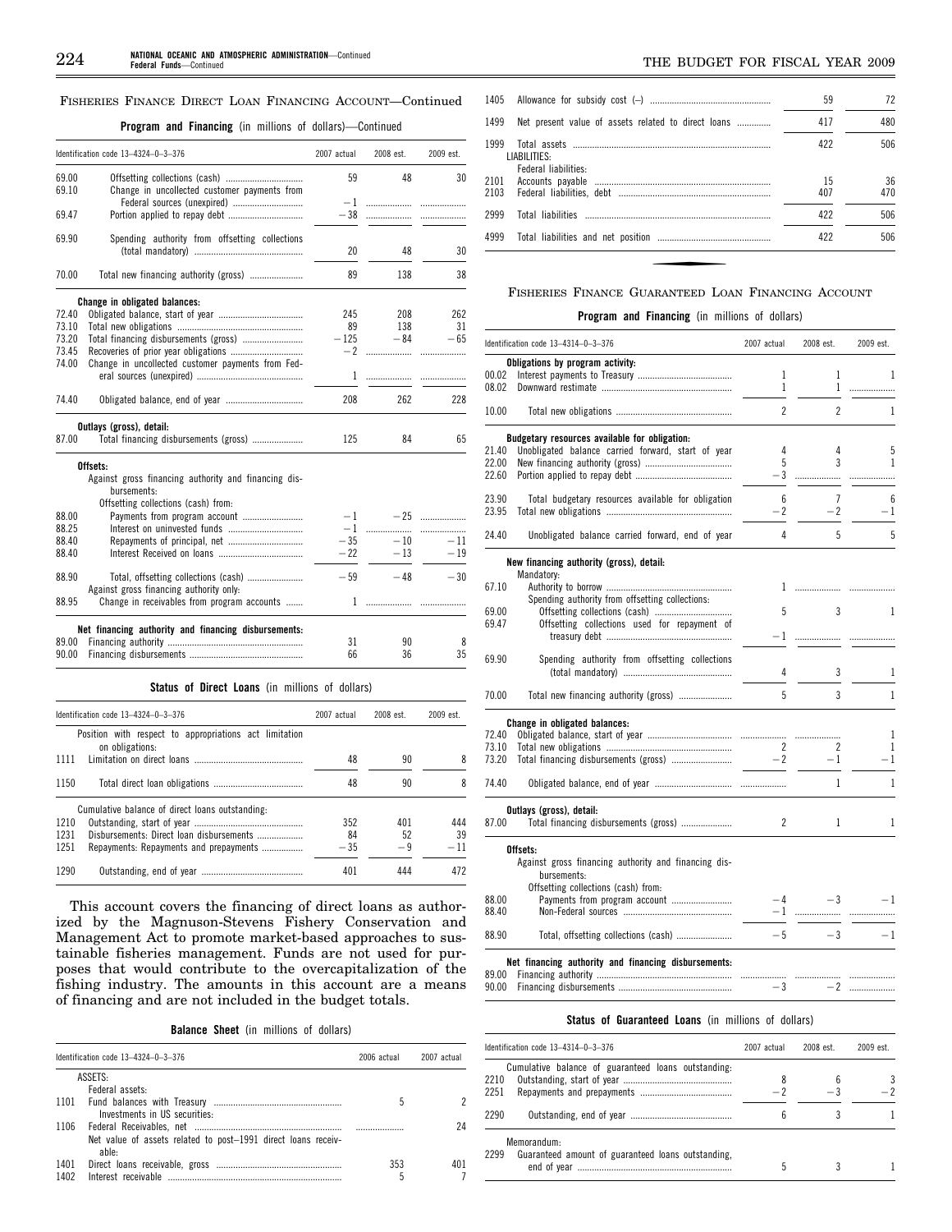FISHERIES FINANCE DIRECT LOAN FINANCING ACCOUNT—Continued

**Program and Financing** (in millions of dollars)—Continued

| Identification code 13–4324–0–3–376 | | 2007 actual | 2008 est. | 2009 est. |
|---|---|---|---|---|
| 69.00 | Offsetting collections (cash) | 59 | 48 | 30 |
| 69.10 | Change in uncollected customer payments from Federal sources (unexpired) | −1 | | |
| 69.47 | Portion applied to repay debt | −38 | | |
| 69.90 | Spending authority from offsetting collections (total mandatory) | 20 | 48 | 30 |
| 70.00 | Total new financing authority (gross) | 89 | 138 | 38 |
| | **Change in obligated balances:** | | | |
| 72.40 | Obligated balance, start of year | 245 | 208 | 262 |
| 73.10 | Total new obligations | 89 | 138 | 31 |
| 73.20 | Total financing disbursements (gross) | −125 | −84 | −65 |
| 73.45 | Recoveries of prior year obligations | −2 | | |
| 74.00 | Change in uncollected customer payments from Federal sources (unexpired) | 1 | | |
| 74.40 | Obligated balance, end of year | 208 | 262 | 228 |
| | **Outlays (gross), detail:** | | | |
| 87.00 | Total financing disbursements (gross) | 125 | 84 | 65 |
| | **Offsets:** | | | |
| | Against gross financing authority and financing disbursements: | | | |
| | Offsetting collections (cash) from: | | | |
| 88.00 | Payments from program account | −1 | −25 | |
| 88.25 | Interest on uninvested funds | −1 | | |
| 88.40 | Repayments of principal, net | −35 | −10 | −11 |
| 88.40 | Interest Received on loans | −22 | −13 | −19 |
| 88.90 | Total, offsetting collections (cash) | −59 | −48 | −30 |
| | Against gross financing authority only: | | | |
| 88.95 | Change in receivables from program accounts | 1 | | |
| | **Net financing authority and financing disbursements:** | | | |
| 89.00 | Financing authority | 31 | 90 | 8 |
| 90.00 | Financing disbursements | 66 | 36 | 35 |

**Status of Direct Loans** (in millions of dollars)

| Identification code 13–4324–0–3–376 | | 2007 actual | 2008 est. | 2009 est. |
|---|---|---|---|---|
| | Position with respect to appropriations act limitation on obligations: | | | |
| 1111 | Limitation on direct loans | 48 | 90 | 8 |
| 1150 | Total direct loan obligations | 48 | 90 | 8 |
| | Cumulative balance of direct loans outstanding: | | | |
| 1210 | Outstanding, start of year | 352 | 401 | 444 |
| 1231 | Disbursements: Direct loan disbursements | 84 | 52 | 39 |
| 1251 | Repayments: Repayments and prepayments | −35 | −9 | −11 |
| 1290 | Outstanding, end of year | 401 | 444 | 472 |

This account covers the financing of direct loans as authorized by the Magnuson-Stevens Fishery Conservation and Management Act to promote market-based approaches to sustainable fisheries management. Funds are not used for purposes that would contribute to the overcapitalization of the fishing industry. The amounts in this account are a means of financing and are not included in the budget totals.

**Balance Sheet** (in millions of dollars)

| Identification code 13–4324–0–3–376 | | 2006 actual | 2007 actual |
|---|---|---|---|
| | ASSETS: | | |
| | Federal assets: | | |
| 1101 | Fund balances with Treasury | 5 | 2 |
| | Investments in US securities: | | |
| 1106 | Federal Receivables, net | | 24 |
| | Net value of assets related to post–1991 direct loans receivable: | | |
| 1401 | Direct loans receivable, gross | 353 | 401 |
| 1402 | Interest receivable | 5 | 7 |
| 1405 | Allowance for subsidy cost (–) | 59 | 72 |
| 1499 | Net present value of assets related to direct loans | 417 | 480 |
| 1999 | Total assets | 422 | 506 |
| | LIABILITIES: | | |
| | Federal liabilities: | | |
| 2101 | Accounts payable | 15 | 36 |
| 2103 | Federal liabilities, debt | 407 | 470 |
| 2999 | Total liabilities | 422 | 506 |
| 4999 | Total liabilities and net position | 422 | 506 |

FISHERIES FINANCE GUARANTEED LOAN FINANCING ACCOUNT

**Program and Financing** (in millions of dollars)

| Identification code 13–4314–0–3–376 | | 2007 actual | 2008 est. | 2009 est. |
|---|---|---|---|---|
| | **Obligations by program activity:** | | | |
| 00.02 | Interest payments to Treasury | 1 | 1 | 1 |
| 08.02 | Downward restimate | 1 | 1 | |
| 10.00 | Total new obligations | 2 | 2 | 1 |
| | **Budgetary resources available for obligation:** | | | |
| 21.40 | Unobligated balance carried forward, start of year | 4 | 4 | 5 |
| 22.00 | New financing authority (gross) | 5 | 3 | 1 |
| 22.60 | Portion applied to repay debt | −3 | | |
| 23.90 | Total budgetary resources available for obligation | 6 | 7 | 6 |
| 23.95 | Total new obligations | −2 | −2 | −1 |
| 24.40 | Unobligated balance carried forward, end of year | 4 | 5 | 5 |
| | **New financing authority (gross), detail:** | | | |
| | Mandatory: | | | |
| 67.10 | Authority to borrow | 1 | | |
| | Spending authority from offsetting collections: | | | |
| 69.00 | Offsetting collections (cash) | 5 | 3 | 1 |
| 69.47 | Offsetting collections used for repayment of treasury debt | −1 | | |
| 69.90 | Spending authority from offsetting collections (total mandatory) | 4 | 3 | 1 |
| 70.00 | Total new financing authority (gross) | 5 | 3 | 1 |
| | **Change in obligated balances:** | | | |
| 72.40 | Obligated balance, start of year | | | 1 |
| 73.10 | Total new obligations | 2 | 2 | 1 |
| 73.20 | Total financing disbursements (gross) | −2 | −1 | −1 |
| 74.40 | Obligated balance, end of year | | 1 | 1 |
| | **Outlays (gross), detail:** | | | |
| 87.00 | Total financing disbursements (gross) | 2 | 1 | 1 |
| | **Offsets:** | | | |
| | Against gross financing authority and financing disbursements: | | | |
| | Offsetting collections (cash) from: | | | |
| 88.00 | Payments from program account | −4 | −3 | −1 |
| 88.40 | Non-Federal sources | −1 | | |
| 88.90 | Total, offsetting collections (cash) | −5 | −3 | −1 |
| | **Net financing authority and financing disbursements:** | | | |
| 89.00 | Financing authority | | | |
| 90.00 | Financing disbursements | −3 | −2 | |

**Status of Guaranteed Loans** (in millions of dollars)

| Identification code 13–4314–0–3–376 | | 2007 actual | 2008 est. | 2009 est. |
|---|---|---|---|---|
| | Cumulative balance of guaranteed loans outstanding: | | | |
| 2210 | Outstanding, start of year | 8 | 6 | 3 |
| 2251 | Repayments and prepayments | −2 | −3 | −2 |
| 2290 | Outstanding, end of year | 6 | 3 | 1 |
| | Memorandum: | | | |
| 2299 | Guaranteed amount of guaranteed loans outstanding, end of year | 5 | 3 | 1 |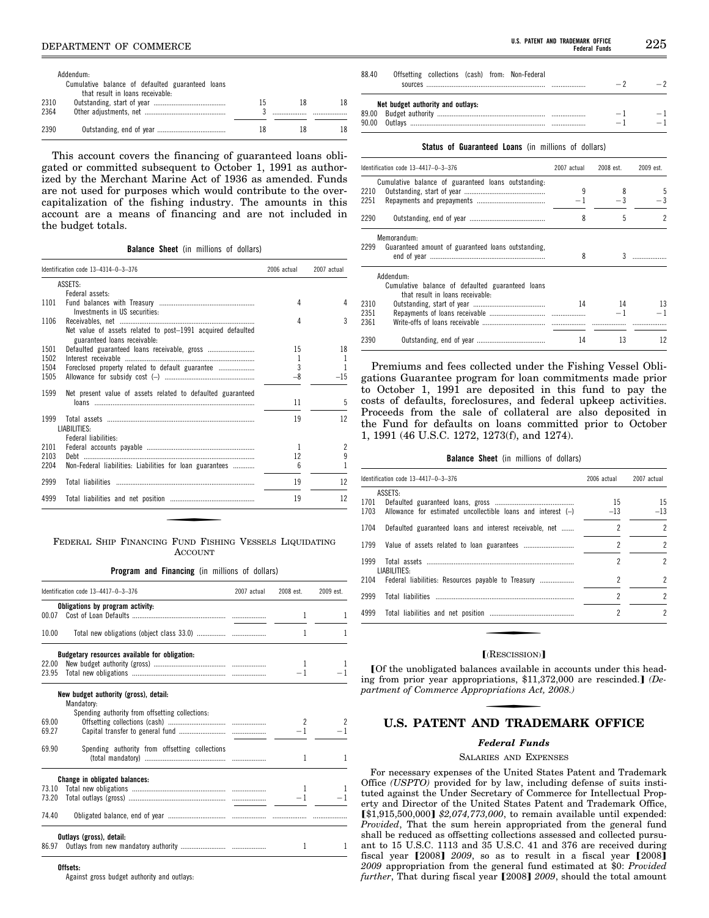| | Addendum: | | | |
|---|---|---|---|---|
| | Cumulative balance of defaulted guaranteed loans that result in loans receivable: | | | |
| 2310 | Outstanding, start of year | 15 | 18 | 18 |
| 2364 | Other adjustments, net | 3 | | |
| 2390 | Outstanding, end of year | 18 | 18 | 18 |

This account covers the financing of guaranteed loans obligated or committed subsequent to October 1, 1991 as authorized by the Merchant Marine Act of 1936 as amended. Funds are not used for purposes which would contribute to the overcapitalization of the fishing industry. The amounts in this account are a means of financing and are not included in the budget totals.

**Balance Sheet** (in millions of dollars)

| Identification code 13–4314–0–3–376 | | 2006 actual | 2007 actual |
|---|---|---|---|
| | ASSETS: | | |
| | Federal assets: | | |
| 1101 | Fund balances with Treasury | 4 | 4 |
| | Investments in US securities: | | |
| 1106 | Receivables, net | 4 | 3 |
| | Net value of assets related to post–1991 acquired defaulted guaranteed loans receivable: | | |
| 1501 | Defaulted guaranteed loans receivable, gross | 15 | 18 |
| 1502 | Interest receivable | 1 | 1 |
| 1504 | Foreclosed property related to default guarantee | 3 | 1 |
| 1505 | Allowance for subsidy cost (–) | –8 | –15 |
| 1599 | Net present value of assets related to defaulted guaranteed loans | 11 | 5 |
| 1999 | Total assets | 19 | 12 |
| | LIABILITIES: | | |
| | Federal liabilities: | | |
| 2101 | Federal accounts payable | 1 | 2 |
| 2103 | Debt | 12 | 9 |
| 2204 | Non-Federal liabilities: Liabilities for loan guarantees | 6 | 1 |
| 2999 | Total liabilities | 19 | 12 |
| 4999 | Total liabilities and net position | 19 | 12 |

## Federal Ship Financing Fund Fishing Vessels Liquidating Account

**Program and Financing** (in millions of dollars)

| Identification code 13–4417–0–3–376 | | 2007 actual | 2008 est. | 2009 est. |
|---|---|---|---|---|
| | **Obligations by program activity:** | | | |
| 00.07 | Cost of Loan Defaults | | 1 | 1 |
| 10.00 | Total new obligations (object class 33.0) | | 1 | 1 |
| | **Budgetary resources available for obligation:** | | | |
| 22.00 | New budget authority (gross) | | 1 | 1 |
| 23.95 | Total new obligations | | –1 | –1 |
| | **New budget authority (gross), detail:** | | | |
| | Mandatory: | | | |
| | Spending authority from offsetting collections: | | | |
| 69.00 | Offsetting collections (cash) | | 2 | 2 |
| 69.27 | Capital transfer to general fund | | –1 | –1 |
| 69.90 | Spending authority from offsetting collections (total mandatory) | | 1 | 1 |
| | **Change in obligated balances:** | | | |
| 73.10 | Total new obligations | | 1 | 1 |
| 73.20 | Total outlays (gross) | | –1 | –1 |
| 74.40 | Obligated balance, end of year | | | |
| | **Outlays (gross), detail:** | | | |
| 86.97 | Outlays from new mandatory authority | | 1 | 1 |
| | **Offsets:** | | | |
| | Against gross budget authority and outlays: | | | |
| 88.40 | Offsetting collections (cash) from: Non-Federal sources | | –2 | –2 |
| | **Net budget authority and outlays:** | | | |
| 89.00 | Budget authority | | –1 | –1 |
| 90.00 | Outlays | | –1 | –1 |

**Status of Guaranteed Loans** (in millions of dollars)

| Identification code 13–4417–0–3–376 | | 2007 actual | 2008 est. | 2009 est. |
|---|---|---|---|---|
| | Cumulative balance of guaranteed loans outstanding: | | | |
| 2210 | Outstanding, start of year | 9 | 8 | 5 |
| 2251 | Repayments and prepayments | –1 | –3 | –3 |
| 2290 | Outstanding, end of year | 8 | 5 | 2 |
| | Memorandum: | | | |
| 2299 | Guaranteed amount of guaranteed loans outstanding, end of year | 8 | 3 | |
| | Addendum: | | | |
| | Cumulative balance of defaulted guaranteed loans that result in loans receivable: | | | |
| 2310 | Outstanding, start of year | 14 | 14 | 13 |
| 2351 | Repayments of loans receivable | | –1 | –1 |
| 2361 | Write-offs of loans receivable | | | |
| 2390 | Outstanding, end of year | 14 | 13 | 12 |

Premiums and fees collected under the Fishing Vessel Obligations Guarantee program for loan commitments made prior to October 1, 1991 are deposited in this fund to pay the costs of defaults, foreclosures, and federal upkeep activities. Proceeds from the sale of collateral are also deposited in the Fund for defaults on loans committed prior to October 1, 1991 (46 U.S.C. 1272, 1273(f), and 1274).

**Balance Sheet** (in millions of dollars)

| Identification code 13–4417–0–3–376 | | 2006 actual | 2007 actual |
|---|---|---|---|
| | ASSETS: | | |
| 1701 | Defaulted guaranteed loans, gross | 15 | 15 |
| 1703 | Allowance for estimated uncollectible loans and interest (–) | –13 | –13 |
| 1704 | Defaulted guaranteed loans and interest receivable, net | 2 | 2 |
| 1799 | Value of assets related to loan guarantees | 2 | 2 |
| 1999 | Total assets | 2 | 2 |
| | LIABILITIES: | | |
| 2104 | Federal liabilities: Resources payable to Treasury | 2 | 2 |
| 2999 | Total liabilities | 2 | 2 |
| 4999 | Total liabilities and net position | 2 | 2 |

**[(Rescission)]**

[Of the unobligated balances available in accounts under this heading from prior year appropriations, $11,372,000 are rescinded.] *(Department of Commerce Appropriations Act, 2008.)*

# U.S. PATENT AND TRADEMARK OFFICE

## *Federal Funds*

### Salaries and Expenses

For necessary expenses of the United States Patent and Trademark Office *(USPTO)* provided for by law, including defense of suits instituted against the Under Secretary of Commerce for Intellectual Property and Director of the United States Patent and Trademark Office, [$1,915,500,000] *$2,074,773,000*, to remain available until expended: *Provided*, That the sum herein appropriated from the general fund shall be reduced as offsetting collections assessed and collected pursuant to 15 U.S.C. 1113 and 35 U.S.C. 41 and 376 are received during fiscal year [2008] *2009*, so as to result in a fiscal year [2008] *2009* appropriation from the general fund estimated at $0: *Provided further*, That during fiscal year [2008] *2009*, should the total amount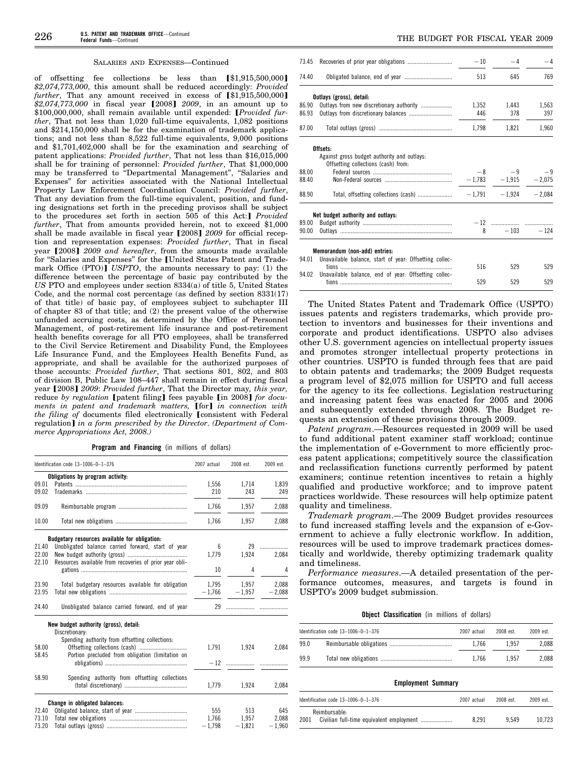SALARIES AND EXPENSES—Continued

of offsetting fee collections be less than [$1,915,500,000] *$2,074,773,000*, this amount shall be reduced accordingly: *Provided further*, That any amount received in excess of [$1,915,500,000] *$2,074,773,000* in fiscal year [2008] *2009*, in an amount up to $100,000,000, shall remain available until expended: [*Provided further*, That not less than 1,020 full-time equivalents, 1,082 positions and $214,150,000 shall be for the examination of trademark applications; and not less than 8,522 full-time equivalents, 9,000 positions and $1,701,402,000 shall be for the examination and searching of patent applications: *Provided further*, That not less than $16,015,000 shall be for training of personnel: *Provided further*, That $1,000,000 may be transferred to "Departmental Management", "Salaries and Expenses" for activities associated with the National Intellectual Property Law Enforcement Coordination Council: *Provided further*, That any deviation from the full-time equivalent, position, and funding designations set forth in the preceding provisos shall be subject to the procedures set forth in section 505 of this Act:] *Provided further*, That from amounts provided herein, not to exceed $1,000 shall be made available in fiscal year [2008] *2009* for official reception and representation expenses: *Provided further*, That in fiscal year [2008] *2009 and hereafter*, from the amounts made available for "Salaries and Expenses" for the [United States Patent and Trademark Office (PTO)] *USPTO*, the amounts necessary to pay: (1) the difference between the percentage of basic pay contributed by the *US* PTO and employees under section 8334(a) of title 5, United States Code, and the normal cost percentage (as defined by section 8331(17) of that title) of basic pay, of employees subject to subchapter III of chapter 83 of that title; and (2) the present value of the otherwise unfunded accruing costs, as determined by the Office of Personnel Management, of post-retirement life insurance and post-retirement health benefits coverage for all PTO employees, shall be transferred to the Civil Service Retirement and Disability Fund, the Employees Life Insurance Fund, and the Employees Health Benefits Fund, as appropriate, and shall be available for the authorized purposes of those accounts: *Provided further*, That sections 801, 802, and 803 of division B, Public Law 108–447 shall remain in effect during fiscal year [2008] *2009*: *Provided further*, That the Director may, *this year,* reduce *by regulation* [patent filing] fees payable [in 2008] *for documents in patent and trademark matters,* [for] *in connection with the filing of* documents filed electronically [consistent with Federal regulation] *in a form prescribed by the Director*. *(Department of Commerce Appropriations Act, 2008.)*

**Program and Financing** (in millions of dollars)

| Identification code 13–1006–0–1–376 | | 2007 actual | 2008 est. | 2009 est. |
|---|---|---|---|---|
| | **Obligations by program activity:** | | | |
| 09.01 | Patents | 1,556 | 1,714 | 1,839 |
| 09.02 | Trademarks | 210 | 243 | 249 |
| 09.09 | Reimbursable program | 1,766 | 1,957 | 2,088 |
| 10.00 | Total new obligations | 1,766 | 1,957 | 2,088 |
| | **Budgetary resources available for obligation:** | | | |
| 21.40 | Unobligated balance carried forward, start of year | 6 | 29 | |
| 22.00 | New budget authority (gross) | 1,779 | 1,924 | 2,084 |
| 22.10 | Resources available from recoveries of prior year obligations | 10 | 4 | 4 |
| 23.90 | Total budgetary resources available for obligation | 1,795 | 1,957 | 2,088 |
| 23.95 | Total new obligations | −1,766 | −1,957 | −2,088 |
| 24.40 | Unobligated balance carried forward, end of year | 29 | | |
| | **New budget authority (gross), detail:** | | | |
| | Discretionary: | | | |
| | Spending authority from offsetting collections: | | | |
| 58.00 | Offsetting collections (cash) | 1,791 | 1,924 | 2,084 |
| 58.45 | Portion precluded from obligation (limitation on obligations) | −12 | | |
| 58.90 | Spending authority from offsetting collections (total discretionary) | 1,779 | 1,924 | 2,084 |
| | **Change in obligated balances:** | | | |
| 72.40 | Obligated balance, start of year | 555 | 513 | 645 |
| 73.10 | Total new obligations | 1,766 | 1,957 | 2,088 |
| 73.20 | Total outlays (gross) | −1,798 | −1,821 | −1,960 |
| 73.45 | Recoveries of prior year obligations | −10 | −4 | −4 |
| 74.40 | Obligated balance, end of year | 513 | 645 | 769 |
| | **Outlays (gross), detail:** | | | |
| 86.90 | Outlays from new discretionary authority | 1,352 | 1,443 | 1,563 |
| 86.93 | Outlays from discretionary balances | 446 | 378 | 397 |
| 87.00 | Total outlays (gross) | 1,798 | 1,821 | 1,960 |
| | **Offsets:** | | | |
| | Against gross budget authority and outlays: | | | |
| | Offsetting collections (cash) from: | | | |
| 88.00 | Federal sources | −8 | −9 | −9 |
| 88.40 | Non-Federal sources | −1,783 | −1,915 | −2,075 |
| 88.90 | Total, offsetting collections (cash) | −1,791 | −1,924 | −2,084 |
| | **Net budget authority and outlays:** | | | |
| 89.00 | Budget authority | −12 | | |
| 90.00 | Outlays | 8 | −103 | −124 |
| | **Memorandum (non-add) entries:** | | | |
| 94.01 | Unavailable balance, start of year: Offsetting collections | 516 | 529 | 529 |
| 94.02 | Unavailable balance, end of year: Offsetting collections | 529 | 529 | 529 |

The United States Patent and Trademark Office (USPTO) issues patents and registers trademarks, which provide protection to inventors and businesses for their inventions and corporate and product identifications. USPTO also advises other U.S. government agencies on intellectual property issues and promotes stronger intellectual property protections in other countries. USPTO is funded through fees that are paid to obtain patents and trademarks; the 2009 Budget requests a program level of $2,075 million for USPTO and full access for the agency to its fee collections. Legislation restructuring and increasing patent fees was enacted for 2005 and 2006 and subsequently extended through 2008. The Budget requests an extension of these provisions through 2009.

*Patent program*.—Resources requested in 2009 will be used to fund additional patent examiner staff workload; continue the implementation of e-Government to more efficiently process patent applications; competitively source the classification and reclassification functions currently performed by patent examiners; continue retention incentives to retain a highly qualified and productive workforce; and to improve patent practices worldwide. These resources will help optimize patent quality and timeliness.

*Trademark program*.—The 2009 Budget provides resources to fund increased staffing levels and the expansion of e-Government to achieve a fully electronic workflow. In addition, resources will be used to improve trademark practices domestically and worldwide, thereby optimizing trademark quality and timeliness.

*Performance measures*.—A detailed presentation of the performance outcomes, measures, and targets is found in USPTO's 2009 budget submission.

**Object Classification** (in millions of dollars)

| Identification code 13–1006–0–1–376 | | 2007 actual | 2008 est. | 2009 est. |
|---|---|---|---|---|
| 99.0 | Reimbursable obligations | 1,766 | 1,957 | 2,088 |
| 99.9 | Total new obligations | 1,766 | 1,957 | 2,088 |

**Employment Summary**

| Identification code 13–1006–0–1–376 | | 2007 actual | 2008 est. | 2009 est. |
|---|---|---|---|---|
| | Reimbursable: | | | |
| 2001 | Civilian full-time equivalent employment | 8,291 | 9,549 | 10,723 |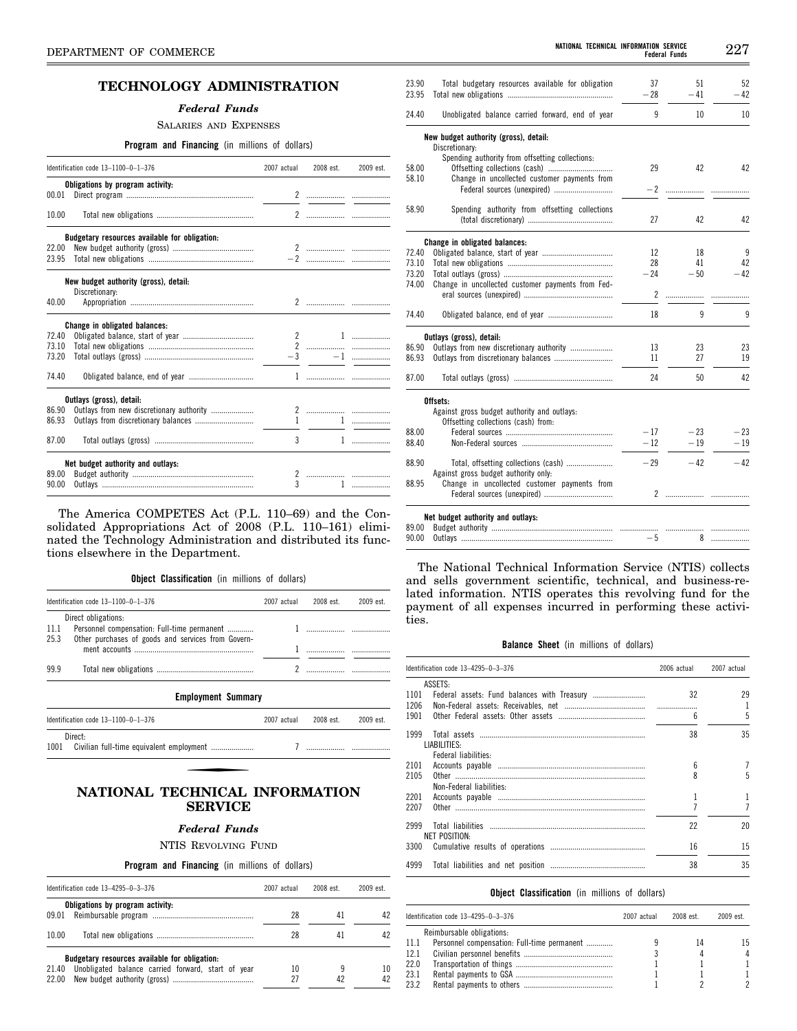# TECHNOLOGY ADMINISTRATION

## *Federal Funds*

### Salaries and Expenses

**Program and Financing** (in millions of dollars)

| Identification code 13–1100–0–1–376 | | 2007 actual | 2008 est. | 2009 est. |
|---|---|---|---|---|
| | **Obligations by program activity:** | | | |
| 00.01 | Direct program | 2 | | |
| 10.00 | Total new obligations | 2 | | |
| | **Budgetary resources available for obligation:** | | | |
| 22.00 | New budget authority (gross) | 2 | | |
| 23.95 | Total new obligations | −2 | | |
| | **New budget authority (gross), detail:** | | | |
| | Discretionary: | | | |
| 40.00 | Appropriation | 2 | | |
| | **Change in obligated balances:** | | | |
| 72.40 | Obligated balance, start of year | 2 | 1 | |
| 73.10 | Total new obligations | 2 | | |
| 73.20 | Total outlays (gross) | −3 | −1 | |
| 74.40 | Obligated balance, end of year | 1 | | |
| | **Outlays (gross), detail:** | | | |
| 86.90 | Outlays from new discretionary authority | 2 | | |
| 86.93 | Outlays from discretionary balances | 1 | 1 | |
| 87.00 | Total outlays (gross) | 3 | 1 | |
| | **Net budget authority and outlays:** | | | |
| 89.00 | Budget authority | 2 | | |
| 90.00 | Outlays | 3 | 1 | |

The America COMPETES Act (P.L. 110–69) and the Consolidated Appropriations Act of 2008 (P.L. 110–161) eliminated the Technology Administration and distributed its functions elsewhere in the Department.

**Object Classification** (in millions of dollars)

| Identification code 13–1100–0–1–376 | | 2007 actual | 2008 est. | 2009 est. |
|---|---|---|---|---|
| | Direct obligations: | | | |
| 11.1 | Personnel compensation: Full-time permanent | 1 | | |
| 25.3 | Other purchases of goods and services from Government accounts | 1 | | |
| 99.9 | Total new obligations | 2 | | |

**Employment Summary**

| Identification code 13–1100–0–1–376 | | 2007 actual | 2008 est. | 2009 est. |
|---|---|---|---|---|
| | Direct: | | | |
| 1001 | Civilian full-time equivalent employment | 7 | | |

# NATIONAL TECHNICAL INFORMATION SERVICE

## *Federal Funds*

### NTIS Revolving Fund

**Program and Financing** (in millions of dollars)

| Identification code 13–4295–0–3–376 | | 2007 actual | 2008 est. | 2009 est. |
|---|---|---|---|---|
| | **Obligations by program activity:** | | | |
| 09.01 | Reimbursable program | 28 | 41 | 42 |
| 10.00 | Total new obligations | 28 | 41 | 42 |
| | **Budgetary resources available for obligation:** | | | |
| 21.40 | Unobligated balance carried forward, start of year | 10 | 9 | 10 |
| 22.00 | New budget authority (gross) | 27 | 42 | 42 |
| 23.90 | Total budgetary resources available for obligation | 37 | 51 | 52 |
| 23.95 | Total new obligations | −28 | −41 | −42 |
| 24.40 | Unobligated balance carried forward, end of year | 9 | 10 | 10 |
| | **New budget authority (gross), detail:** | | | |
| | Discretionary: | | | |
| | Spending authority from offsetting collections: | | | |
| 58.00 | Offsetting collections (cash) | 29 | 42 | 42 |
| 58.10 | Change in uncollected customer payments from Federal sources (unexpired) | −2 | | |
| 58.90 | Spending authority from offsetting collections (total discretionary) | 27 | 42 | 42 |
| | **Change in obligated balances:** | | | |
| 72.40 | Obligated balance, start of year | 12 | 18 | 9 |
| 73.10 | Total new obligations | 28 | 41 | 42 |
| 73.20 | Total outlays (gross) | −24 | −50 | −42 |
| 74.00 | Change in uncollected customer payments from Federal sources (unexpired) | 2 | | |
| 74.40 | Obligated balance, end of year | 18 | 9 | 9 |
| | **Outlays (gross), detail:** | | | |
| 86.90 | Outlays from new discretionary authority | 13 | 23 | 23 |
| 86.93 | Outlays from discretionary balances | 11 | 27 | 19 |
| 87.00 | Total outlays (gross) | 24 | 50 | 42 |
| | **Offsets:** | | | |
| | Against gross budget authority and outlays: | | | |
| | Offsetting collections (cash) from: | | | |
| 88.00 | Federal sources | −17 | −23 | −23 |
| 88.40 | Non-Federal sources | −12 | −19 | −19 |
| 88.90 | Total, offsetting collections (cash) | −29 | −42 | −42 |
| | Against gross budget authority only: | | | |
| 88.95 | Change in uncollected customer payments from Federal sources (unexpired) | 2 | | |
| | **Net budget authority and outlays:** | | | |
| 89.00 | Budget authority | | | |
| 90.00 | Outlays | −5 | 8 | |

The National Technical Information Service (NTIS) collects and sells government scientific, technical, and business-related information. NTIS operates this revolving fund for the payment of all expenses incurred in performing these activities.

**Balance Sheet** (in millions of dollars)

| Identification code 13–4295–0–3–376 | | 2006 actual | 2007 actual |
|---|---|---|---|
| | ASSETS: | | |
| 1101 | Federal assets: Fund balances with Treasury | 32 | 29 |
| 1206 | Non-Federal assets: Receivables, net | | 1 |
| 1901 | Other Federal assets: Other assets | 6 | 5 |
| 1999 | Total assets | 38 | 35 |
| | LIABILITIES: | | |
| | Federal liabilities: | | |
| 2101 | Accounts payable | 6 | 7 |
| 2105 | Other | 8 | 5 |
| | Non-Federal liabilities: | | |
| 2201 | Accounts payable | 1 | 1 |
| 2207 | Other | 7 | 7 |
| 2999 | Total liabilities | 22 | 20 |
| | NET POSITION: | | |
| 3300 | Cumulative results of operations | 16 | 15 |
| 4999 | Total liabilities and net position | 38 | 35 |

**Object Classification** (in millions of dollars)

| Identification code 13–4295–0–3–376 | | 2007 actual | 2008 est. | 2009 est. |
|---|---|---|---|---|
| | Reimbursable obligations: | | | |
| 11.1 | Personnel compensation: Full-time permanent | 9 | 14 | 15 |
| 12.1 | Civilian personnel benefits | 3 | 4 | 4 |
| 22.0 | Transportation of things | 1 | 1 | 1 |
| 23.1 | Rental payments to GSA | 1 | 1 | 1 |
| 23.2 | Rental payments to others | 1 | 2 | 2 |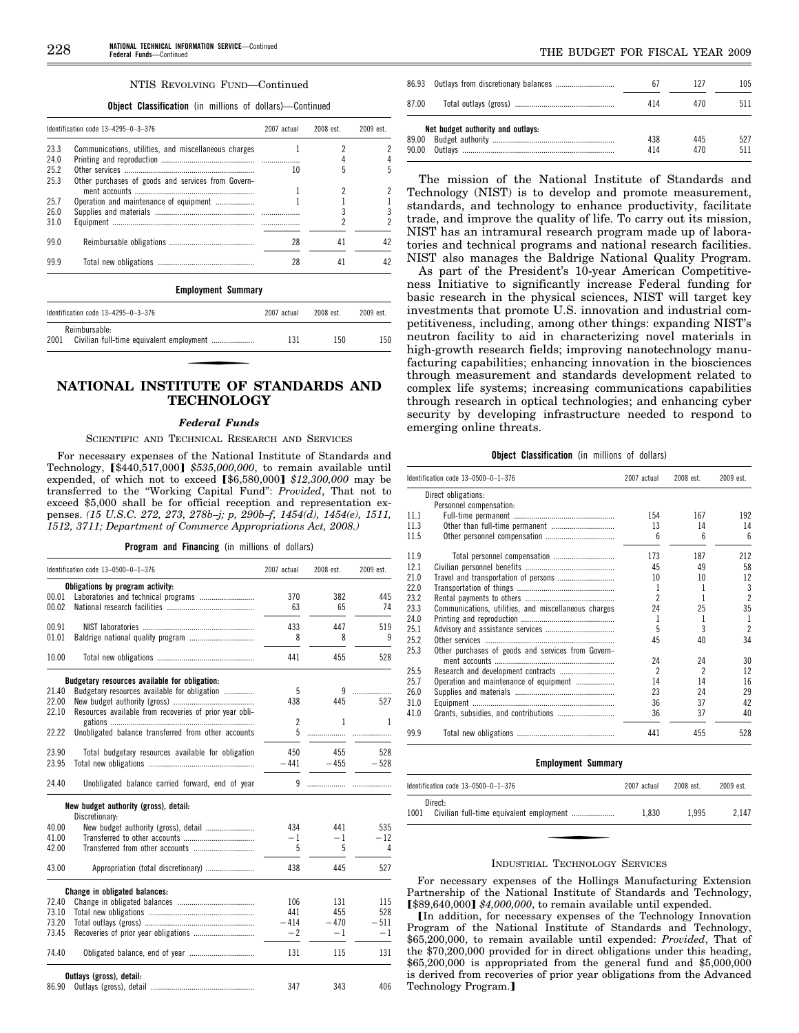NTIS Revolving Fund—Continued

**Object Classification** (in millions of dollars)—Continued

| Identification code 13–4295–0–3–376 | | 2007 actual | 2008 est. | 2009 est. |
|---|---|---|---|---|
| 23.3 | Communications, utilities, and miscellaneous charges | 1 | 2 | 2 |
| 24.0 | Printing and reproduction | | 4 | 4 |
| 25.2 | Other services | 10 | 5 | 5 |
| 25.3 | Other purchases of goods and services from Government accounts | 1 | 2 | 2 |
| 25.7 | Operation and maintenance of equipment | 1 | 1 | 1 |
| 26.0 | Supplies and materials | | 3 | 3 |
| 31.0 | Equipment | | 2 | 2 |
| 99.0 | Reimbursable obligations | 28 | 41 | 42 |
| 99.9 | Total new obligations | 28 | 41 | 42 |

**Employment Summary**

| Identification code 13–4295–0–3–376 | | 2007 actual | 2008 est. | 2009 est. |
|---|---|---|---|---|
| | Reimbursable: | | | |
| 2001 | Civilian full-time equivalent employment | 131 | 150 | 150 |

# NATIONAL INSTITUTE OF STANDARDS AND TECHNOLOGY

## *Federal Funds*

### Scientific and Technical Research and Services

For necessary expenses of the National Institute of Standards and Technology, [$440,517,000] *$535,000,000*, to remain available until expended, of which not to exceed [$6,580,000] *$12,300,000* may be transferred to the "Working Capital Fund": *Provided*, That not to exceed $5,000 shall be for official reception and representation expenses. *(15 U.S.C. 272, 273, 278b–j; p, 290b–f, 1454(d), 1454(e), 1511, 1512, 3711; Department of Commerce Appropriations Act, 2008.)*

**Program and Financing** (in millions of dollars)

| Identification code 13–0500–0–1–376 | | 2007 actual | 2008 est. | 2009 est. |
|---|---|---|---|---|
| | **Obligations by program activity:** | | | |
| 00.01 | Laboratories and technical programs | 370 | 382 | 445 |
| 00.02 | National research facilities | 63 | 65 | 74 |
| 00.91 | NIST laboratories | 433 | 447 | 519 |
| 01.01 | Baldrige national quality program | 8 | 8 | 9 |
| 10.00 | Total new obligations | 441 | 455 | 528 |
| | **Budgetary resources available for obligation:** | | | |
| 21.40 | Budgetary resources available for obligation | 5 | 9 | |
| 22.00 | New budget authority (gross) | 438 | 445 | 527 |
| 22.10 | Resources available from recoveries of prior year obligations | 2 | 1 | 1 |
| 22.22 | Unobligated balance transferred from other accounts | 5 | | |
| 23.90 | Total budgetary resources available for obligation | 450 | 455 | 528 |
| 23.95 | Total new obligations | −441 | −455 | −528 |
| 24.40 | Unobligated balance carried forward, end of year | 9 | | |
| | **New budget authority (gross), detail:** | | | |
| | Discretionary: | | | |
| 40.00 | New budget authority (gross), detail | 434 | 441 | 535 |
| 41.00 | Transferred to other accounts | −1 | −1 | −12 |
| 42.00 | Transferred from other accounts | 5 | 5 | 4 |
| 43.00 | Appropriation (total discretionary) | 438 | 445 | 527 |
| | **Change in obligated balances:** | | | |
| 72.40 | Change in obligated balances | 106 | 131 | 115 |
| 73.10 | Total new obligations | 441 | 455 | 528 |
| 73.20 | Total outlays (gross) | −414 | −470 | −511 |
| 73.45 | Recoveries of prior year obligations | −2 | −1 | −1 |
| 74.40 | Obligated balance, end of year | 131 | 115 | 131 |
| | **Outlays (gross), detail:** | | | |
| 86.90 | Outlays (gross), detail | 347 | 343 | 406 |
| 86.93 | Outlays from discretionary balances | 67 | 127 | 105 |
| 87.00 | Total outlays (gross) | 414 | 470 | 511 |
| | **Net budget authority and outlays:** | | | |
| 89.00 | Budget authority | 438 | 445 | 527 |
| 90.00 | Outlays | 414 | 470 | 511 |

The mission of the National Institute of Standards and Technology (NIST) is to develop and promote measurement, standards, and technology to enhance productivity, facilitate trade, and improve the quality of life. To carry out its mission, NIST has an intramural research program made up of laboratories and technical programs and national research facilities. NIST also manages the Baldrige National Quality Program.

As part of the President's 10-year American Competitiveness Initiative to significantly increase Federal funding for basic research in the physical sciences, NIST will target key investments that promote U.S. innovation and industrial competitiveness, including, among other things: expanding NIST's neutron facility to aid in characterizing novel materials in high-growth research fields; improving nanotechnology manufacturing capabilities; enhancing innovation in the biosciences through measurement and standards development related to complex life systems; increasing communications capabilities through research in optical technologies; and enhancing cyber security by developing infrastructure needed to respond to emerging online threats.

**Object Classification** (in millions of dollars)

| Identification code 13–0500–0–1–376 | | 2007 actual | 2008 est. | 2009 est. |
|---|---|---|---|---|
| | Direct obligations: | | | |
| | Personnel compensation: | | | |
| 11.1 | Full-time permanent | 154 | 167 | 192 |
| 11.3 | Other than full-time permanent | 13 | 14 | 14 |
| 11.5 | Other personnel compensation | 6 | 6 | 6 |
| 11.9 | Total personnel compensation | 173 | 187 | 212 |
| 12.1 | Civilian personnel benefits | 45 | 49 | 58 |
| 21.0 | Travel and transportation of persons | 10 | 10 | 12 |
| 22.0 | Transportation of things | 1 | 1 | 3 |
| 23.2 | Rental payments to others | 2 | 1 | 2 |
| 23.3 | Communications, utilities, and miscellaneous charges | 24 | 25 | 35 |
| 24.0 | Printing and reproduction | 1 | 1 | 1 |
| 25.1 | Advisory and assistance services | 5 | 3 | 2 |
| 25.2 | Other services | 45 | 40 | 34 |
| 25.3 | Other purchases of goods and services from Government accounts | 24 | 24 | 30 |
| 25.5 | Research and development contracts | 2 | 2 | 12 |
| 25.7 | Operation and maintenance of equipment | 14 | 14 | 16 |
| 26.0 | Supplies and materials | 23 | 24 | 29 |
| 31.0 | Equipment | 36 | 37 | 42 |
| 41.0 | Grants, subsidies, and contributions | 36 | 37 | 40 |
| 99.9 | Total new obligations | 441 | 455 | 528 |

**Employment Summary**

| Identification code 13–0500–0–1–376 | | 2007 actual | 2008 est. | 2009 est. |
|---|---|---|---|---|
| | Direct: | | | |
| 1001 | Civilian full-time equivalent employment | 1,830 | 1,995 | 2,147 |

### Industrial Technology Services

For necessary expenses of the Hollings Manufacturing Extension Partnership of the National Institute of Standards and Technology, [$89,640,000] *$4,000,000*, to remain available until expended.

[In addition, for necessary expenses of the Technology Innovation Program of the National Institute of Standards and Technology, $65,200,000, to remain available until expended: *Provided*, That of the $70,200,000 provided for in direct obligations under this heading, $65,200,000 is appropriated from the general fund and $5,000,000 is derived from recoveries of prior year obligations from the Advanced Technology Program.]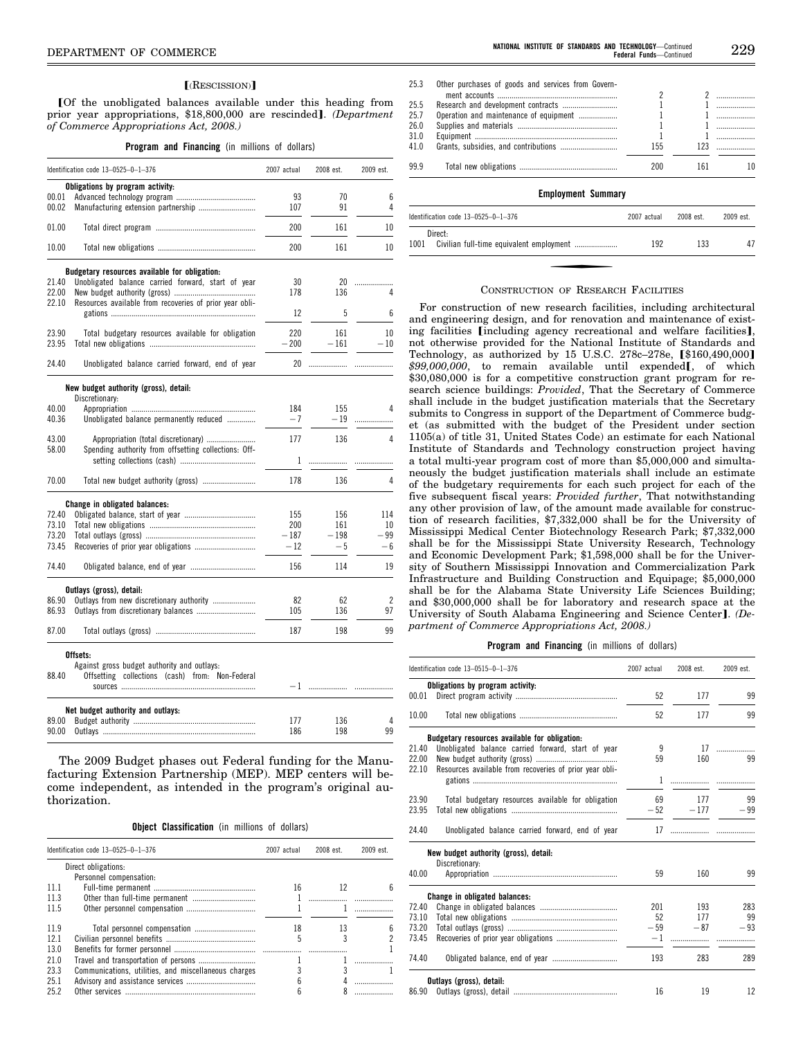[(RESCISSION)]

[Of the unobligated balances available under this heading from prior year appropriations, $18,800,000 are rescinded]. *(Department of Commerce Appropriations Act, 2008.)*

**Program and Financing** (in millions of dollars)

| Identification code 13–0525–0–1–376 | | 2007 actual | 2008 est. | 2009 est. |
|---|---|---|---|---|
| | **Obligations by program activity:** | | | |
| 00.01 | Advanced technology program | 93 | 70 | 6 |
| 00.02 | Manufacturing extension partnership | 107 | 91 | 4 |
| 01.00 | Total direct program | 200 | 161 | 10 |
| 10.00 | Total new obligations | 200 | 161 | 10 |
| | **Budgetary resources available for obligation:** | | | |
| 21.40 | Unobligated balance carried forward, start of year | 30 | 20 | |
| 22.00 | New budget authority (gross) | 178 | 136 | 4 |
| 22.10 | Resources available from recoveries of prior year obligations | 12 | 5 | 6 |
| 23.90 | Total budgetary resources available for obligation | 220 | 161 | 10 |
| 23.95 | Total new obligations | −200 | −161 | −10 |
| 24.40 | Unobligated balance carried forward, end of year | 20 | | |
| | **New budget authority (gross), detail:** | | | |
| | Discretionary: | | | |
| 40.00 | Appropriation | 184 | 155 | 4 |
| 40.36 | Unobligated balance permanently reduced | −7 | −19 | |
| 43.00 | Appropriation (total discretionary) | 177 | 136 | 4 |
| 58.00 | Spending authority from offsetting collections: Offsetting collections (cash) | 1 | | |
| 70.00 | Total new budget authority (gross) | 178 | 136 | 4 |
| | **Change in obligated balances:** | | | |
| 72.40 | Obligated balance, start of year | 155 | 156 | 114 |
| 73.10 | Total new obligations | 200 | 161 | 10 |
| 73.20 | Total outlays (gross) | −187 | −198 | −99 |
| 73.45 | Recoveries of prior year obligations | −12 | −5 | −6 |
| 74.40 | Obligated balance, end of year | 156 | 114 | 19 |
| | **Outlays (gross), detail:** | | | |
| 86.90 | Outlays from new discretionary authority | 82 | 62 | 2 |
| 86.93 | Outlays from discretionary balances | 105 | 136 | 97 |
| 87.00 | Total outlays (gross) | 187 | 198 | 99 |
| | **Offsets:** | | | |
| | Against gross budget authority and outlays: | | | |
| 88.40 | Offsetting collections (cash) from: Non-Federal sources | −1 | | |
| | **Net budget authority and outlays:** | | | |
| 89.00 | Budget authority | 177 | 136 | 4 |
| 90.00 | Outlays | 186 | 198 | 99 |

The 2009 Budget phases out Federal funding for the Manufacturing Extension Partnership (MEP). MEP centers will become independent, as intended in the program's original authorization.

**Object Classification** (in millions of dollars)

| Identification code 13–0525–0–1–376 | | 2007 actual | 2008 est. | 2009 est. |
|---|---|---|---|---|
| | Direct obligations: | | | |
| | Personnel compensation: | | | |
| 11.1 | Full-time permanent | 16 | 12 | 6 |
| 11.3 | Other than full-time permanent | 1 | | |
| 11.5 | Other personnel compensation | 1 | 1 | |
| 11.9 | Total personnel compensation | 18 | 13 | 6 |
| 12.1 | Civilian personnel benefits | 5 | 3 | 2 |
| 13.0 | Benefits for former personnel | | | 1 |
| 21.0 | Travel and transportation of persons | 1 | 1 | |
| 23.3 | Communications, utilities, and miscellaneous charges | 3 | 3 | 1 |
| 25.1 | Advisory and assistance services | 6 | 4 | |
| 25.2 | Other services | 6 | 8 | |
| 25.3 | Other purchases of goods and services from Government accounts | 2 | 2 | |
| 25.5 | Research and development contracts | 1 | 1 | |
| 25.7 | Operation and maintenance of equipment | 1 | 1 | |
| 26.0 | Supplies and materials | 1 | 1 | |
| 31.0 | Equipment | 1 | 1 | |
| 41.0 | Grants, subsidies, and contributions | 155 | 123 | |
| 99.9 | Total new obligations | 200 | 161 | 10 |

**Employment Summary**

| Identification code 13–0525–0–1–376 | | 2007 actual | 2008 est. | 2009 est. |
|---|---|---|---|---|
| | Direct: | | | |
| 1001 | Civilian full-time equivalent employment | 192 | 133 | 47 |

## CONSTRUCTION OF RESEARCH FACILITIES

For construction of new research facilities, including architectural and engineering design, and for renovation and maintenance of existing facilities [including agency recreational and welfare facilities], not otherwise provided for the National Institute of Standards and Technology, as authorized by 15 U.S.C. 278c–278e, [$160,490,000] *$99,000,000*, to remain available until expended[, of which $30,080,000 is for a competitive construction grant program for research science buildings: *Provided*, That the Secretary of Commerce shall include in the budget justification materials that the Secretary submits to Congress in support of the Department of Commerce budget (as submitted with the budget of the President under section 1105(a) of title 31, United States Code) an estimate for each National Institute of Standards and Technology construction project having a total multi-year program cost of more than $5,000,000 and simultaneously the budget justification materials shall include an estimate of the budgetary requirements for each such project for each of the five subsequent fiscal years: *Provided further*, That notwithstanding any other provision of law, of the amount made available for construction of research facilities, $7,332,000 shall be for the University of Mississippi Medical Center Biotechnology Research Park; $7,332,000 shall be for the Mississippi State University Research, Technology and Economic Development Park; $1,598,000 shall be for the University of Southern Mississippi Innovation and Commercialization Park Infrastructure and Building Construction and Equipage; $5,000,000 shall be for the Alabama State University Life Sciences Building; and $30,000,000 shall be for laboratory and research space at the University of South Alabama Engineering and Science Center]. *(Department of Commerce Appropriations Act, 2008.)*

**Program and Financing** (in millions of dollars)

| Identification code 13–0515–0–1–376 | | 2007 actual | 2008 est. | 2009 est. |
|---|---|---|---|---|
| | **Obligations by program activity:** | | | |
| 00.01 | Direct program activity | 52 | 177 | 99 |
| 10.00 | Total new obligations | 52 | 177 | 99 |
| | **Budgetary resources available for obligation:** | | | |
| 21.40 | Unobligated balance carried forward, start of year | 9 | 17 | |
| 22.00 | New budget authority (gross) | 59 | 160 | 99 |
| 22.10 | Resources available from recoveries of prior year obligations | 1 | | |
| 23.90 | Total budgetary resources available for obligation | 69 | 177 | 99 |
| 23.95 | Total new obligations | −52 | −177 | −99 |
| 24.40 | Unobligated balance carried forward, end of year | 17 | | |
| | **New budget authority (gross), detail:** | | | |
| | Discretionary: | | | |
| 40.00 | Appropriation | 59 | 160 | 99 |
| | **Change in obligated balances:** | | | |
| 72.40 | Change in obligated balances | 201 | 193 | 283 |
| 73.10 | Total new obligations | 52 | 177 | 99 |
| 73.20 | Total outlays (gross) | −59 | −87 | −93 |
| 73.45 | Recoveries of prior year obligations | −1 | | |
| 74.40 | Obligated balance, end of year | 193 | 283 | 289 |
| | **Outlays (gross), detail:** | | | |
| 86.90 | Outlays (gross), detail | 16 | 19 | 12 |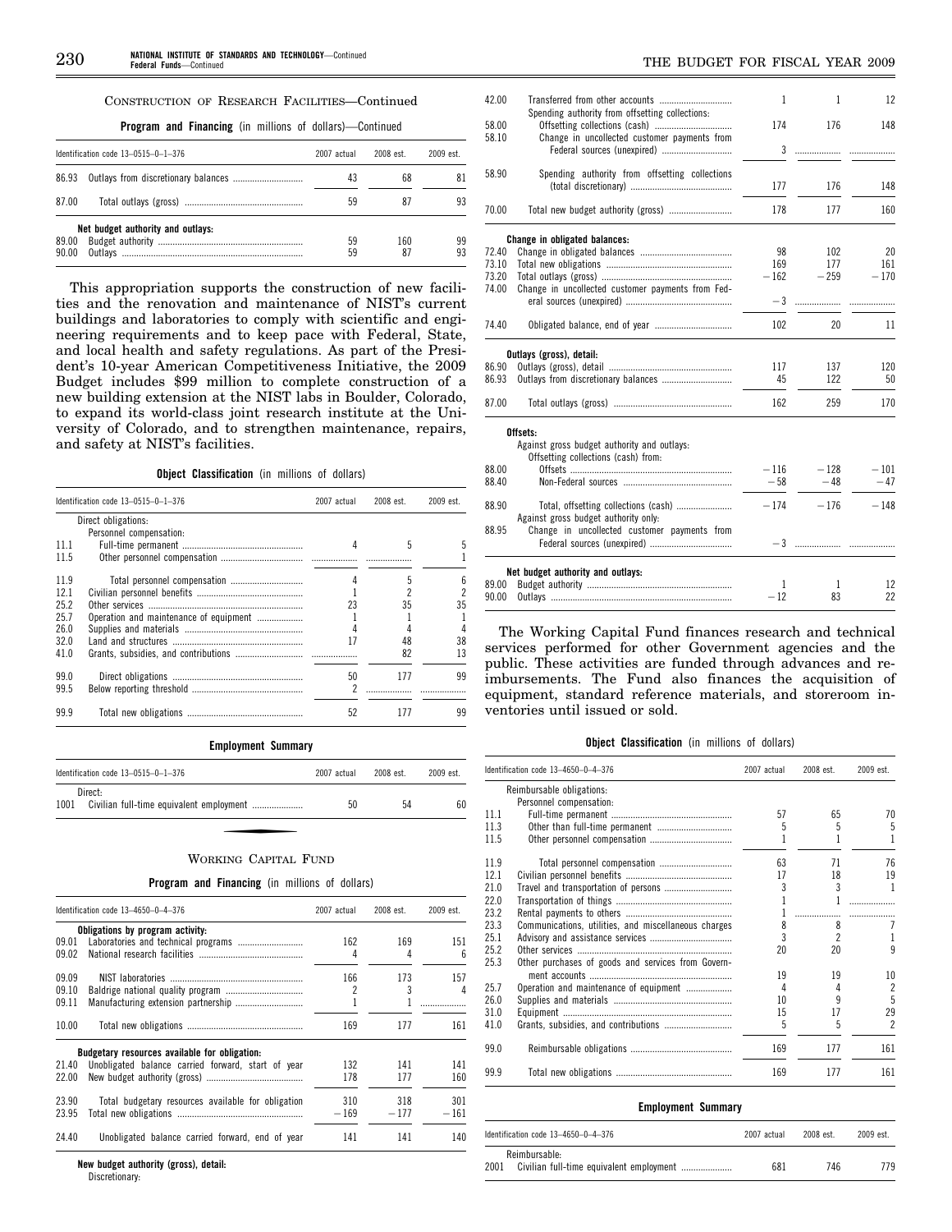CONSTRUCTION OF RESEARCH FACILITIES—Continued

**Program and Financing** (in millions of dollars)—Continued

| Identification code 13–0515–0–1–376 | | 2007 actual | 2008 est. | 2009 est. |
|---|---|---|---|---|
| 86.93 | Outlays from discretionary balances | 43 | 68 | 81 |
| 87.00 | Total outlays (gross) | 59 | 87 | 93 |
| | **Net budget authority and outlays:** | | | |
| 89.00 | Budget authority | 59 | 160 | 99 |
| 90.00 | Outlays | 59 | 87 | 93 |

This appropriation supports the construction of new facilities and the renovation and maintenance of NIST's current buildings and laboratories to comply with scientific and engineering requirements and to keep pace with Federal, State, and local health and safety regulations. As part of the President's 10-year American Competitiveness Initiative, the 2009 Budget includes $99 million to complete construction of a new building extension at the NIST labs in Boulder, Colorado, to expand its world-class joint research institute at the University of Colorado, and to strengthen maintenance, repairs, and safety at NIST's facilities.

**Object Classification** (in millions of dollars)

| Identification code 13–0515–0–1–376 | | 2007 actual | 2008 est. | 2009 est. |
|---|---|---|---|---|
| | Direct obligations: | | | |
| | Personnel compensation: | | | |
| 11.1 | Full-time permanent | 4 | 5 | 5 |
| 11.5 | Other personnel compensation | | | 1 |
| 11.9 | Total personnel compensation | 4 | 5 | 6 |
| 12.1 | Civilian personnel benefits | 1 | 2 | 2 |
| 25.2 | Other services | 23 | 35 | 35 |
| 25.7 | Operation and maintenance of equipment | 1 | 1 | 1 |
| 26.0 | Supplies and materials | 4 | 4 | 4 |
| 32.0 | Land and structures | 17 | 48 | 38 |
| 41.0 | Grants, subsidies, and contributions | | 82 | 13 |
| 99.0 | Direct obligations | 50 | 177 | 99 |
| 99.5 | Below reporting threshold | 2 | | |
| 99.9 | Total new obligations | 52 | 177 | 99 |

**Employment Summary**

| Identification code 13–0515–0–1–376 | | 2007 actual | 2008 est. | 2009 est. |
|---|---|---|---|---|
| | Direct: | | | |
| 1001 | Civilian full-time equivalent employment | 50 | 54 | 60 |

WORKING CAPITAL FUND

**Program and Financing** (in millions of dollars)

| Identification code 13–4650–0–4–376 | | 2007 actual | 2008 est. | 2009 est. |
|---|---|---|---|---|
| | **Obligations by program activity:** | | | |
| 09.01 | Laboratories and technical programs | 162 | 169 | 151 |
| 09.02 | National research facilities | 4 | 4 | 6 |
| 09.09 | NIST laboratories | 166 | 173 | 157 |
| 09.10 | Baldrige national quality program | 2 | 3 | 4 |
| 09.11 | Manufacturing extension partnership | 1 | 1 | |
| 10.00 | Total new obligations | 169 | 177 | 161 |
| | **Budgetary resources available for obligation:** | | | |
| 21.40 | Unobligated balance carried forward, start of year | 132 | 141 | 141 |
| 22.00 | New budget authority (gross) | 178 | 177 | 160 |
| 23.90 | Total budgetary resources available for obligation | 310 | 318 | 301 |
| 23.95 | Total new obligations | −169 | −177 | −161 |
| 24.40 | Unobligated balance carried forward, end of year | 141 | 141 | 140 |
| | **New budget authority (gross), detail:** | | | |
| | Discretionary: | | | |
| 42.00 | Transferred from other accounts | 1 | 1 | 12 |
| | Spending authority from offsetting collections: | | | |
| 58.00 | Offsetting collections (cash) | 174 | 176 | 148 |
| 58.10 | Change in uncollected customer payments from Federal sources (unexpired) | 3 | | |
| 58.90 | Spending authority from offsetting collections (total discretionary) | 177 | 176 | 148 |
| 70.00 | Total new budget authority (gross) | 178 | 177 | 160 |
| | **Change in obligated balances:** | | | |
| 72.40 | Change in obligated balances | 98 | 102 | 20 |
| 73.10 | Total new obligations | 169 | 177 | 161 |
| 73.20 | Total outlays (gross) | −162 | −259 | −170 |
| 74.00 | Change in uncollected customer payments from Federal sources (unexpired) | −3 | | |
| 74.40 | Obligated balance, end of year | 102 | 20 | 11 |
| | **Outlays (gross), detail:** | | | |
| 86.90 | Outlays (gross), detail | 117 | 137 | 120 |
| 86.93 | Outlays from discretionary balances | 45 | 122 | 50 |
| 87.00 | Total outlays (gross) | 162 | 259 | 170 |
| | **Offsets:** | | | |
| | Against gross budget authority and outlays: | | | |
| | Offsetting collections (cash) from: | | | |
| 88.00 | Offsets | −116 | −128 | −101 |
| 88.40 | Non-Federal sources | −58 | −48 | −47 |
| 88.90 | Total, offsetting collections (cash) | −174 | −176 | −148 |
| | Against gross budget authority only: | | | |
| 88.95 | Change in uncollected customer payments from Federal sources (unexpired) | −3 | | |
| | **Net budget authority and outlays:** | | | |
| 89.00 | Budget authority | 1 | 1 | 12 |
| 90.00 | Outlays | −12 | 83 | 22 |

The Working Capital Fund finances research and technical services performed for other Government agencies and the public. These activities are funded through advances and reimbursements. The Fund also finances the acquisition of equipment, standard reference materials, and storeroom inventories until issued or sold.

**Object Classification** (in millions of dollars)

| Identification code 13–4650–0–4–376 | | 2007 actual | 2008 est. | 2009 est. |
|---|---|---|---|---|
| | Reimbursable obligations: | | | |
| | Personnel compensation: | | | |
| 11.1 | Full-time permanent | 57 | 65 | 70 |
| 11.3 | Other than full-time permanent | 5 | 5 | 5 |
| 11.5 | Other personnel compensation | 1 | 1 | 1 |
| 11.9 | Total personnel compensation | 63 | 71 | 76 |
| 12.1 | Civilian personnel benefits | 17 | 18 | 19 |
| 21.0 | Travel and transportation of persons | 3 | 3 | 1 |
| 22.0 | Transportation of things | 1 | 1 | |
| 23.2 | Rental payments to others | 1 | | |
| 23.3 | Communications, utilities, and miscellaneous charges | 8 | 8 | 7 |
| 25.1 | Advisory and assistance services | 3 | 2 | 1 |
| 25.2 | Other services | 20 | 20 | 9 |
| 25.3 | Other purchases of goods and services from Government accounts | 19 | 19 | 10 |
| 25.7 | Operation and maintenance of equipment | 4 | 4 | 2 |
| 26.0 | Supplies and materials | 10 | 9 | 5 |
| 31.0 | Equipment | 15 | 17 | 29 |
| 41.0 | Grants, subsidies, and contributions | 5 | 5 | 2 |
| 99.0 | Reimbursable obligations | 169 | 177 | 161 |
| 99.9 | Total new obligations | 169 | 177 | 161 |

**Employment Summary**

| Identification code 13–4650–0–4–376 | | 2007 actual | 2008 est. | 2009 est. |
|---|---|---|---|---|
| | Reimbursable: | | | |
| 2001 | Civilian full-time equivalent employment | 681 | 746 | 779 |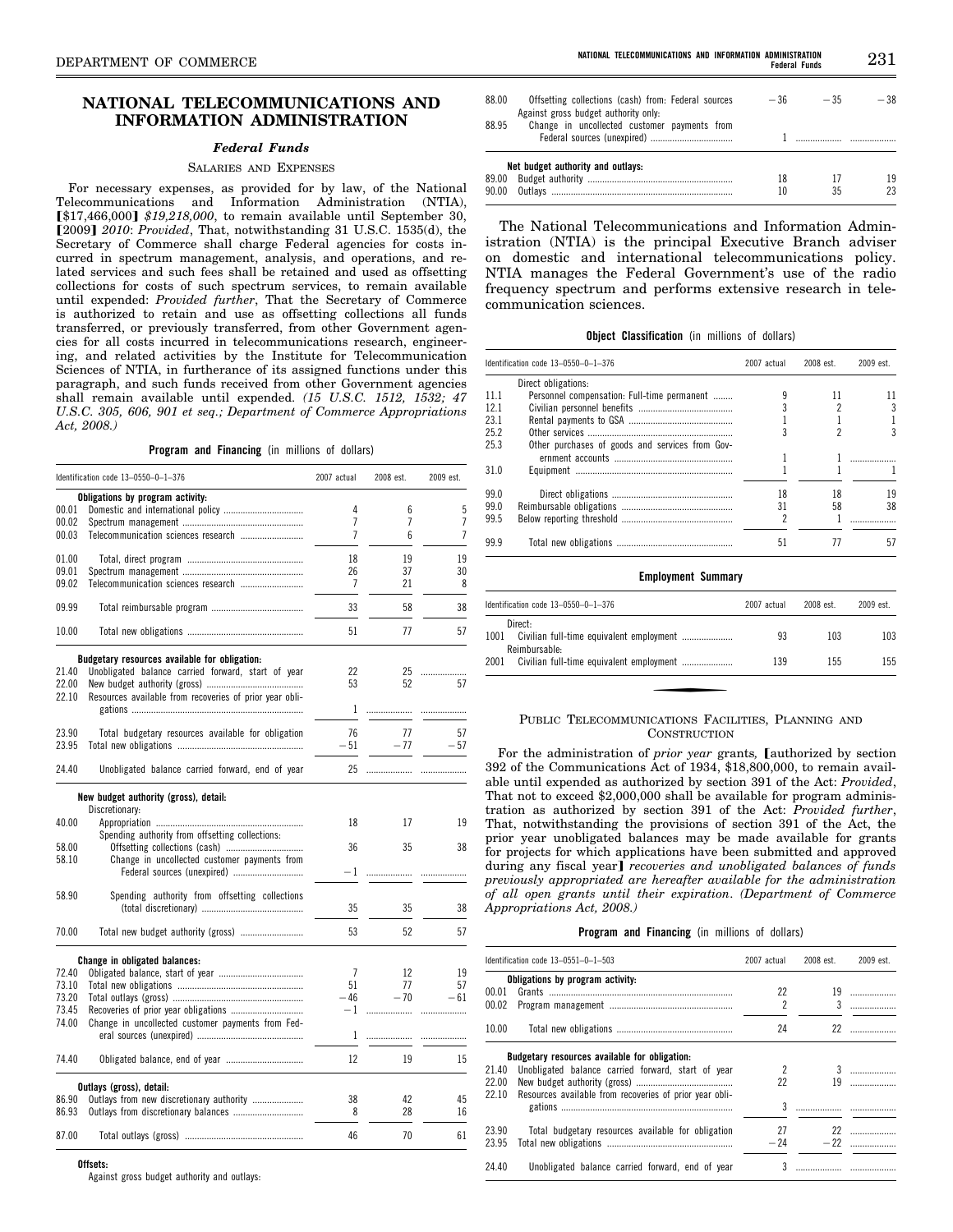# NATIONAL TELECOMMUNICATIONS AND INFORMATION ADMINISTRATION

## *Federal Funds*

### SALARIES AND EXPENSES

For necessary expenses, as provided for by law, of the National Telecommunications and Information Administration (NTIA), [$17,466,000] *$19,218,000*, to remain available until September 30, [2009] *2010*: *Provided*, That, notwithstanding 31 U.S.C. 1535(d), the Secretary of Commerce shall charge Federal agencies for costs incurred in spectrum management, analysis, and operations, and related services and such fees shall be retained and used as offsetting collections for costs of such spectrum services, to remain available until expended: *Provided further*, That the Secretary of Commerce is authorized to retain and use as offsetting collections all funds transferred, or previously transferred, from other Government agencies for all costs incurred in telecommunications research, engineering, and related activities by the Institute for Telecommunication Sciences of NTIA, in furtherance of its assigned functions under this paragraph, and such funds received from other Government agencies shall remain available until expended. *(15 U.S.C. 1512, 1532; 47 U.S.C. 305, 606, 901 et seq.; Department of Commerce Appropriations Act, 2008.)*

**Program and Financing** (in millions of dollars)

| Identification code 13–0550–0–1–376 | | 2007 actual | 2008 est. | 2009 est. |
|---|---|---|---|---|
| | **Obligations by program activity:** | | | |
| 00.01 | Domestic and international policy | 4 | 6 | 5 |
| 00.02 | Spectrum management | 7 | 7 | 7 |
| 00.03 | Telecommunication sciences research | 7 | 6 | 7 |
| 01.00 | Total, direct program | 18 | 19 | 19 |
| 09.01 | Spectrum management | 26 | 37 | 30 |
| 09.02 | Telecommunication sciences research | 7 | 21 | 8 |
| 09.99 | Total reimbursable program | 33 | 58 | 38 |
| 10.00 | Total new obligations | 51 | 77 | 57 |
| | **Budgetary resources available for obligation:** | | | |
| 21.40 | Unobligated balance carried forward, start of year | 22 | 25 | |
| 22.00 | New budget authority (gross) | 53 | 52 | 57 |
| 22.10 | Resources available from recoveries of prior year obligations | 1 | | |
| 23.90 | Total budgetary resources available for obligation | 76 | 77 | 57 |
| 23.95 | Total new obligations | −51 | −77 | −57 |
| 24.40 | Unobligated balance carried forward, end of year | 25 | | |
| | **New budget authority (gross), detail:** | | | |
| | Discretionary: | | | |
| 40.00 | Appropriation | 18 | 17 | 19 |
| | Spending authority from offsetting collections: | | | |
| 58.00 | Offsetting collections (cash) | 36 | 35 | 38 |
| 58.10 | Change in uncollected customer payments from Federal sources (unexpired) | −1 | | |
| 58.90 | Spending authority from offsetting collections (total discretionary) | 35 | 35 | 38 |
| 70.00 | Total new budget authority (gross) | 53 | 52 | 57 |
| | **Change in obligated balances:** | | | |
| 72.40 | Obligated balance, start of year | 7 | 12 | 19 |
| 73.10 | Total new obligations | 51 | 77 | 57 |
| 73.20 | Total outlays (gross) | −46 | −70 | −61 |
| 73.45 | Recoveries of prior year obligations | −1 | | |
| 74.00 | Change in uncollected customer payments from Federal sources (unexpired) | 1 | | |
| 74.40 | Obligated balance, end of year | 12 | 19 | 15 |
| | **Outlays (gross), detail:** | | | |
| 86.90 | Outlays from new discretionary authority | 38 | 42 | 45 |
| 86.93 | Outlays from discretionary balances | 8 | 28 | 16 |
| 87.00 | Total outlays (gross) | 46 | 70 | 61 |
| | **Offsets:** | | | |
| | Against gross budget authority and outlays: | | | |
| 88.00 | Offsetting collections (cash) from: Federal sources | −36 | −35 | −38 |
| | Against gross budget authority only: | | | |
| 88.95 | Change in uncollected customer payments from Federal sources (unexpired) | 1 | | |
| | **Net budget authority and outlays:** | | | |
| 89.00 | Budget authority | 18 | 17 | 19 |
| 90.00 | Outlays | 10 | 35 | 23 |

The National Telecommunications and Information Administration (NTIA) is the principal Executive Branch adviser on domestic and international telecommunications policy. NTIA manages the Federal Government's use of the radio frequency spectrum and performs extensive research in telecommunication sciences.

**Object Classification** (in millions of dollars)

| Identification code 13–0550–0–1–376 | | 2007 actual | 2008 est. | 2009 est. |
|---|---|---|---|---|
| | Direct obligations: | | | |
| 11.1 | Personnel compensation: Full-time permanent | 9 | 11 | 11 |
| 12.1 | Civilian personnel benefits | 3 | 2 | 3 |
| 23.1 | Rental payments to GSA | 1 | 1 | 1 |
| 25.2 | Other services | 3 | 2 | 3 |
| 25.3 | Other purchases of goods and services from Government accounts | 1 | 1 | |
| 31.0 | Equipment | 1 | 1 | 1 |
| 99.0 | Direct obligations | 18 | 18 | 19 |
| 99.0 | Reimbursable obligations | 31 | 58 | 38 |
| 99.5 | Below reporting threshold | 2 | 1 | |
| 99.9 | Total new obligations | 51 | 77 | 57 |

**Employment Summary**

| Identification code 13–0550–0–1–376 | | 2007 actual | 2008 est. | 2009 est. |
|---|---|---|---|---|
| | Direct: | | | |
| 1001 | Civilian full-time equivalent employment | 93 | 103 | 103 |
| | Reimbursable: | | | |
| 2001 | Civilian full-time equivalent employment | 139 | 155 | 155 |

### PUBLIC TELECOMMUNICATIONS FACILITIES, PLANNING AND CONSTRUCTION

For the administration of *prior year* grants, [authorized by section 392 of the Communications Act of 1934, $18,800,000, to remain available until expended as authorized by section 391 of the Act: *Provided*, That not to exceed $2,000,000 shall be available for program administration as authorized by section 391 of the Act: *Provided further*, That, notwithstanding the provisions of section 391 of the Act, the prior year unobligated balances may be made available for grants for projects for which applications have been submitted and approved during any fiscal year] *recoveries and unobligated balances of funds previously appropriated are hereafter available for the administration of all open grants until their expiration. (Department of Commerce Appropriations Act, 2008.)*

**Program and Financing** (in millions of dollars)

| Identification code 13–0551–0–1–503 | | 2007 actual | 2008 est. | 2009 est. |
|---|---|---|---|---|
| | **Obligations by program activity:** | | | |
| 00.01 | Grants | 22 | 19 | |
| 00.02 | Program management | 2 | 3 | |
| 10.00 | Total new obligations | 24 | 22 | |
| | **Budgetary resources available for obligation:** | | | |
| 21.40 | Unobligated balance carried forward, start of year | 2 | 3 | |
| 22.00 | New budget authority (gross) | 22 | 19 | |
| 22.10 | Resources available from recoveries of prior year obligations | 3 | | |
| 23.90 | Total budgetary resources available for obligation | 27 | 22 | |
| 23.95 | Total new obligations | −24 | −22 | |
| 24.40 | Unobligated balance carried forward, end of year | 3 | | |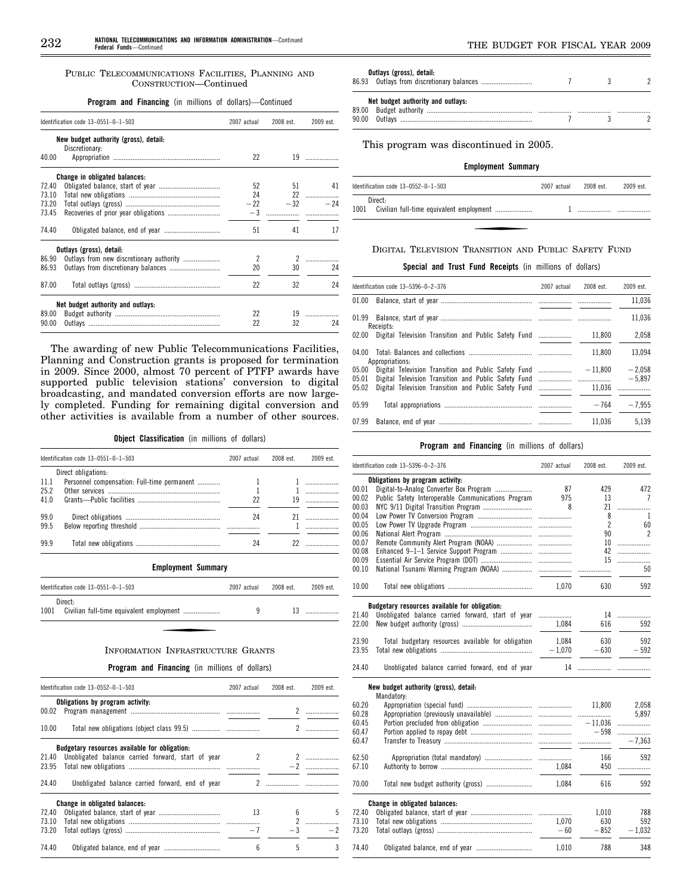## PUBLIC TELECOMMUNICATIONS FACILITIES, PLANNING AND CONSTRUCTION—Continued

**Program and Financing** (in millions of dollars)—Continued

| Identification code 13–0551–0–1–503 | | 2007 actual | 2008 est. | 2009 est. |
|---|---|---|---|---|
| | **New budget authority (gross), detail:** | | | |
| | Discretionary: | | | |
| 40.00 | Appropriation | 22 | 19 | |
| | **Change in obligated balances:** | | | |
| 72.40 | Obligated balance, start of year | 52 | 51 | 41 |
| 73.10 | Total new obligations | 24 | 22 | |
| 73.20 | Total outlays (gross) | −22 | −32 | −24 |
| 73.45 | Recoveries of prior year obligations | −3 | | |
| 74.40 | Obligated balance, end of year | 51 | 41 | 17 |
| | **Outlays (gross), detail:** | | | |
| 86.90 | Outlays from new discretionary authority | 2 | 2 | |
| 86.93 | Outlays from discretionary balances | 20 | 30 | 24 |
| 87.00 | Total outlays (gross) | 22 | 32 | 24 |
| | **Net budget authority and outlays:** | | | |
| 89.00 | Budget authority | 22 | 19 | |
| 90.00 | Outlays | 22 | 32 | 24 |

The awarding of new Public Telecommunications Facilities, Planning and Construction grants is proposed for termination in 2009. Since 2000, almost 70 percent of PTFP awards have supported public television stations' conversion to digital broadcasting, and mandated conversion efforts are now largely completed. Funding for remaining digital conversion and other activities is available from a number of other sources.

**Object Classification** (in millions of dollars)

| Identification code 13–0551–0–1–503 | | 2007 actual | 2008 est. | 2009 est. |
|---|---|---|---|---|
| | Direct obligations: | | | |
| 11.1 | Personnel compensation: Full-time permanent | 1 | 1 | |
| 25.2 | Other services | 1 | 1 | |
| 41.0 | Grants—Public facilities | 22 | 19 | |
| 99.0 | Direct obligations | 24 | 21 | |
| 99.5 | Below reporting threshold | | 1 | |
| 99.9 | Total new obligations | 24 | 22 | |

**Employment Summary**

| Identification code 13–0551–0–1–503 | | 2007 actual | 2008 est. | 2009 est. |
|---|---|---|---|---|
| | Direct: | | | |
| 1001 | Civilian full-time equivalent employment | 9 | 13 | |

## INFORMATION INFRASTRUCTURE GRANTS

**Program and Financing** (in millions of dollars)

| Identification code 13–0552–0–1–503 | | 2007 actual | 2008 est. | 2009 est. |
|---|---|---|---|---|
| | **Obligations by program activity:** | | | |
| 00.02 | Program management | | 2 | |
| 10.00 | Total new obligations (object class 99.5) | | 2 | |
| | **Budgetary resources available for obligation:** | | | |
| 21.40 | Unobligated balance carried forward, start of year | 2 | 2 | |
| 23.95 | Total new obligations | | −2 | |
| 24.40 | Unobligated balance carried forward, end of year | 2 | | |
| | **Change in obligated balances:** | | | |
| 72.40 | Obligated balance, start of year | 13 | 6 | 5 |
| 73.10 | Total new obligations | | 2 | |
| 73.20 | Total outlays (gross) | −7 | −3 | −2 |
| 74.40 | Obligated balance, end of year | 6 | 5 | 3 |
| | **Outlays (gross), detail:** | | | |
| 86.93 | Outlays from discretionary balances | 7 | 3 | 2 |
| | **Net budget authority and outlays:** | | | |
| 89.00 | Budget authority | | | |
| 90.00 | Outlays | 7 | 3 | 2 |

This program was discontinued in 2005.

**Employment Summary**

| Identification code 13–0552–0–1–503 | | 2007 actual | 2008 est. | 2009 est. |
|---|---|---|---|---|
| | Direct: | | | |
| 1001 | Civilian full-time equivalent employment | 1 | | |

## DIGITAL TELEVISION TRANSITION AND PUBLIC SAFETY FUND

**Special and Trust Fund Receipts** (in millions of dollars)

| Identification code 13–5396–0–2–376 | | 2007 actual | 2008 est. | 2009 est. |
|---|---|---|---|---|
| 01.00 | Balance, start of year | | | 11,036 |
| 01.99 | Balance, start of year | | | 11,036 |
| | Receipts: | | | |
| 02.00 | Digital Television Transition and Public Safety Fund | | 11,800 | 2,058 |
| 04.00 | Total: Balances and collections | | 11,800 | 13,094 |
| | Appropriations: | | | |
| 05.00 | Digital Television Transition and Public Safety Fund | | −11,800 | −2,058 |
| 05.01 | Digital Television Transition and Public Safety Fund | | | −5,897 |
| 05.02 | Digital Television Transition and Public Safety Fund | | 11,036 | |
| 05.99 | Total appropriations | | −764 | −7,955 |
| 07.99 | Balance, end of year | | 11,036 | 5,139 |

**Program and Financing** (in millions of dollars)

| Identification code 13–5396–0–2–376 | | 2007 actual | 2008 est. | 2009 est. |
|---|---|---|---|---|
| | **Obligations by program activity:** | | | |
| 00.01 | Digital-to-Analog Converter Box Program | 87 | 429 | 472 |
| 00.02 | Public Safety Interoperable Communications Program | 975 | 13 | 7 |
| 00.03 | NYC 9/11 Digital Transition Program | 8 | 21 | |
| 00.04 | Low Power TV Conversion Program | | 8 | 1 |
| 00.05 | Low Power TV Upgrade Program | | 2 | 60 |
| 00.06 | National Alert Program | | 90 | 2 |
| 00.07 | Remote Community Alert Program (NOAA) | | 10 | |
| 00.08 | Enhanced 9–1–1 Service Support Program | | 42 | |
| 00.09 | Essential Air Service Program (DOT) | | 15 | |
| 00.10 | National Tsunami Warning Program (NOAA) | | | 50 |
| 10.00 | Total new obligations | 1,070 | 630 | 592 |
| | **Budgetary resources available for obligation:** | | | |
| 21.40 | Unobligated balance carried forward, start of year | | 14 | |
| 22.00 | New budget authority (gross) | 1,084 | 616 | 592 |
| 23.90 | Total budgetary resources available for obligation | 1,084 | 630 | 592 |
| 23.95 | Total new obligations | −1,070 | −630 | −592 |
| 24.40 | Unobligated balance carried forward, end of year | 14 | | |
| | **New budget authority (gross), detail:** | | | |
| | Mandatory: | | | |
| 60.20 | Appropriation (special fund) | | 11,800 | 2,058 |
| 60.28 | Appropriation (previously unavailable) | | | 5,897 |
| 60.45 | Portion precluded from obligation | | −11,036 | |
| 60.47 | Portion applied to repay debt | | −598 | |
| 60.47 | Transfer to Treasury | | | −7,363 |
| 62.50 | Appropriation (total mandatory) | | 166 | 592 |
| 67.10 | Authority to borrow | 1,084 | 450 | |
| 70.00 | Total new budget authority (gross) | 1,084 | 616 | 592 |
| | **Change in obligated balances:** | | | |
| 72.40 | Obligated balance, start of year | | 1,010 | 788 |
| 73.10 | Total new obligations | 1,070 | 630 | 592 |
| 73.20 | Total outlays (gross) | −60 | −852 | −1,032 |
| 74.40 | Obligated balance, end of year | 1,010 | 788 | 348 |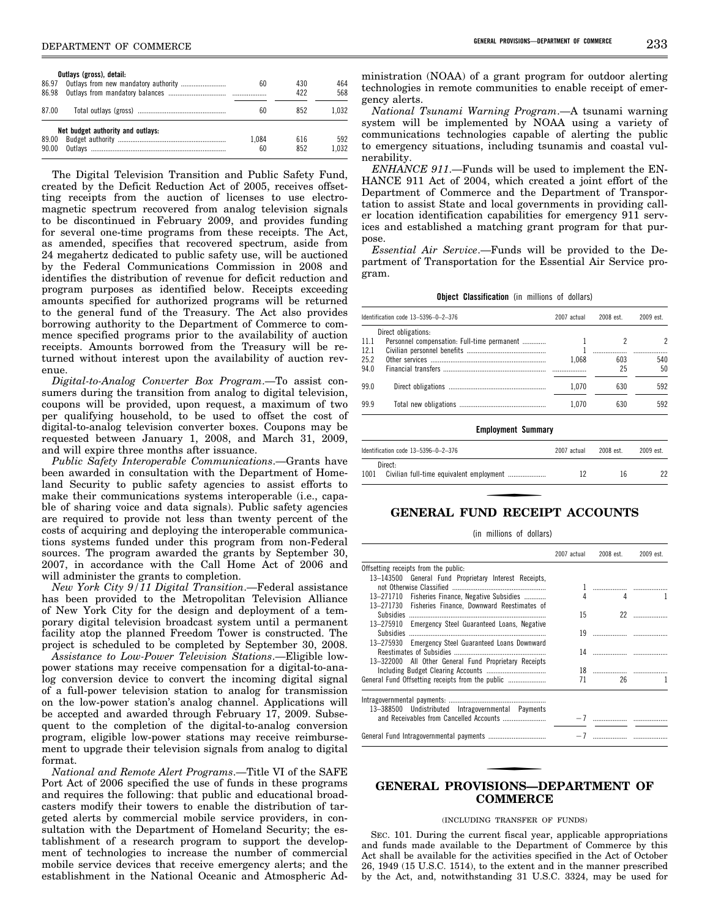| | Outlays (gross), detail: | | | |
|---|---|---|---|---|
| 86.97 | Outlays from new mandatory authority | 60 | 430 | 464 |
| 86.98 | Outlays from mandatory balances | | 422 | 568 |
| 87.00 | Total outlays (gross) | 60 | 852 | 1,032 |
| | Net budget authority and outlays: | | | |
| 89.00 | Budget authority | 1,084 | 616 | 592 |
| 90.00 | Outlays | 60 | 852 | 1,032 |

The Digital Television Transition and Public Safety Fund, created by the Deficit Reduction Act of 2005, receives offsetting receipts from the auction of licenses to use electromagnetic spectrum recovered from analog television signals to be discontinued in February 2009, and provides funding for several one-time programs from these receipts. The Act, as amended, specifies that recovered spectrum, aside from 24 megahertz dedicated to public safety use, will be auctioned by the Federal Communications Commission in 2008 and identifies the distribution of revenue for deficit reduction and program purposes as identified below. Receipts exceeding amounts specified for authorized programs will be returned to the general fund of the Treasury. The Act also provides borrowing authority to the Department of Commerce to commence specified programs prior to the availability of auction receipts. Amounts borrowed from the Treasury will be returned without interest upon the availability of auction revenue.

*Digital-to-Analog Converter Box Program.*—To assist consumers during the transition from analog to digital television, coupons will be provided, upon request, a maximum of two per qualifying household, to be used to offset the cost of digital-to-analog television converter boxes. Coupons may be requested between January 1, 2008, and March 31, 2009, and will expire three months after issuance.

*Public Safety Interoperable Communications.*—Grants have been awarded in consultation with the Department of Homeland Security to public safety agencies to assist efforts to make their communications systems interoperable (i.e., capable of sharing voice and data signals). Public safety agencies are required to provide not less than twenty percent of the costs of acquiring and deploying the interoperable communications systems funded under this program from non-Federal sources. The program awarded the grants by September 30, 2007, in accordance with the Call Home Act of 2006 and will administer the grants to completion.

*New York City 9/11 Digital Transition.*—Federal assistance has been provided to the Metropolitan Television Alliance of New York City for the design and deployment of a temporary digital television broadcast system until a permanent facility atop the planned Freedom Tower is constructed. The project is scheduled to be completed by September 30, 2008.

*Assistance to Low-Power Television Stations.*—Eligible low-power stations may receive compensation for a digital-to-analog conversion device to convert the incoming digital signal of a full-power television station to analog for transmission on the low-power station's analog channel. Applications will be accepted and awarded through February 17, 2009. Subsequent to the completion of the digital-to-analog conversion program, eligible low-power stations may receive reimbursement to upgrade their television signals from analog to digital format.

*National and Remote Alert Programs.*—Title VI of the SAFE Port Act of 2006 specified the use of funds in these programs and requires the following: that public and educational broadcasters modify their towers to enable the distribution of targeted alerts by commercial mobile service providers, in consultation with the Department of Homeland Security; the establishment of a research program to support the development of technologies to increase the number of commercial mobile service devices that receive emergency alerts; and the establishment in the National Oceanic and Atmospheric Administration (NOAA) of a grant program for outdoor alerting technologies in remote communities to enable receipt of emergency alerts.

*National Tsunami Warning Program.*—A tsunami warning system will be implemented by NOAA using a variety of communications technologies capable of alerting the public to emergency situations, including tsunamis and coastal vulnerability.

*ENHANCE 911.*—Funds will be used to implement the ENHANCE 911 Act of 2004, which created a joint effort of the Department of Commerce and the Department of Transportation to assist State and local governments in providing caller location identification capabilities for emergency 911 services and established a matching grant program for that purpose.

*Essential Air Service.*—Funds will be provided to the Department of Transportation for the Essential Air Service program.

**Object Classification** (in millions of dollars)

| | Identification code 13–5396–0–2–376 | 2007 actual | 2008 est. | 2009 est. |
|---|---|---|---|---|
| | Direct obligations: | | | |
| 11.1 | Personnel compensation: Full-time permanent | 1 | 2 | 2 |
| 12.1 | Civilian personnel benefits | 1 | | |
| 25.2 | Other services | 1,068 | 603 | 540 |
| 94.0 | Financial transfers | | 25 | 50 |
| 99.0 | Direct obligations | 1,070 | 630 | 592 |
| 99.9 | Total new obligations | 1,070 | 630 | 592 |

**Employment Summary**

| | Identification code 13–5396–0–2–376 | 2007 actual | 2008 est. | 2009 est. |
|---|---|---|---|---|
| | Direct: | | | |
| 1001 | Civilian full-time equivalent employment | 12 | 16 | 22 |

## GENERAL FUND RECEIPT ACCOUNTS

(in millions of dollars)

| | 2007 actual | 2008 est. | 2009 est. |
|---|---|---|---|
| Offsetting receipts from the public: | | | |
| 13–143500 General Fund Proprietary Interest Receipts, not Otherwise Classified | 1 | | |
| 13–271710 Fisheries Finance, Negative Subsidies | 4 | 4 | 1 |
| 13–271730 Fisheries Finance, Downward Reestimates of Subsidies | 15 | 22 | |
| 13–275910 Emergency Steel Guaranteed Loans, Negative Subsidies | 19 | | |
| 13–275930 Emergency Steel Guaranteed Loans Downward Reestimates of Subsidies | 14 | | |
| 13–322000 All Other General Fund Proprietary Receipts Including Budget Clearing Accounts | 18 | | |
| General Fund Offsetting receipts from the public | 71 | 26 | 1 |
| Intragovernmental payments: | | | |
| 13–388500 Undistributed Intragovernmental Payments and Receivables from Cancelled Accounts | −7 | | |
| General Fund Intragovernmental payments | −7 | | |

## GENERAL PROVISIONS—DEPARTMENT OF COMMERCE

(INCLUDING TRANSFER OF FUNDS)

SEC. 101. During the current fiscal year, applicable appropriations and funds made available to the Department of Commerce by this Act shall be available for the activities specified in the Act of October 26, 1949 (15 U.S.C. 1514), to the extent and in the manner prescribed by the Act, and, notwithstanding 31 U.S.C. 3324, may be used for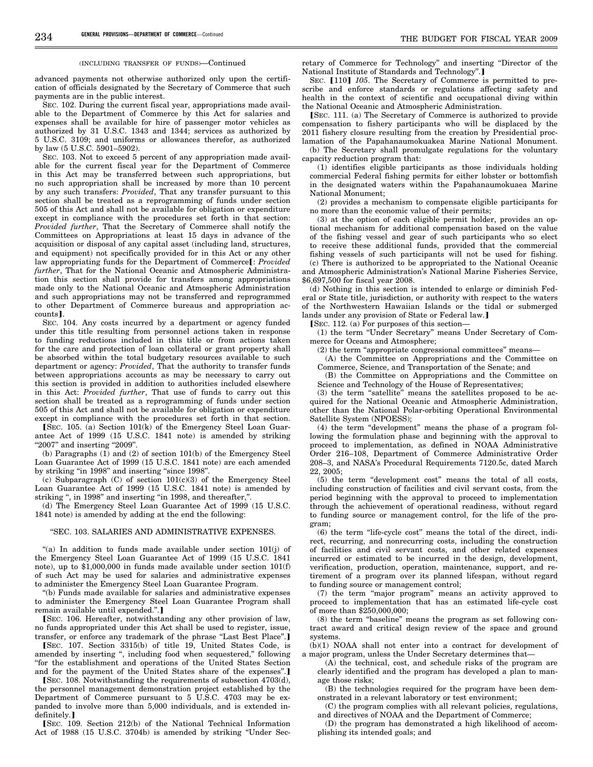(INCLUDING TRANSFER OF FUNDS)—Continued

advanced payments not otherwise authorized only upon the certification of officials designated by the Secretary of Commerce that such payments are in the public interest.

SEC. 102. During the current fiscal year, appropriations made available to the Department of Commerce by this Act for salaries and expenses shall be available for hire of passenger motor vehicles as authorized by 31 U.S.C. 1343 and 1344; services as authorized by 5 U.S.C. 3109; and uniforms or allowances therefor, as authorized by law (5 U.S.C. 5901–5902).

SEC. 103. Not to exceed 5 percent of any appropriation made available for the current fiscal year for the Department of Commerce in this Act may be transferred between such appropriations, but no such appropriation shall be increased by more than 10 percent by any such transfers: *Provided*, That any transfer pursuant to this section shall be treated as a reprogramming of funds under section 505 of this Act and shall not be available for obligation or expenditure except in compliance with the procedures set forth in that section: *Provided further*, That the Secretary of Commerce shall notify the Committees on Appropriations at least 15 days in advance of the acquisition or disposal of any capital asset (including land, structures, and equipment) not specifically provided for in this Act or any other law appropriating funds for the Department of Commerce[: *Provided further*, That for the National Oceanic and Atmospheric Administration this section shall provide for transfers among appropriations made only to the National Oceanic and Atmospheric Administration and such appropriations may not be transferred and reprogrammed to other Department of Commerce bureaus and appropriation accounts].

SEC. 104. Any costs incurred by a department or agency funded under this title resulting from personnel actions taken in response to funding reductions included in this title or from actions taken for the care and protection of loan collateral or grant property shall be absorbed within the total budgetary resources available to such department or agency: *Provided*, That the authority to transfer funds between appropriations accounts as may be necessary to carry out this section is provided in addition to authorities included elsewhere in this Act: *Provided further*, That use of funds to carry out this section shall be treated as a reprogramming of funds under section 505 of this Act and shall not be available for obligation or expenditure except in compliance with the procedures set forth in that section.

[SEC. 105. (a) Section 101(k) of the Emergency Steel Loan Guarantee Act of 1999 (15 U.S.C. 1841 note) is amended by striking "2007" and inserting "2009".

(b) Paragraphs (1) and (2) of section 101(b) of the Emergency Steel Loan Guarantee Act of 1999 (15 U.S.C. 1841 note) are each amended by striking "in 1998" and inserting "since 1998".

(c) Subparagraph (C) of section 101(c)(3) of the Emergency Steel Loan Guarantee Act of 1999 (15 U.S.C. 1841 note) is amended by striking ", in 1998" and inserting "in 1998, and thereafter,".

(d) The Emergency Steel Loan Guarantee Act of 1999 (15 U.S.C. 1841 note) is amended by adding at the end the following:

"SEC. 103. SALARIES AND ADMINISTRATIVE EXPENSES.

"(a) In addition to funds made available under section 101(j) of the Emergency Steel Loan Guarantee Act of 1999 (15 U.S.C. 1841 note), up to $1,000,000 in funds made available under section 101(f) of such Act may be used for salaries and administrative expenses to administer the Emergency Steel Loan Guarantee Program.

"(b) Funds made available for salaries and administrative expenses to administer the Emergency Steel Loan Guarantee Program shall remain available until expended.".]

[SEC. 106. Hereafter, notwithstanding any other provision of law, no funds appropriated under this Act shall be used to register, issue, transfer, or enforce any trademark of the phrase "Last Best Place".]

[SEC. 107. Section 3315(b) of title 19, United States Code, is amended by inserting ", including food when sequestered," following "for the establishment and operations of the United States Section and for the payment of the United States share of the expenses".]

[SEC. 108. Notwithstanding the requirements of subsection 4703(d), the personnel management demonstration project established by the Department of Commerce pursuant to 5 U.S.C. 4703 may be expanded to involve more than 5,000 individuals, and is extended indefinitely.]

[SEC. 109. Section 212(b) of the National Technical Information Act of 1988 (15 U.S.C. 3704b) is amended by striking "Under Secretary of Commerce for Technology" and inserting "Director of the National Institute of Standards and Technology".]

SEC. [110] *105*. The Secretary of Commerce is permitted to prescribe and enforce standards or regulations affecting safety and health in the context of scientific and occupational diving within the National Oceanic and Atmospheric Administration.

[SEC. 111. (a) The Secretary of Commerce is authorized to provide compensation to fishery participants who will be displaced by the 2011 fishery closure resulting from the creation by Presidential proclamation of the Papahanaumokuakea Marine National Monument.

(b) The Secretary shall promulgate regulations for the voluntary capacity reduction program that:

(1) identifies eligible participants as those individuals holding commercial Federal fishing permits for either lobster or bottomfish in the designated waters within the Papahanaumokuaea Marine National Monument;

(2) provides a mechanism to compensate eligible participants for no more than the economic value of their permits;

(3) at the option of each eligible permit holder, provides an optional mechanism for additional compensation based on the value of the fishing vessel and gear of such participants who so elect to receive these additional funds, provided that the commercial fishing vessels of such participants will not be used for fishing.

(c) There is authorized to be appropriated to the National Oceanic and Atmospheric Administration's National Marine Fisheries Service, $6,697,500 for fiscal year 2008.

(d) Nothing in this section is intended to enlarge or diminish Federal or State title, jurisdiction, or authority with respect to the waters of the Northwestern Hawaiian Islands or the tidal or submerged lands under any provision of State or Federal law.]

[SEC. 112. (a) For purposes of this section—

(1) the term "Under Secretary" means Under Secretary of Commerce for Oceans and Atmosphere;

(2) the term "appropriate congressional committees" means—

(A) the Committee on Appropriations and the Committee on Commerce, Science, and Transportation of the Senate; and

(B) the Committee on Appropriations and the Committee on Science and Technology of the House of Representatives;

(3) the term "satellite" means the satellites proposed to be acquired for the National Oceanic and Atmospheric Administration, other than the National Polar-orbiting Operational Environmental Satellite System (NPOESS);

(4) the term "development" means the phase of a program following the formulation phase and beginning with the approval to proceed to implementation, as defined in NOAA Administrative Order 216–108, Department of Commerce Administrative Order 208–3, and NASA's Procedural Requirements 7120.5c, dated March 22, 2005;

(5) the term "development cost" means the total of all costs, including construction of facilities and civil servant costs, from the period beginning with the approval to proceed to implementation through the achievement of operational readiness, without regard to funding source or management control, for the life of the program;

(6) the term "life-cycle cost" means the total of the direct, indirect, recurring, and nonrecurring costs, including the construction of facilities and civil servant costs, and other related expenses incurred or estimated to be incurred in the design, development, verification, production, operation, maintenance, support, and retirement of a program over its planned lifespan, without regard to funding source or management control;

(7) the term "major program" means an activity approved to proceed to implementation that has an estimated life-cycle cost of more than $250,000,000;

(8) the term "baseline" means the program as set following contract award and critical design review of the space and ground systems.

(b)(1) NOAA shall not enter into a contract for development of a major program, unless the Under Secretary determines that—

(A) the technical, cost, and schedule risks of the program are clearly identified and the program has developed a plan to manage those risks;

(B) the technologies required for the program have been demonstrated in a relevant laboratory or test environment;

(C) the program complies with all relevant policies, regulations, and directives of NOAA and the Department of Commerce;

(D) the program has demonstrated a high likelihood of accomplishing its intended goals; and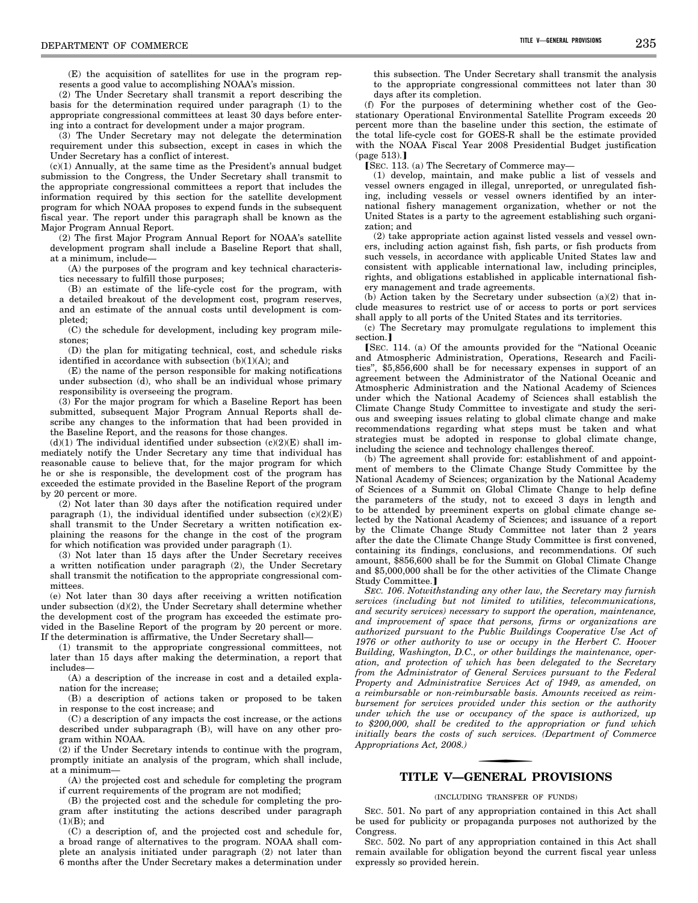(E) the acquisition of satellites for use in the program represents a good value to accomplishing NOAA's mission.

(2) The Under Secretary shall transmit a report describing the basis for the determination required under paragraph (1) to the appropriate congressional committees at least 30 days before entering into a contract for development under a major program.

(3) The Under Secretary may not delegate the determination requirement under this subsection, except in cases in which the Under Secretary has a conflict of interest.

(c)(1) Annually, at the same time as the President's annual budget submission to the Congress, the Under Secretary shall transmit to the appropriate congressional committees a report that includes the information required by this section for the satellite development program for which NOAA proposes to expend funds in the subsequent fiscal year. The report under this paragraph shall be known as the Major Program Annual Report.

(2) The first Major Program Annual Report for NOAA's satellite development program shall include a Baseline Report that shall, at a minimum, include—

(A) the purposes of the program and key technical characteristics necessary to fulfill those purposes;

(B) an estimate of the life-cycle cost for the program, with a detailed breakout of the development cost, program reserves, and an estimate of the annual costs until development is completed;

(C) the schedule for development, including key program milestones;

(D) the plan for mitigating technical, cost, and schedule risks identified in accordance with subsection (b)(1)(A); and

(E) the name of the person responsible for making notifications under subsection (d), who shall be an individual whose primary responsibility is overseeing the program.

(3) For the major program for which a Baseline Report has been submitted, subsequent Major Program Annual Reports shall describe any changes to the information that had been provided in the Baseline Report, and the reasons for those changes.

(d)(1) The individual identified under subsection (c)(2)(E) shall immediately notify the Under Secretary any time that individual has reasonable cause to believe that, for the major program for which he or she is responsible, the development cost of the program has exceeded the estimate provided in the Baseline Report of the program by 20 percent or more.

(2) Not later than 30 days after the notification required under paragraph (1), the individual identified under subsection (c)(2)(E) shall transmit to the Under Secretary a written notification explaining the reasons for the change in the cost of the program for which notification was provided under paragraph (1).

(3) Not later than 15 days after the Under Secretary receives a written notification under paragraph (2), the Under Secretary shall transmit the notification to the appropriate congressional committees.

(e) Not later than 30 days after receiving a written notification under subsection (d)(2), the Under Secretary shall determine whether the development cost of the program has exceeded the estimate provided in the Baseline Report of the program by 20 percent or more. If the determination is affirmative, the Under Secretary shall—

(1) transmit to the appropriate congressional committees, not later than 15 days after making the determination, a report that includes—

(A) a description of the increase in cost and a detailed explanation for the increase;

(B) a description of actions taken or proposed to be taken in response to the cost increase; and

(C) a description of any impacts the cost increase, or the actions described under subparagraph (B), will have on any other program within NOAA.

(2) if the Under Secretary intends to continue with the program, promptly initiate an analysis of the program, which shall include, at a minimum—

(A) the projected cost and schedule for completing the program if current requirements of the program are not modified;

(B) the projected cost and the schedule for completing the program after instituting the actions described under paragraph (1)(B); and

(C) a description of, and the projected cost and schedule for, a broad range of alternatives to the program. NOAA shall complete an analysis initiated under paragraph (2) not later than 6 months after the Under Secretary makes a determination under this subsection. The Under Secretary shall transmit the analysis to the appropriate congressional committees not later than 30 days after its completion.

(f) For the purposes of determining whether cost of the Geostationary Operational Environmental Satellite Program exceeds 20 percent more than the baseline under this section, the estimate of the total life-cycle cost for GOES-R shall be the estimate provided with the NOAA Fiscal Year 2008 Presidential Budget justification (page 513).]

[SEC. 113. (a) The Secretary of Commerce may—

(1) develop, maintain, and make public a list of vessels and vessel owners engaged in illegal, unreported, or unregulated fishing, including vessels or vessel owners identified by an international fishery management organization, whether or not the United States is a party to the agreement establishing such organization; and

(2) take appropriate action against listed vessels and vessel owners, including action against fish, fish parts, or fish products from such vessels, in accordance with applicable United States law and consistent with applicable international law, including principles, rights, and obligations established in applicable international fishery management and trade agreements.

(b) Action taken by the Secretary under subsection (a)(2) that include measures to restrict use of or access to ports or port services shall apply to all ports of the United States and its territories.

(c) The Secretary may promulgate regulations to implement this section.]

[SEC. 114. (a) Of the amounts provided for the "National Oceanic and Atmospheric Administration, Operations, Research and Facilities", $5,856,600 shall be for necessary expenses in support of an agreement between the Administrator of the National Oceanic and Atmospheric Administration and the National Academy of Sciences under which the National Academy of Sciences shall establish the Climate Change Study Committee to investigate and study the serious and sweeping issues relating to global climate change and make recommendations regarding what steps must be taken and what strategies must be adopted in response to global climate change, including the science and technology challenges thereof.

(b) The agreement shall provide for: establishment of and appointment of members to the Climate Change Study Committee by the National Academy of Sciences; organization by the National Academy of Sciences of a Summit on Global Climate Change to help define the parameters of the study, not to exceed 3 days in length and to be attended by preeminent experts on global climate change selected by the National Academy of Sciences; and issuance of a report by the Climate Change Study Committee not later than 2 years after the date the Climate Change Study Committee is first convened, containing its findings, conclusions, and recommendations. Of such amount, $856,600 shall be for the Summit on Global Climate Change and $5,000,000 shall be for the other activities of the Climate Change Study Committee.]

*SEC. 106. Notwithstanding any other law, the Secretary may furnish services (including but not limited to utilities, telecommunications, and security services) necessary to support the operation, maintenance, and improvement of space that persons, firms or organizations are authorized pursuant to the Public Buildings Cooperative Use Act of 1976 or other authority to use or occupy in the Herbert C. Hoover Building, Washington, D.C., or other buildings the maintenance, operation, and protection of which has been delegated to the Secretary from the Administrator of General Services pursuant to the Federal Property and Administrative Services Act of 1949, as amended, on a reimbursable or non-reimbursable basis. Amounts received as reimbursement for services provided under this section or the authority under which the use or occupancy of the space is authorized, up to $200,000, shall be credited to the appropriation or fund which initially bears the costs of such services. (Department of Commerce Appropriations Act, 2008.)*

## TITLE V—GENERAL PROVISIONS

(INCLUDING TRANSFER OF FUNDS)

SEC. 501. No part of any appropriation contained in this Act shall be used for publicity or propaganda purposes not authorized by the Congress.

SEC. 502. No part of any appropriation contained in this Act shall remain available for obligation beyond the current fiscal year unless expressly so provided herein.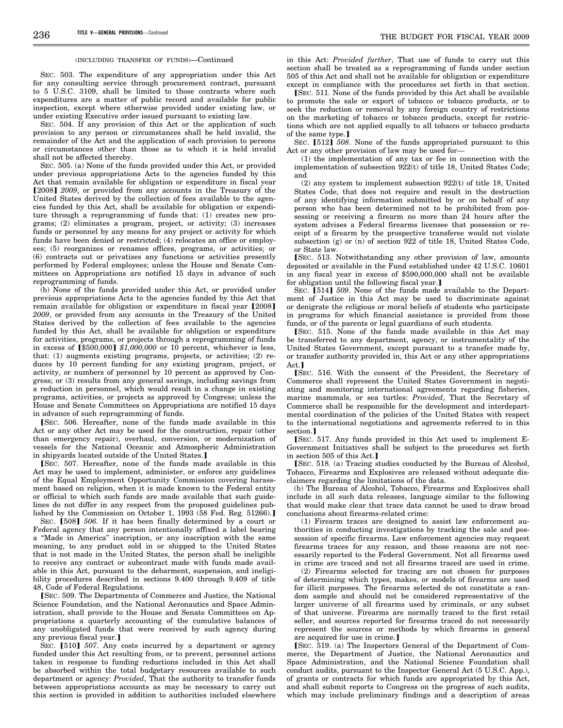(INCLUDING TRANSFER OF FUNDS)—Continued

SEC. 503. The expenditure of any appropriation under this Act for any consulting service through procurement contract, pursuant to 5 U.S.C. 3109, shall be limited to those contracts where such expenditures are a matter of public record and available for public inspection, except where otherwise provided under existing law, or under existing Executive order issued pursuant to existing law.

SEC. 504. If any provision of this Act or the application of such provision to any person or circumstances shall be held invalid, the remainder of the Act and the application of each provision to persons or circumstances other than those as to which it is held invalid shall not be affected thereby.

SEC. 505. (a) None of the funds provided under this Act, or provided under previous appropriations Acts to the agencies funded by this Act that remain available for obligation or expenditure in fiscal year [2008] *2009*, or provided from any accounts in the Treasury of the United States derived by the collection of fees available to the agencies funded by this Act, shall be available for obligation or expenditure through a reprogramming of funds that: (1) creates new programs; (2) eliminates a program, project, or activity; (3) increases funds or personnel by any means for any project or activity for which funds have been denied or restricted; (4) relocates an office or employees; (5) reorganizes or renames offices, programs, or activities; or (6) contracts out or privatizes any functions or activities presently performed by Federal employees; unless the House and Senate Committees on Appropriations are notified 15 days in advance of such reprogramming of funds.

(b) None of the funds provided under this Act, or provided under previous appropriations Acts to the agencies funded by this Act that remain available for obligation or expenditure in fiscal year [2008] *2009*, or provided from any accounts in the Treasury of the United States derived by the collection of fees available to the agencies funded by this Act, shall be available for obligation or expenditure for activities, programs, or projects through a reprogramming of funds in excess of [$500,000] *$1,000,000* or 10 percent, whichever is less, that: (1) augments existing programs, projects, or activities; (2) reduces by 10 percent funding for any existing program, project, or activity, or numbers of personnel by 10 percent as approved by Congress; or (3) results from any general savings, including savings from a reduction in personnel, which would result in a change in existing programs, activities, or projects as approved by Congress; unless the House and Senate Committees on Appropriations are notified 15 days in advance of such reprogramming of funds.

[SEC. 506. Hereafter, none of the funds made available in this Act or any other Act may be used for the construction, repair (other than emergency repair), overhaul, conversion, or modernization of vessels for the National Oceanic and Atmospheric Administration in shipyards located outside of the United States.]

[SEC. 507. Hereafter, none of the funds made available in this Act may be used to implement, administer, or enforce any guidelines of the Equal Employment Opportunity Commission covering harassment based on religion, when it is made known to the Federal entity or official to which such funds are made available that such guidelines do not differ in any respect from the proposed guidelines published by the Commission on October 1, 1993 (58 Fed. Reg. 51266).]

SEC. [508] *506*. If it has been finally determined by a court or Federal agency that any person intentionally affixed a label bearing a "Made in America" inscription, or any inscription with the same meaning, to any product sold in or shipped to the United States that is not made in the United States, the person shall be ineligible to receive any contract or subcontract made with funds made available in this Act, pursuant to the debarment, suspension, and ineligibility procedures described in sections 9.400 through 9.409 of title 48, Code of Federal Regulations.

[SEC. 509. The Departments of Commerce and Justice, the National Science Foundation, and the National Aeronautics and Space Administration, shall provide to the House and Senate Committees on Appropriations a quarterly accounting of the cumulative balances of any unobligated funds that were received by such agency during any previous fiscal year.]

SEC. [510] *507*. Any costs incurred by a department or agency funded under this Act resulting from, or to prevent, personnel actions taken in response to funding reductions included in this Act shall be absorbed within the total budgetary resources available to such department or agency: *Provided*, That the authority to transfer funds between appropriations accounts as may be necessary to carry out this section is provided in addition to authorities included elsewhere in this Act: *Provided further*, That use of funds to carry out this section shall be treated as a reprogramming of funds under section 505 of this Act and shall not be available for obligation or expenditure except in compliance with the procedures set forth in that section.

[SEC. 511. None of the funds provided by this Act shall be available to promote the sale or export of tobacco or tobacco products, or to seek the reduction or removal by any foreign country of restrictions on the marketing of tobacco or tobacco products, except for restrictions which are not applied equally to all tobacco or tobacco products of the same type.]

SEC. [512] *508*. None of the funds appropriated pursuant to this Act or any other provision of law may be used for—

(1) the implementation of any tax or fee in connection with the implementation of subsection 922(t) of title 18, United States Code; and

(2) any system to implement subsection 922(t) of title 18, United States Code, that does not require and result in the destruction of any identifying information submitted by or on behalf of any person who has been determined not to be prohibited from possessing or receiving a firearm no more than 24 hours after the system advises a Federal firearms licensee that possession or receipt of a firearm by the prospective transferee would not violate subsection (g) or (n) of section 922 of title 18, United States Code, or State law.

[SEC. 513. Notwithstanding any other provision of law, amounts deposited or available in the Fund established under 42 U.S.C. 10601 in any fiscal year in excess of $590,000,000 shall not be available for obligation until the following fiscal year.]

SEC. [514] *509*. None of the funds made available to the Department of Justice in this Act may be used to discriminate against or denigrate the religious or moral beliefs of students who participate in programs for which financial assistance is provided from those funds, or of the parents or legal guardians of such students.

[SEC. 515. None of the funds made available in this Act may be transferred to any department, agency, or instrumentality of the United States Government, except pursuant to a transfer made by, or transfer authority provided in, this Act or any other appropriations Act.]

[SEC. 516. With the consent of the President, the Secretary of Commerce shall represent the United States Government in negotiating and monitoring international agreements regarding fisheries, marine mammals, or sea turtles: *Provided*, That the Secretary of Commerce shall be responsible for the development and interdepartmental coordination of the policies of the United States with respect to the international negotiations and agreements referred to in this section.]

[SEC. 517. Any funds provided in this Act used to implement E-Government Initiatives shall be subject to the procedures set forth in section 505 of this Act.]

[SEC. 518. (a) Tracing studies conducted by the Bureau of Alcohol, Tobacco, Firearms and Explosives are released without adequate disclaimers regarding the limitations of the data.

(b) The Bureau of Alcohol, Tobacco, Firearms and Explosives shall include in all such data releases, language similar to the following that would make clear that trace data cannot be used to draw broad conclusions about firearms-related crime:

(1) Firearm traces are designed to assist law enforcement authorities in conducting investigations by tracking the sale and possession of specific firearms. Law enforcement agencies may request firearms traces for any reason, and those reasons are not necessarily reported to the Federal Government. Not all firearms used in crime are traced and not all firearms traced are used in crime.

(2) Firearms selected for tracing are not chosen for purposes of determining which types, makes, or models of firearms are used for illicit purposes. The firearms selected do not constitute a random sample and should not be considered representative of the larger universe of all firearms used by criminals, or any subset of that universe. Firearms are normally traced to the first retail seller, and sources reported for firearms traced do not necessarily represent the sources or methods by which firearms in general are acquired for use in crime.]

[SEC. 519. (a) The Inspectors General of the Department of Commerce, the Department of Justice, the National Aeronautics and Space Administration, and the National Science Foundation shall conduct audits, pursuant to the Inspector General Act (5 U.S.C. App.), of grants or contracts for which funds are appropriated by this Act, and shall submit reports to Congress on the progress of such audits, which may include preliminary findings and a description of areas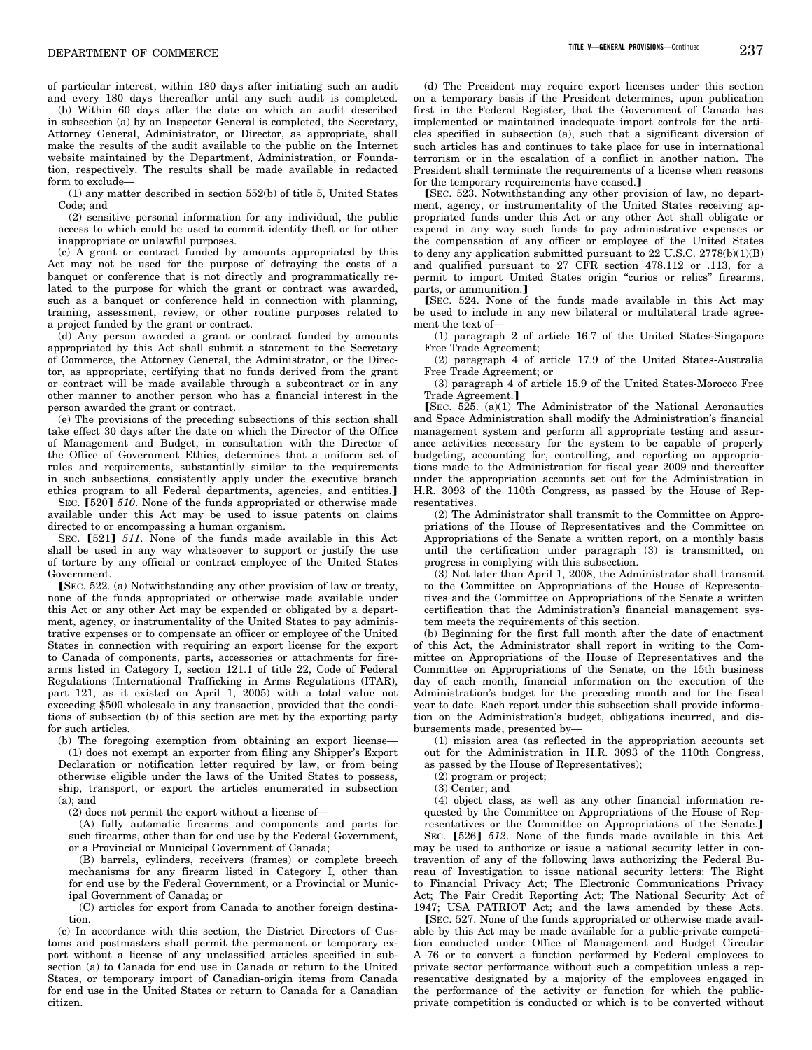of particular interest, within 180 days after initiating such an audit and every 180 days thereafter until any such audit is completed.

(b) Within 60 days after the date on which an audit described in subsection (a) by an Inspector General is completed, the Secretary, Attorney General, Administrator, or Director, as appropriate, shall make the results of the audit available to the public on the Internet website maintained by the Department, Administration, or Foundation, respectively. The results shall be made available in redacted form to exclude—

(1) any matter described in section 552(b) of title 5, United States Code; and

(2) sensitive personal information for any individual, the public access to which could be used to commit identity theft or for other inappropriate or unlawful purposes.

(c) A grant or contract funded by amounts appropriated by this Act may not be used for the purpose of defraying the costs of a banquet or conference that is not directly and programmatically related to the purpose for which the grant or contract was awarded, such as a banquet or conference held in connection with planning, training, assessment, review, or other routine purposes related to a project funded by the grant or contract.

(d) Any person awarded a grant or contract funded by amounts appropriated by this Act shall submit a statement to the Secretary of Commerce, the Attorney General, the Administrator, or the Director, as appropriate, certifying that no funds derived from the grant or contract will be made available through a subcontract or in any other manner to another person who has a financial interest in the person awarded the grant or contract.

(e) The provisions of the preceding subsections of this section shall take effect 30 days after the date on which the Director of the Office of Management and Budget, in consultation with the Director of the Office of Government Ethics, determines that a uniform set of rules and requirements, substantially similar to the requirements in such subsections, consistently apply under the executive branch ethics program to all Federal departments, agencies, and entities.】

SEC. 【520】 *510*. None of the funds appropriated or otherwise made available under this Act may be used to issue patents on claims directed to or encompassing a human organism.

SEC. 【521】 *511*. None of the funds made available in this Act shall be used in any way whatsoever to support or justify the use of torture by any official or contract employee of the United States Government.

【SEC. 522. (a) Notwithstanding any other provision of law or treaty, none of the funds appropriated or otherwise made available under this Act or any other Act may be expended or obligated by a department, agency, or instrumentality of the United States to pay administrative expenses or to compensate an officer or employee of the United States in connection with requiring an export license for the export to Canada of components, parts, accessories or attachments for firearms listed in Category I, section 121.1 of title 22, Code of Federal Regulations (International Trafficking in Arms Regulations (ITAR), part 121, as it existed on April 1, 2005) with a total value not exceeding $500 wholesale in any transaction, provided that the conditions of subsection (b) of this section are met by the exporting party for such articles.

(b) The foregoing exemption from obtaining an export license—

(1) does not exempt an exporter from filing any Shipper's Export Declaration or notification letter required by law, or from being otherwise eligible under the laws of the United States to possess, ship, transport, or export the articles enumerated in subsection (a); and

(2) does not permit the export without a license of—

(A) fully automatic firearms and components and parts for such firearms, other than for end use by the Federal Government, or a Provincial or Municipal Government of Canada;

(B) barrels, cylinders, receivers (frames) or complete breech mechanisms for any firearm listed in Category I, other than for end use by the Federal Government, or a Provincial or Municipal Government of Canada; or

(C) articles for export from Canada to another foreign destination.

(c) In accordance with this section, the District Directors of Customs and postmasters shall permit the permanent or temporary export without a license of any unclassified articles specified in subsection (a) to Canada for end use in Canada or return to the United States, or temporary import of Canadian-origin items from Canada for end use in the United States or return to Canada for a Canadian citizen.

(d) The President may require export licenses under this section on a temporary basis if the President determines, upon publication first in the Federal Register, that the Government of Canada has implemented or maintained inadequate import controls for the articles specified in subsection (a), such that a significant diversion of such articles has and continues to take place for use in international terrorism or in the escalation of a conflict in another nation. The President shall terminate the requirements of a license when reasons for the temporary requirements have ceased.】

【SEC. 523. Notwithstanding any other provision of law, no department, agency, or instrumentality of the United States receiving appropriated funds under this Act or any other Act shall obligate or expend in any way such funds to pay administrative expenses or the compensation of any officer or employee of the United States to deny any application submitted pursuant to 22 U.S.C. 2778(b)(1)(B) and qualified pursuant to 27 CFR section 478.112 or .113, for a permit to import United States origin "curios or relics" firearms, parts, or ammunition.】

【SEC. 524. None of the funds made available in this Act may be used to include in any new bilateral or multilateral trade agreement the text of—

(1) paragraph 2 of article 16.7 of the United States-Singapore Free Trade Agreement;

(2) paragraph 4 of article 17.9 of the United States-Australia Free Trade Agreement; or

(3) paragraph 4 of article 15.9 of the United States-Morocco Free Trade Agreement.】

【SEC. 525. (a)(1) The Administrator of the National Aeronautics and Space Administration shall modify the Administration's financial management system and perform all appropriate testing and assurance activities necessary for the system to be capable of properly budgeting, accounting for, controlling, and reporting on appropriations made to the Administration for fiscal year 2009 and thereafter under the appropriation accounts set out for the Administration in H.R. 3093 of the 110th Congress, as passed by the House of Representatives.

(2) The Administrator shall transmit to the Committee on Appropriations of the House of Representatives and the Committee on Appropriations of the Senate a written report, on a monthly basis until the certification under paragraph (3) is transmitted, on progress in complying with this subsection.

(3) Not later than April 1, 2008, the Administrator shall transmit to the Committee on Appropriations of the House of Representatives and the Committee on Appropriations of the Senate a written certification that the Administration's financial management system meets the requirements of this section.

(b) Beginning for the first full month after the date of enactment of this Act, the Administrator shall report in writing to the Committee on Appropriations of the House of Representatives and the Committee on Appropriations of the Senate, on the 15th business day of each month, financial information on the execution of the Administration's budget for the preceding month and for the fiscal year to date. Each report under this subsection shall provide information on the Administration's budget, obligations incurred, and disbursements made, presented by—

(1) mission area (as reflected in the appropriation accounts set out for the Administration in H.R. 3093 of the 110th Congress, as passed by the House of Representatives);

(2) program or project;

(3) Center; and

(4) object class, as well as any other financial information requested by the Committee on Appropriations of the House of Representatives or the Committee on Appropriations of the Senate.】

SEC. 【526】 *512*. None of the funds made available in this Act may be used to authorize or issue a national security letter in contravention of any of the following laws authorizing the Federal Bureau of Investigation to issue national security letters: The Right to Financial Privacy Act; The Electronic Communications Privacy Act; The Fair Credit Reporting Act; The National Security Act of 1947; USA PATRIOT Act; and the laws amended by these Acts.

【SEC. 527. None of the funds appropriated or otherwise made available by this Act may be made available for a public-private competition conducted under Office of Management and Budget Circular A–76 or to convert a function performed by Federal employees to private sector performance without such a competition unless a representative designated by a majority of the employees engaged in the performance of the activity or function for which the public-private competition is conducted or which is to be converted without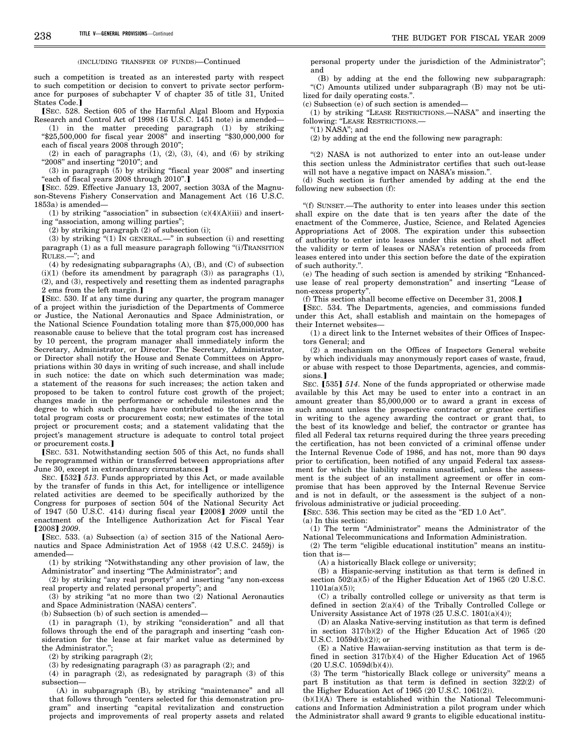(INCLUDING TRANSFER OF FUNDS)—Continued

such a competition is treated as an interested party with respect to such competition or decision to convert to private sector performance for purposes of subchapter V of chapter 35 of title 31, United States Code.]

[SEC. 528. Section 605 of the Harmful Algal Bloom and Hypoxia Research and Control Act of 1998 (16 U.S.C. 1451 note) is amended—

(1) in the matter preceding paragraph (1) by striking "$25,500,000 for fiscal year 2008" and inserting "$30,000,000 for each of fiscal years 2008 through 2010";

(2) in each of paragraphs (1), (2), (3), (4), and (6) by striking "2008" and inserting "2010"; and

(3) in paragraph (5) by striking "fiscal year 2008" and inserting "each of fiscal years 2008 through 2010".]

[SEC. 529. Effective January 13, 2007, section 303A of the Magnuson-Stevens Fishery Conservation and Management Act (16 U.S.C. 1853a) is amended—

(1) by striking "association" in subsection (c)(4)(A)(iii) and inserting "association, among willing parties";

(2) by striking paragraph (2) of subsection (i);

(3) by striking "(1) IN GENERAL.—" in subsection (i) and resetting paragraph (1) as a full measure paragraph following "(i)TRANSITION RULES.—"; and

(4) by redesignating subparagraphs (A), (B), and (C) of subsection (i)(1) (before its amendment by paragraph (3)) as paragraphs (1), (2), and (3), respectively and resetting them as indented paragraphs 2 ems from the left margin.]

[SEC. 530. If at any time during any quarter, the program manager of a project within the jurisdiction of the Departments of Commerce or Justice, the National Aeronautics and Space Administration, or the National Science Foundation totaling more than $75,000,000 has reasonable cause to believe that the total program cost has increased by 10 percent, the program manager shall immediately inform the Secretary, Administrator, or Director. The Secretary, Administrator, or Director shall notify the House and Senate Committees on Appropriations within 30 days in writing of such increase, and shall include in such notice: the date on which such determination was made; a statement of the reasons for such increases; the action taken and proposed to be taken to control future cost growth of the project; changes made in the performance or schedule milestones and the degree to which such changes have contributed to the increase in total program costs or procurement costs; new estimates of the total project or procurement costs; and a statement validating that the project's management structure is adequate to control total project or procurement costs.]

[SEC. 531. Notwithstanding section 505 of this Act, no funds shall be reprogrammed within or transferred between appropriations after June 30, except in extraordinary circumstances.]

SEC. [532] *513*. Funds appropriated by this Act, or made available by the transfer of funds in this Act, for intelligence or intelligence related activities are deemed to be specifically authorized by the Congress for purposes of section 504 of the National Security Act of 1947 (50 U.S.C. 414) during fiscal year [2008] *2009* until the enactment of the Intelligence Authorization Act for Fiscal Year [2008] *2009*.

[SEC. 533. (a) Subsection (a) of section 315 of the National Aeronautics and Space Administration Act of 1958 (42 U.S.C. 2459j) is amended—

(1) by striking "Notwithstanding any other provision of law, the Administrator" and inserting "The Administrator"; and

(2) by striking "any real property" and inserting "any non-excess real property and related personal property"; and

(3) by striking "at no more than two (2) National Aeronautics and Space Administration (NASA) centers".

(b) Subsection (b) of such section is amended—

(1) in paragraph (1), by striking "consideration" and all that follows through the end of the paragraph and inserting "cash consideration for the lease at fair market value as determined by the Administrator.";

(2) by striking paragraph (2);

(3) by redesignating paragraph (3) as paragraph (2); and

(4) in paragraph (2), as redesignated by paragraph (3) of this subsection—

(A) in subparagraph (B), by striking "maintenance" and all that follows through "centers selected for this demonstration program" and inserting "capital revitalization and construction projects and improvements of real property assets and related personal property under the jurisdiction of the Administrator"; and

(B) by adding at the end the following new subparagraph: "(C) Amounts utilized under subparagraph (B) may not be utilized for daily operating costs.".

(c) Subsection (e) of such section is amended—

(1) by striking "LEASE RESTRICTIONS.—NASA" and inserting the following: "LEASE RESTRICTIONS.—

"(1) NASA"; and

(2) by adding at the end the following new paragraph:

"(2) NASA is not authorized to enter into an out-lease under this section unless the Administrator certifies that such out-lease will not have a negative impact on NASA's mission.".

(d) Such section is further amended by adding at the end the following new subsection (f):

"(f) SUNSET.—The authority to enter into leases under this section shall expire on the date that is ten years after the date of the enactment of the Commerce, Justice, Science, and Related Agencies Appropriations Act of 2008. The expiration under this subsection of authority to enter into leases under this section shall not affect the validity or term of leases or NASA's retention of proceeds from leases entered into under this section before the date of the expiration of such authority.".

(e) The heading of such section is amended by striking "Enhanced-use lease of real property demonstration" and inserting "Lease of non-excess property".

(f) This section shall become effective on December 31, 2008.]

[SEC. 534. The Departments, agencies, and commissions funded under this Act, shall establish and maintain on the homepages of their Internet websites—

(1) a direct link to the Internet websites of their Offices of Inspectors General; and

(2) a mechanism on the Offices of Inspectors General website by which individuals may anonymously report cases of waste, fraud, or abuse with respect to those Departments, agencies, and commissions.]

SEC. [535] *514*. None of the funds appropriated or otherwise made available by this Act may be used to enter into a contract in an amount greater than $5,000,000 or to award a grant in excess of such amount unless the prospective contractor or grantee certifies in writing to the agency awarding the contract or grant that, to the best of its knowledge and belief, the contractor or grantee has filed all Federal tax returns required during the three years preceding the certification, has not been convicted of a criminal offense under the Internal Revenue Code of 1986, and has not, more than 90 days prior to certification, been notified of any unpaid Federal tax assessment for which the liability remains unsatisfied, unless the assessment is the subject of an installment agreement or offer in compromise that has been approved by the Internal Revenue Service and is not in default, or the assessment is the subject of a non-frivolous administrative or judicial proceeding.

[SEC. 536. This section may be cited as the "ED 1.0 Act".

(a) In this section:

(1) The term "Administrator" means the Administrator of the National Telecommunications and Information Administration.

(2) The term "eligible educational institution" means an institution that is—

(A) a historically Black college or university;

(B) a Hispanic-serving institution as that term is defined in section 502(a)(5) of the Higher Education Act of 1965 (20 U.S.C. 1101a(a)(5));

(C) a tribally controlled college or university as that term is defined in section 2(a)(4) of the Tribally Controlled College or University Assistance Act of 1978 (25 U.S.C. 1801(a)(4));

(D) an Alaska Native-serving institution as that term is defined in section 317(b)(2) of the Higher Education Act of 1965 (20 U.S.C. 1059d(b)(2)); or

(E) a Native Hawaiian-serving institution as that term is defined in section 317(b)(4) of the Higher Education Act of 1965 (20 U.S.C. 1059d(b)(4)).

(3) The term "historically Black college or university" means a part B institution as that term is defined in section 322(2) of the Higher Education Act of 1965 (20 U.S.C. 1061(2)).

(b)(1)(A) There is established within the National Telecommunications and Information Administration a pilot program under which the Administrator shall award 9 grants to eligible educational institu-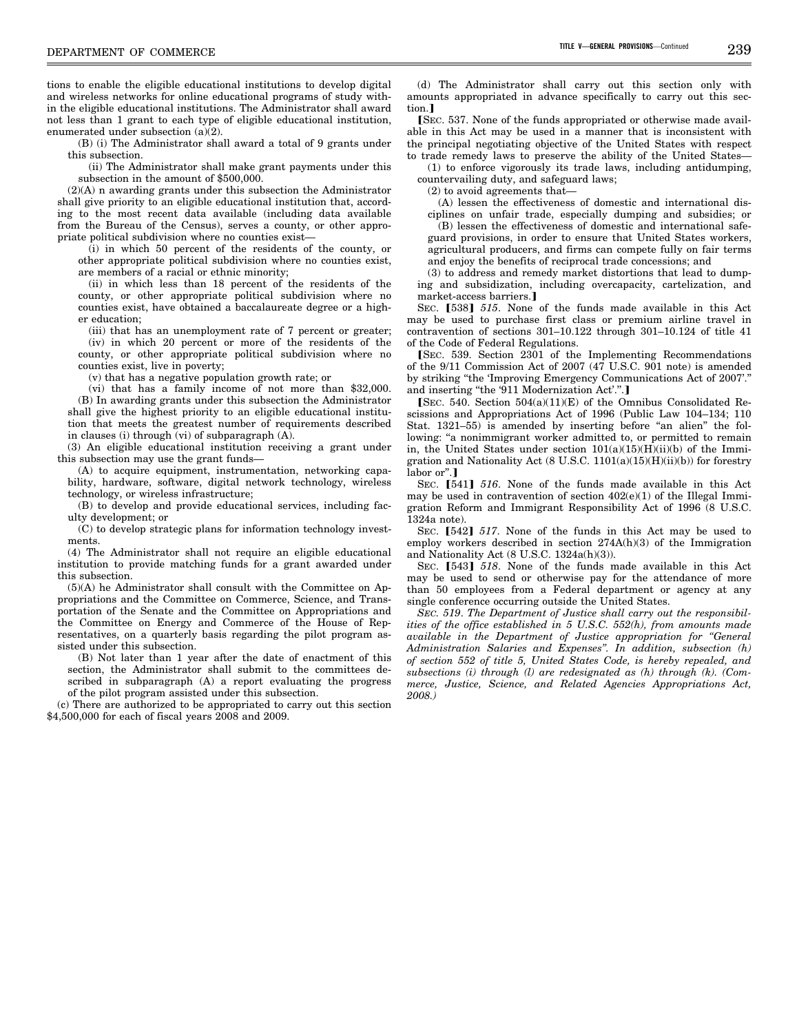tions to enable the eligible educational institutions to develop digital and wireless networks for online educational programs of study within the eligible educational institutions. The Administrator shall award not less than 1 grant to each type of eligible educational institution, enumerated under subsection (a)(2).

(B) (i) The Administrator shall award a total of 9 grants under this subsection.

(ii) The Administrator shall make grant payments under this subsection in the amount of $500,000.

(2)(A) n awarding grants under this subsection the Administrator shall give priority to an eligible educational institution that, according to the most recent data available (including data available from the Bureau of the Census), serves a county, or other appropriate political subdivision where no counties exist—

(i) in which 50 percent of the residents of the county, or other appropriate political subdivision where no counties exist, are members of a racial or ethnic minority;

(ii) in which less than 18 percent of the residents of the county, or other appropriate political subdivision where no counties exist, have obtained a baccalaureate degree or a higher education;

(iii) that has an unemployment rate of 7 percent or greater;

(iv) in which 20 percent or more of the residents of the county, or other appropriate political subdivision where no counties exist, live in poverty;

(v) that has a negative population growth rate; or

(vi) that has a family income of not more than $32,000.

(B) In awarding grants under this subsection the Administrator shall give the highest priority to an eligible educational institution that meets the greatest number of requirements described in clauses (i) through (vi) of subparagraph (A).

(3) An eligible educational institution receiving a grant under this subsection may use the grant funds—

(A) to acquire equipment, instrumentation, networking capability, hardware, software, digital network technology, wireless technology, or wireless infrastructure;

(B) to develop and provide educational services, including faculty development; or

(C) to develop strategic plans for information technology investments.

(4) The Administrator shall not require an eligible educational institution to provide matching funds for a grant awarded under this subsection.

(5)(A) he Administrator shall consult with the Committee on Appropriations and the Committee on Commerce, Science, and Transportation of the Senate and the Committee on Appropriations and the Committee on Energy and Commerce of the House of Representatives, on a quarterly basis regarding the pilot program assisted under this subsection.

(B) Not later than 1 year after the date of enactment of this section, the Administrator shall submit to the committees described in subparagraph (A) a report evaluating the progress of the pilot program assisted under this subsection.

(c) There are authorized to be appropriated to carry out this section $4,500,000 for each of fiscal years 2008 and 2009.

(d) The Administrator shall carry out this section only with amounts appropriated in advance specifically to carry out this section.】

【SEC. 537. None of the funds appropriated or otherwise made available in this Act may be used in a manner that is inconsistent with the principal negotiating objective of the United States with respect to trade remedy laws to preserve the ability of the United States—

(1) to enforce vigorously its trade laws, including antidumping, countervailing duty, and safeguard laws;

(2) to avoid agreements that—

(A) lessen the effectiveness of domestic and international disciplines on unfair trade, especially dumping and subsidies; or

(B) lessen the effectiveness of domestic and international safeguard provisions, in order to ensure that United States workers, agricultural producers, and firms can compete fully on fair terms and enjoy the benefits of reciprocal trade concessions; and

(3) to address and remedy market distortions that lead to dumping and subsidization, including overcapacity, cartelization, and market-access barriers.】

SEC. 【538】 *515*. None of the funds made available in this Act may be used to purchase first class or premium airline travel in contravention of sections 301–10.122 through 301–10.124 of title 41 of the Code of Federal Regulations.

【SEC. 539. Section 2301 of the Implementing Recommendations of the 9/11 Commission Act of 2007 (47 U.S.C. 901 note) is amended by striking "the 'Improving Emergency Communications Act of 2007'." and inserting "the '911 Modernization Act'.".】

【SEC. 540. Section 504(a)(11)(E) of the Omnibus Consolidated Rescissions and Appropriations Act of 1996 (Public Law 104–134; 110 Stat. 1321–55) is amended by inserting before "an alien" the following: "a nonimmigrant worker admitted to, or permitted to remain in, the United States under section 101(a)(15)(H)(ii)(b) of the Immigration and Nationality Act (8 U.S.C. 1101(a)(15)(H)(ii)(b)) for forestry labor or".】

SEC. 【541】 *516*. None of the funds made available in this Act may be used in contravention of section 402(e)(1) of the Illegal Immigration Reform and Immigrant Responsibility Act of 1996 (8 U.S.C. 1324a note).

SEC. 【542】 *517*. None of the funds in this Act may be used to employ workers described in section 274A(h)(3) of the Immigration and Nationality Act (8 U.S.C. 1324a(h)(3)).

SEC. 【543】 *518*. None of the funds made available in this Act may be used to send or otherwise pay for the attendance of more than 50 employees from a Federal department or agency at any single conference occurring outside the United States.

*SEC. 519. The Department of Justice shall carry out the responsibilities of the office established in 5 U.S.C. 552(h), from amounts made available in the Department of Justice appropriation for "General Administration Salaries and Expenses". In addition, subsection (h) of section 552 of title 5, United States Code, is hereby repealed, and subsections (i) through (l) are redesignated as (h) through (k). (Commerce, Justice, Science, and Related Agencies Appropriations Act, 2008.)*